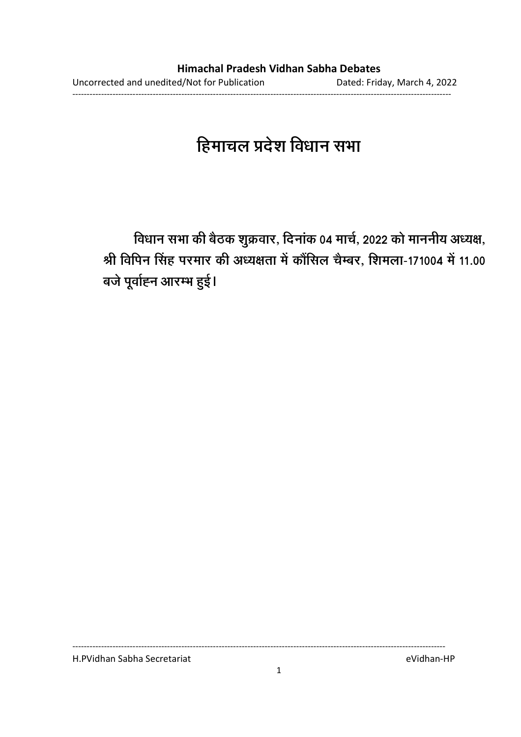# हिमाचल प्रदेश विधान सभा

**विधान सभा की बैठक शुक्रवार, दिनांक 04 मार्च, 2022 को माननीय अध्यक्ष, श्री विपिन सिंह परमार की अध्यक्षता में कौंसिल चैम्बर, शिमला-171004 में 11.00 बजे पूर्वाह्न आरम्भ हुई।**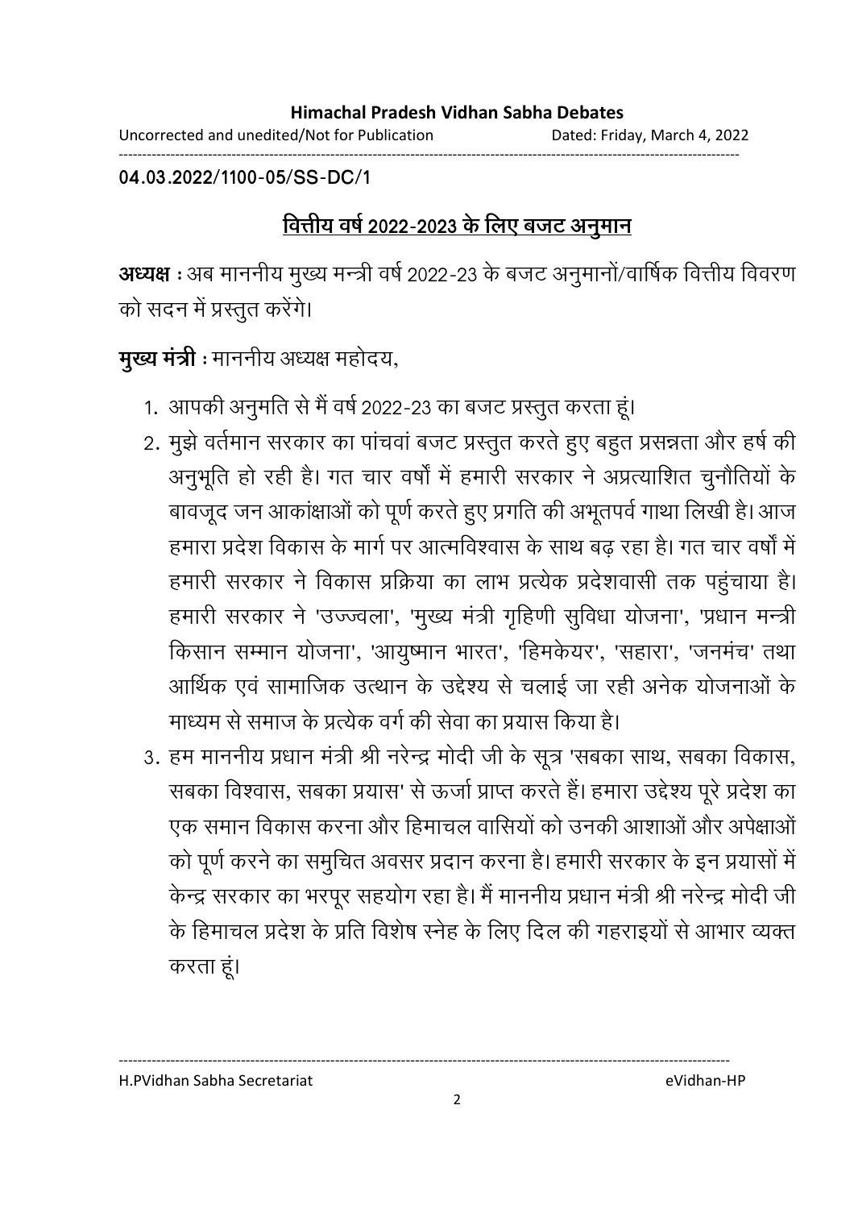04.03.2022/1100-05/SS-DC/1

## वित्तीय वर्ष 2022-2023 के लिए बजट अनुमान

**अध्यक्ष** : अब माननीय मुख्य मन्त्री वर्ष 2022-23 के बजट अनुमानों/वार्षिक वित्तीय विवरण को सदन में प्रस्तुत करेंगे।

**मुख्य मंत्री** : माननीय अध्यक्ष महोदय,

1. आपकी अनुमति से मैं वर्ष 2022-23 का बजट प्रस्तुत करता हूं।
2. मुझे वर्तमान सरकार का पांचवां बजट प्रस्तुत करते हुए बहुत प्रसन्नता और हर्ष की अनुभूति हो रही है। गत चार वर्षों में हमारी सरकार ने अप्रत्याशित चुनौतियों के बावजूद जन आकांक्षाओं को पूर्ण करते हुए प्रगति की अभूतपर्व गाथा लिखी है। आज हमारा प्रदेश विकास के मार्ग पर आत्मविश्वास के साथ बढ़ रहा है। गत चार वर्षों में हमारी सरकार ने विकास प्रक्रिया का लाभ प्रत्येक प्रदेशवासी तक पहुंचाया है। हमारी सरकार ने 'उज्ज्वला', 'मुख्य मंत्री गृहिणी सुविधा योजना', 'प्रधान मन्त्री किसान सम्मान योजना', 'आयुष्मान भारत', 'हिमकेयर', 'सहारा', 'जनमंच' तथा आर्थिक एवं सामाजिक उत्थान के उद्देश्य से चलाई जा रही अनेक योजनाओं के माध्यम से समाज के प्रत्येक वर्ग की सेवा का प्रयास किया है।
3. हम माननीय प्रधान मंत्री श्री नरेन्द्र मोदी जी के सूत्र 'सबका साथ, सबका विकास, सबका विश्वास, सबका प्रयास' से ऊर्जा प्राप्त करते हैं। हमारा उद्देश्य पूरे प्रदेश का एक समान विकास करना और हिमाचल वासियों को उनकी आशाओं और अपेक्षाओं को पूर्ण करने का समुचित अवसर प्रदान करना है। हमारी सरकार के इन प्रयासों में केन्द्र सरकार का भरपूर सहयोग रहा है। मैं माननीय प्रधान मंत्री श्री नरेन्द्र मोदी जी के हिमाचल प्रदेश के प्रति विशेष स्नेह के लिए दिल की गहराइयों से आभार व्यक्त करता हूं।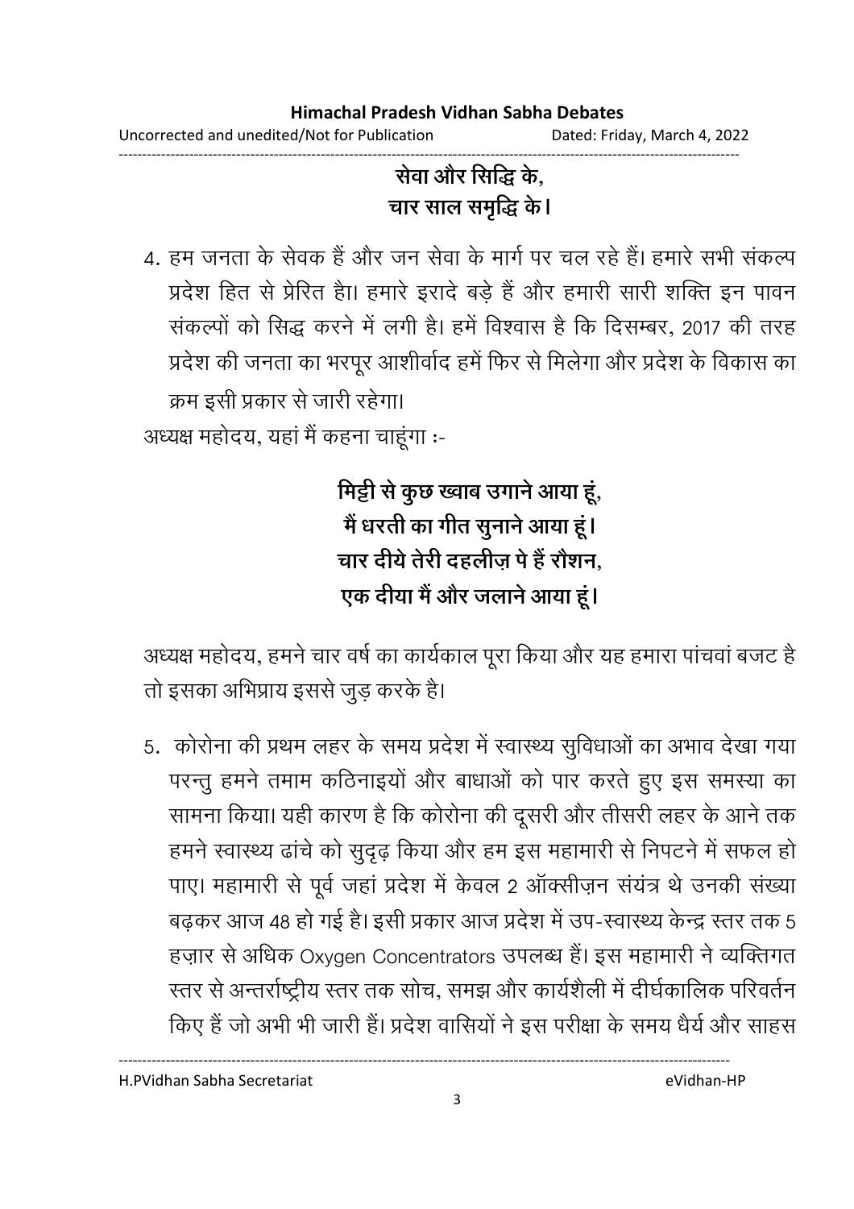**सेवा और सिद्धि के,**
**चार साल समृद्धि के।**

4. हम जनता के सेवक हैं और जन सेवा के मार्ग पर चल रहे हैं। हमारे सभी संकल्प प्रदेश हित से प्रेरित है। हमारे इरादे बड़े हैं और हमारी सारी शक्ति इन पावन संकल्पों को सिद्ध करने में लगी है। हमें विश्वास है कि दिसम्बर, 2017 की तरह प्रदेश की जनता का भरपूर आशीर्वाद हमें फिर से मिलेगा और प्रदेश के विकास का क्रम इसी प्रकार से जारी रहेगा।

अध्यक्ष महोदय, यहां मैं कहना चाहूंगा :-

**मिट्टी से कुछ ख्वाब उगाने आया हूं,**
**मैं धरती का गीत सुनाने आया हूं।**
**चार दीये तेरी दहलीज़ पे हैं रौशन,**
**एक दीया मैं और जलाने आया हूं।**

अध्यक्ष महोदय, हमने चार वर्ष का कार्यकाल पूरा किया और यह हमारा पांचवां बजट है तो इसका अभिप्राय इससे जुड़ करके है।

5. कोरोना की प्रथम लहर के समय प्रदेश में स्वास्थ्य सुविधाओं का अभाव देखा गया परन्तु हमने तमाम कठिनाइयों और बाधाओं को पार करते हुए इस समस्या का सामना किया। यही कारण है कि कोरोना की दूसरी और तीसरी लहर के आने तक हमने स्वास्थ्य ढांचे को सुदृढ़ किया और हम इस महामारी से निपटने में सफल हो पाए। महामारी से पूर्व जहां प्रदेश में केवल 2 ऑक्सीज़न संयंत्र थे उनकी संख्या बढ़कर आज 48 हो गई है। इसी प्रकार आज प्रदेश में उप-स्वास्थ्य केन्द्र स्तर तक 5 हज़ार से अधिक Oxygen Concentrators उपलब्ध हैं। इस महामारी ने व्यक्तिगत स्तर से अन्तर्राष्ट्रीय स्तर तक सोच, समझ और कार्यशैली में दीर्घकालिक परिवर्तन किए हैं जो अभी भी जारी हैं। प्रदेश वासियों ने इस परीक्षा के समय धैर्य और साहस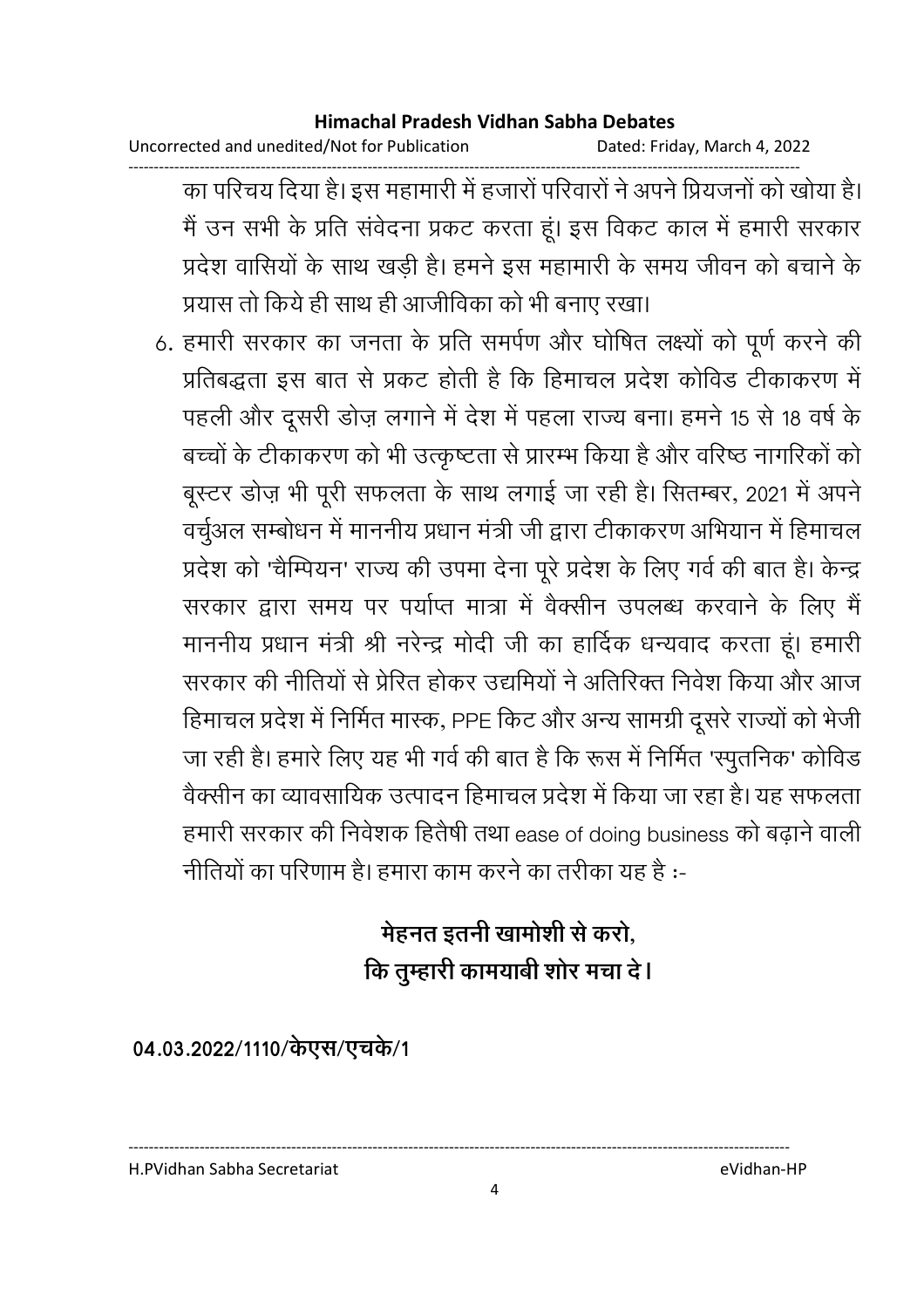का परिचय दिया है। इस महामारी में हजारों परिवारों ने अपने प्रियजनों को खोया है। मैं उन सभी के प्रति संवेदना प्रकट करता हूं। इस विकट काल में हमारी सरकार प्रदेश वासियों के साथ खड़ी है। हमने इस महामारी के समय जीवन को बचाने के प्रयास तो किये ही साथ ही आजीविका को भी बनाए रखा।

6. हमारी सरकार का जनता के प्रति समर्पण और घोषित लक्ष्यों को पूर्ण करने की प्रतिबद्धता इस बात से प्रकट होती है कि हिमाचल प्रदेश कोविड टीकाकरण में पहली और दूसरी डोज़ लगाने में देश में पहला राज्य बना। हमने 15 से 18 वर्ष के बच्चों के टीकाकरण को भी उत्कृष्टता से प्रारम्भ किया है और वरिष्ठ नागरिकों को बूस्टर डोज़ भी पूरी सफलता के साथ लगाई जा रही है। सितम्बर, 2021 में अपने वर्चुअल सम्बोधन में माननीय प्रधान मंत्री जी द्वारा टीकाकरण अभियान में हिमाचल प्रदेश को 'चैम्पियन' राज्य की उपमा देना पूरे प्रदेश के लिए गर्व की बात है। केन्द्र सरकार द्वारा समय पर पर्याप्त मात्रा में वैक्सीन उपलब्ध करवाने के लिए मैं माननीय प्रधान मंत्री श्री नरेन्द्र मोदी जी का हार्दिक धन्यवाद करता हूं। हमारी सरकार की नीतियों से प्रेरित होकर उद्यमियों ने अतिरिक्त निवेश किया और आज हिमाचल प्रदेश में निर्मित मास्क, PPE किट और अन्य सामग्री दूसरे राज्यों को भेजी जा रही है। हमारे लिए यह भी गर्व की बात है कि रूस में निर्मित 'स्पुतनिक' कोविड वैक्सीन का व्यावसायिक उत्पादन हिमाचल प्रदेश में किया जा रहा है। यह सफलता हमारी सरकार की निवेशक हितैषी तथा ease of doing business को बढ़ाने वाली नीतियों का परिणाम है। हमारा काम करने का तरीका यह है :-

**मेहनत इतनी खामोशी से करो,**
**कि तुम्हारी कामयाबी शोर मचा दे।**

**04.03.2022/1110/केएस/एचके/1**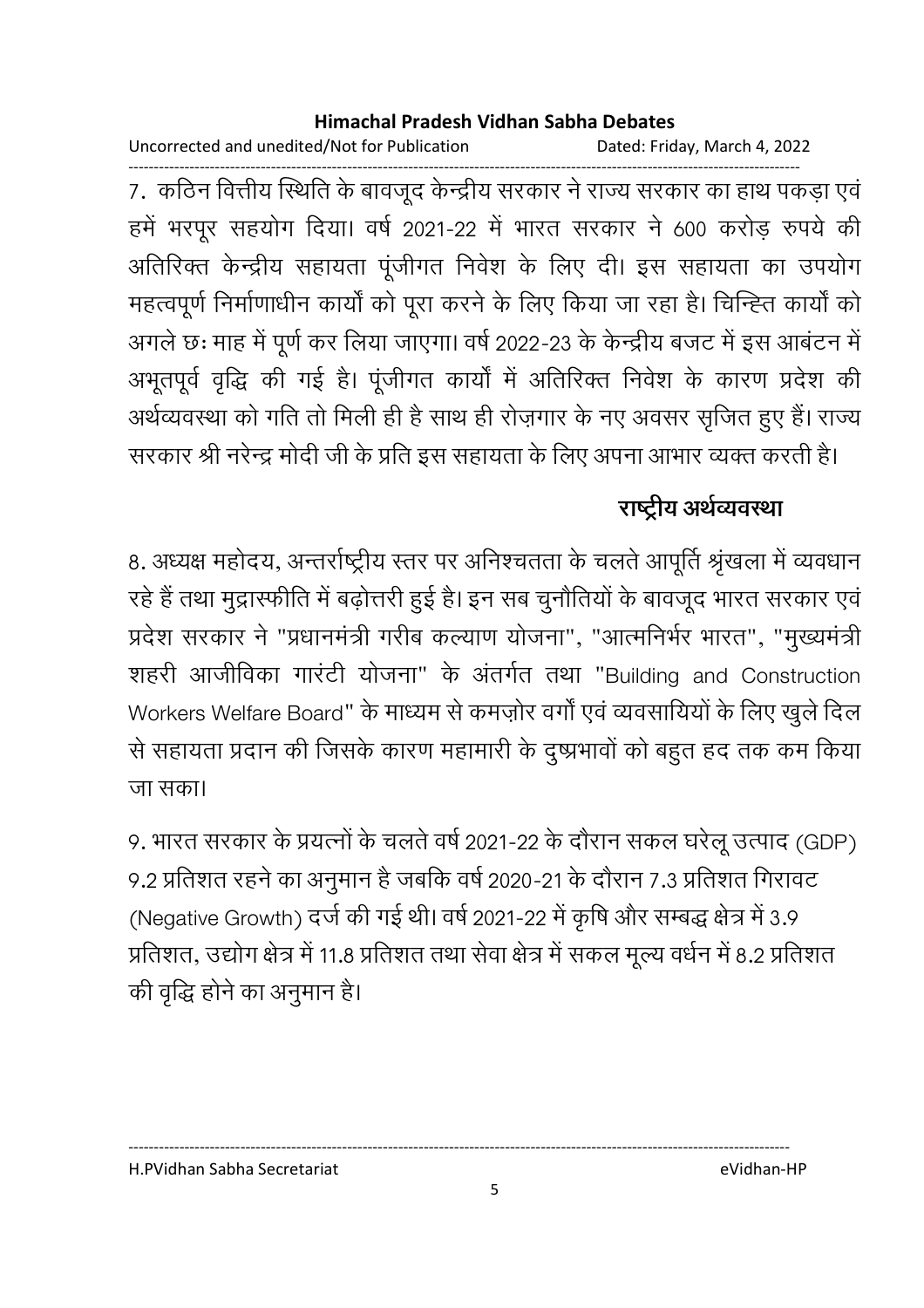7. कठिन वित्तीय स्थिति के बावजूद केन्द्रीय सरकार ने राज्य सरकार का हाथ पकड़ा एवं हमें भरपूर सहयोग दिया। वर्ष 2021-22 में भारत सरकार ने 600 करोड़ रुपये की अतिरिक्त केन्द्रीय सहायता पूंजीगत निवेश के लिए दी। इस सहायता का उपयोग महत्वपूर्ण निर्माणाधीन कार्यों को पूरा करने के लिए किया जा रहा है। चिन्हित कार्यों को अगले छः माह में पूर्ण कर लिया जाएगा। वर्ष 2022-23 के केन्द्रीय बजट में इस आबंटन में अभूतपूर्व वृद्धि की गई है। पूंजीगत कार्यों में अतिरिक्त निवेश के कारण प्रदेश की अर्थव्यवस्था को गति तो मिली ही है साथ ही रोज़गार के नए अवसर सृजित हुए हैं। राज्य सरकार श्री नरेन्द्र मोदी जी के प्रति इस सहायता के लिए अपना आभार व्यक्त करती है।

## राष्ट्रीय अर्थव्यवस्था

8. अध्यक्ष महोदय, अन्तर्राष्ट्रीय स्तर पर अनिश्चतता के चलते आपूर्ति श्रृंखला में व्यवधान रहे हैं तथा मुद्रास्फीति में बढ़ोत्तरी हुई है। इन सब चुनौतियों के बावजूद भारत सरकार एवं प्रदेश सरकार ने "प्रधानमंत्री गरीब कल्याण योजना", "आत्मनिर्भर भारत", "मुख्यमंत्री शहरी आजीविका गारंटी योजना" के अंतर्गत तथा "Building and Construction Workers Welfare Board" के माध्यम से कमज़ोर वर्गों एवं व्यवसायियों के लिए खुले दिल से सहायता प्रदान की जिसके कारण महामारी के दुष्प्रभावों को बहुत हद तक कम किया जा सका।

9. भारत सरकार के प्रयत्नों के चलते वर्ष 2021-22 के दौरान सकल घरेलू उत्पाद (GDP) 9.2 प्रतिशत रहने का अनुमान है जबकि वर्ष 2020-21 के दौरान 7.3 प्रतिशत गिरावट (Negative Growth) दर्ज की गई थी। वर्ष 2021-22 में कृषि और सम्बद्ध क्षेत्र में 3.9 प्रतिशत, उद्योग क्षेत्र में 11.8 प्रतिशत तथा सेवा क्षेत्र में सकल मूल्य वर्धन में 8.2 प्रतिशत की वृद्धि होने का अनुमान है।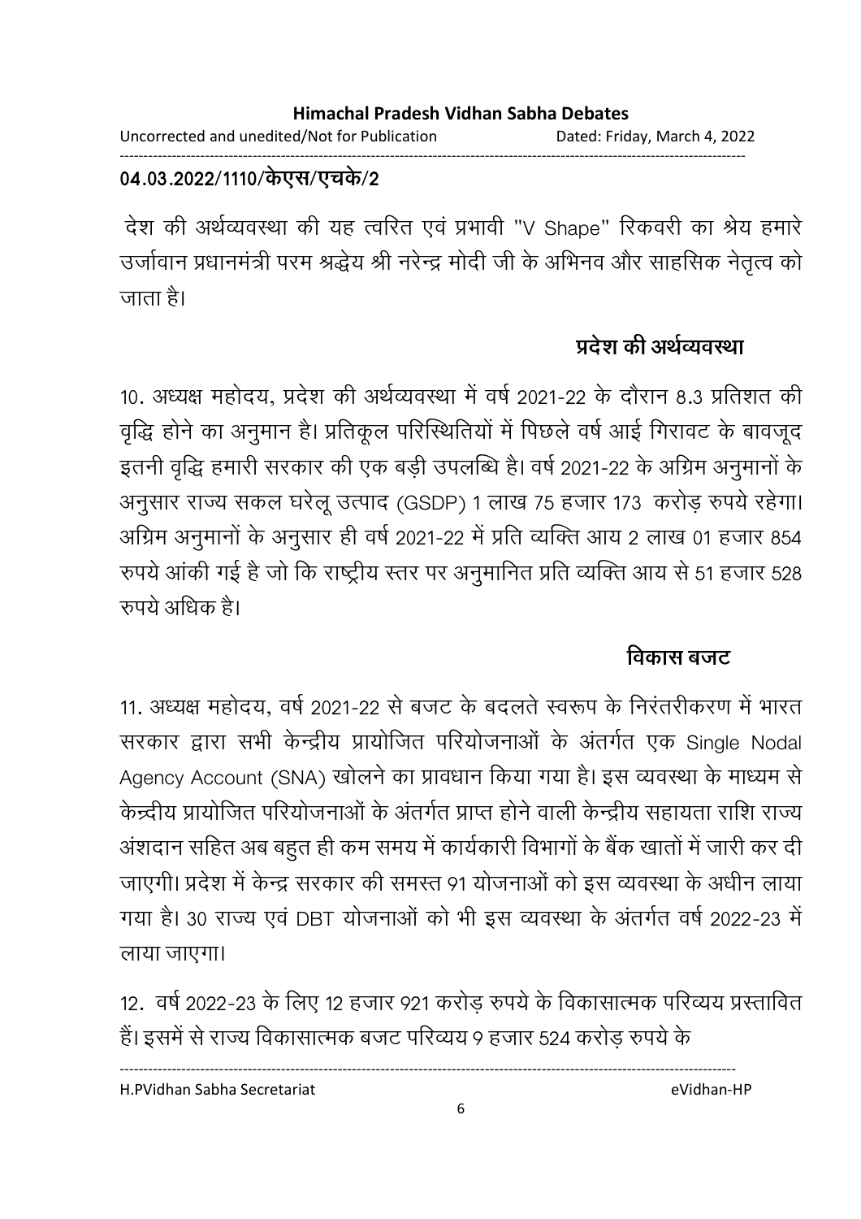04.03.2022/1110/केएस/एचके/2

देश की अर्थव्यवस्था की यह त्वरित एवं प्रभावी "V Shape" रिकवरी का श्रेय हमारे उर्जावान प्रधानमंत्री परम श्रद्धेय श्री नरेन्द्र मोदी जी के अभिनव और साहसिक नेतृत्व को जाता है।

## प्रदेश की अर्थव्यवस्था

10. अध्यक्ष महोदय, प्रदेश की अर्थव्यवस्था में वर्ष 2021-22 के दौरान 8.3 प्रतिशत की वृद्धि होने का अनुमान है। प्रतिकूल परिस्थितियों में पिछले वर्ष आई गिरावट के बावजूद इतनी वृद्धि हमारी सरकार की एक बड़ी उपलब्धि है। वर्ष 2021-22 के अग्रिम अनुमानों के अनुसार राज्य सकल घरेलू उत्पाद (GSDP) 1 लाख 75 हजार 173 करोड़ रुपये रहेगा। अग्रिम अनुमानों के अनुसार ही वर्ष 2021-22 में प्रति व्यक्ति आय 2 लाख 01 हजार 854 रुपये आंकी गई है जो कि राष्ट्रीय स्तर पर अनुमानित प्रति व्यक्ति आय से 51 हजार 528 रुपये अधिक है।

## विकास बजट

11. अध्यक्ष महोदय, वर्ष 2021-22 से बजट के बदलते स्वरूप के निरंतरीकरण में भारत सरकार द्वारा सभी केन्द्रीय प्रायोजित परियोजनाओं के अंतर्गत एक Single Nodal Agency Account (SNA) खोलने का प्रावधान किया गया है। इस व्यवस्था के माध्यम से केन्द्रीय प्रायोजित परियोजनाओं के अंतर्गत प्राप्त होने वाली केन्द्रीय सहायता राशि राज्य अंशदान सहित अब बहुत ही कम समय में कार्यकारी विभागों के बैंक खातों में जारी कर दी जाएगी। प्रदेश में केन्द्र सरकार की समस्त 91 योजनाओं को इस व्यवस्था के अधीन लाया गया है। 30 राज्य एवं DBT योजनाओं को भी इस व्यवस्था के अंतर्गत वर्ष 2022-23 में लाया जाएगा।

12. वर्ष 2022-23 के लिए 12 हजार 921 करोड़ रुपये के विकासात्मक परिव्यय प्रस्तावित हैं। इसमें से राज्य विकासात्मक बजट परिव्यय 9 हजार 524 करोड़ रुपये के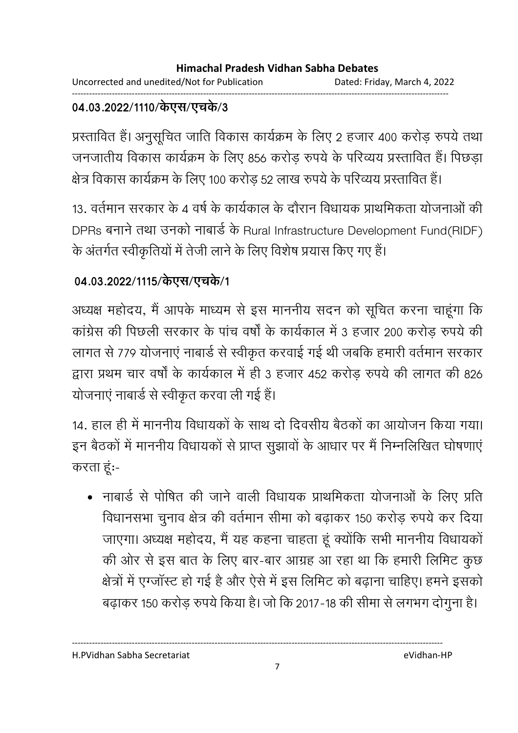**04.03.2022/1110/केएस/एचके/3**

प्रस्तावित हैं। अनुसूचित जाति विकास कार्यक्रम के लिए 2 हजार 400 करोड़ रुपये तथा जनजातीय विकास कार्यक्रम के लिए 856 करोड़ रुपये के परिव्यय प्रस्तावित हैं। पिछड़ा क्षेत्र विकास कार्यक्रम के लिए 100 करोड़ 52 लाख रुपये के परिव्यय प्रस्तावित हैं।

13. वर्तमान सरकार के 4 वर्ष के कार्यकाल के दौरान विधायक प्राथमिकता योजनाओं की DPRs बनाने तथा उनको नाबार्ड के Rural Infrastructure Development Fund(RIDF) के अंतर्गत स्वीकृतियों में तेजी लाने के लिए विशेष प्रयास किए गए हैं।

**04.03.2022/1115/केएस/एचके/1**

अध्यक्ष महोदय, मैं आपके माध्यम से इस माननीय सदन को सूचित करना चाहूंगा कि कांग्रेस की पिछली सरकार के पांच वर्षों के कार्यकाल में 3 हजार 200 करोड़ रुपये की लागत से 779 योजनाएं नाबार्ड से स्वीकृत करवाई गई थी जबकि हमारी वर्तमान सरकार द्वारा प्रथम चार वर्षों के कार्यकाल में ही 3 हजार 452 करोड़ रुपये की लागत की 826 योजनाएं नाबार्ड से स्वीकृत करवा ली गई हैं।

14. हाल ही में माननीय विधायकों के साथ दो दिवसीय बैठकों का आयोजन किया गया। इन बैठकों में माननीय विधायकों से प्राप्त सुझावों के आधार पर मैं निम्नलिखित घोषणाएं करता हूंः-

- नाबार्ड से पोषित की जाने वाली विधायक प्राथमिकता योजनाओं के लिए प्रति विधानसभा चुनाव क्षेत्र की वर्तमान सीमा को बढ़ाकर 150 करोड़ रुपये कर दिया जाएगा। अध्यक्ष महोदय, मैं यह कहना चाहता हूं क्योंकि सभी माननीय विधायकों की ओर से इस बात के लिए बार-बार आग्रह आ रहा था कि हमारी लिमिट कुछ क्षेत्रों में एग्जॉस्ट हो गई है और ऐसे में इस लिमिट को बढ़ाना चाहिए। हमने इसको बढ़ाकर 150 करोड़ रुपये किया है। जो कि 2017-18 की सीमा से लगभग दोगुना है।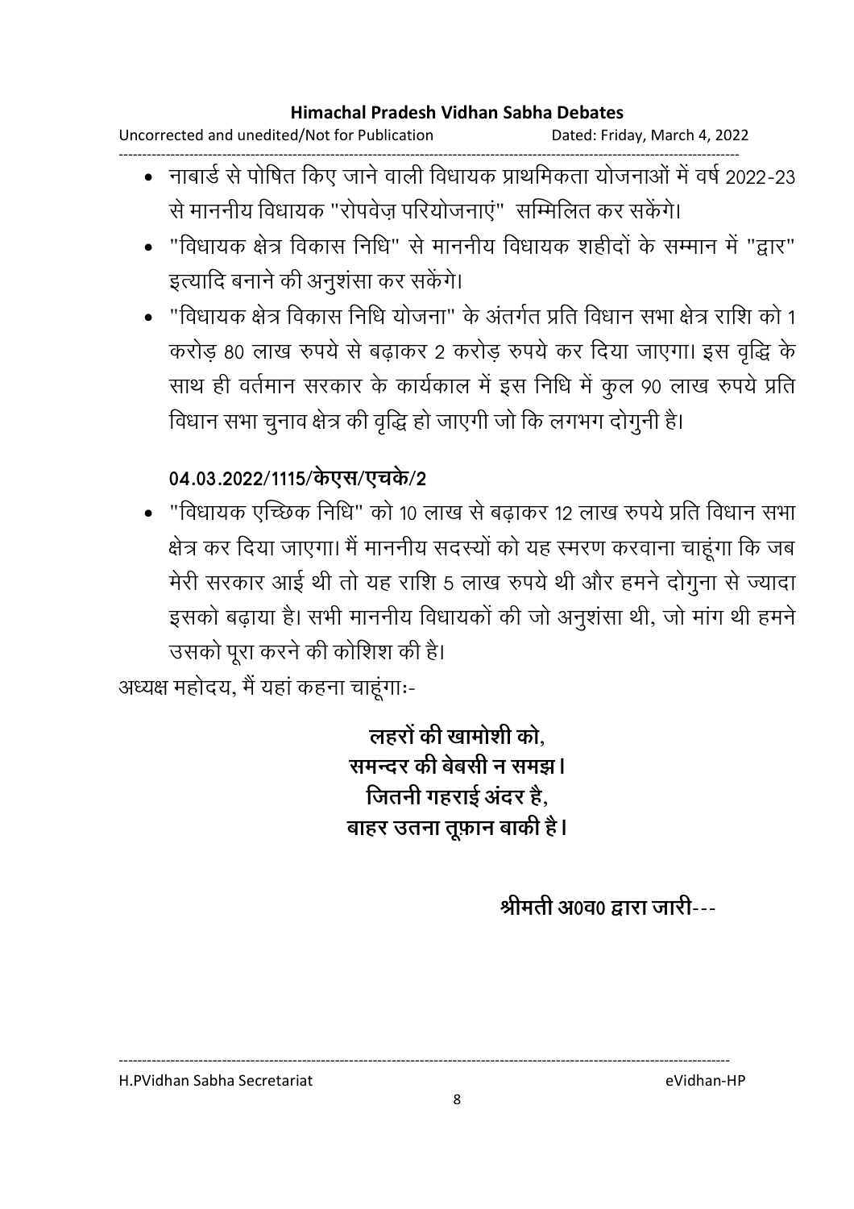- नाबार्ड से पोषित किए जाने वाली विधायक प्राथमिकता योजनाओं में वर्ष 2022-23 से माननीय विधायक "रोपवेज़ परियोजनाएं" सम्मिलित कर सकेंगे।
- "विधायक क्षेत्र विकास निधि" से माननीय विधायक शहीदों के सम्मान में "द्वार" इत्यादि बनाने की अनुशंसा कर सकेंगे।
- "विधायक क्षेत्र विकास निधि योजना" के अंतर्गत प्रति विधान सभा क्षेत्र राशि को 1 करोड़ 80 लाख रुपये से बढ़ाकर 2 करोड़ रुपये कर दिया जाएगा। इस वृद्धि के साथ ही वर्तमान सरकार के कार्यकाल में इस निधि में कुल 90 लाख रुपये प्रति विधान सभा चुनाव क्षेत्र की वृद्धि हो जाएगी जो कि लगभग दोगुनी है।

**04.03.2022/1115/केएस/एचके/2**

- "विधायक एच्छिक निधि" को 10 लाख से बढ़ाकर 12 लाख रुपये प्रति विधान सभा क्षेत्र कर दिया जाएगा। मैं माननीय सदस्यों को यह स्मरण करवाना चाहूंगा कि जब मेरी सरकार आई थी तो यह राशि 5 लाख रुपये थी और हमने दोगुना से ज्यादा इसको बढ़ाया है। सभी माननीय विधायकों की जो अनुशंसा थी, जो मांग थी हमने उसको पूरा करने की कोशिश की है।

अध्यक्ष महोदय, मैं यहां कहना चाहूंगाः-

**लहरों की खामोशी को,**
**समन्दर की बेबसी न समझ।**
**जितनी गहराई अंदर है,**
**बाहर उतना तूफ़ान बाकी है।**

**श्रीमती अ0व0 द्वारा जारी---**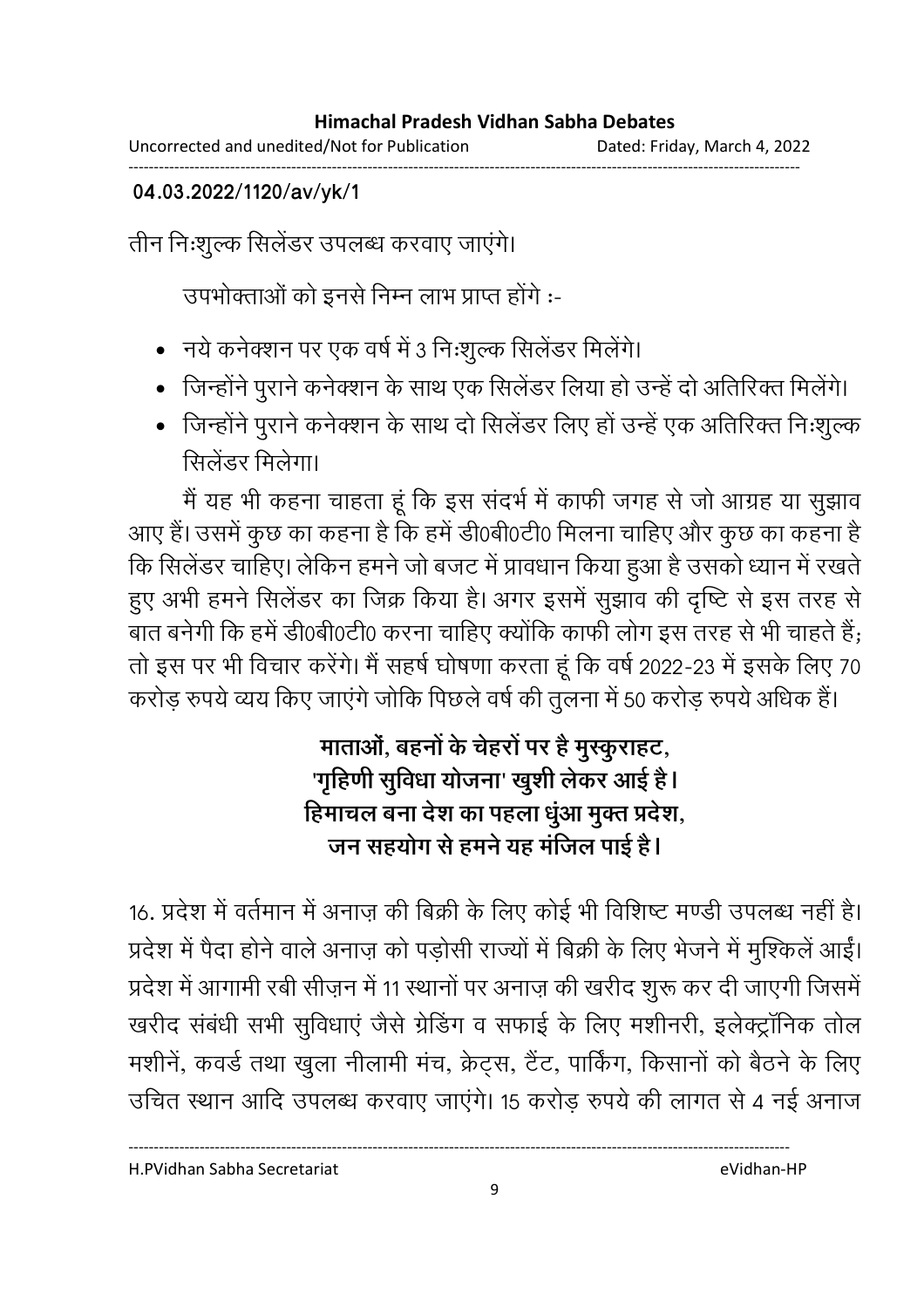**04.03.2022/1120/av/yk/1**

तीन निःशुल्क सिलेंडर उपलब्ध करवाए जाएंगे।

उपभोक्ताओं को इनसे निम्न लाभ प्राप्त होंगे :-

- नये कनेक्शन पर एक वर्ष में 3 निःशुल्क सिलेंडर मिलेंगे।
- जिन्होंने पुराने कनेक्शन के साथ एक सिलेंडर लिया हो उन्हें दो अतिरिक्त मिलेंगे।
- जिन्होंने पुराने कनेक्शन के साथ दो सिलेंडर लिए हों उन्हें एक अतिरिक्त निःशुल्क सिलेंडर मिलेगा।

मैं यह भी कहना चाहता हूं कि इस संदर्भ में काफी जगह से जो आग्रह या सुझाव आए हैं। उसमें कुछ का कहना है कि हमें डी0बी0टी0 मिलना चाहिए और कुछ का कहना है कि सिलेंडर चाहिए। लेकिन हमने जो बजट में प्रावधान किया हुआ है उसको ध्यान में रखते हुए अभी हमने सिलेंडर का जिक्र किया है। अगर इसमें सुझाव की दृष्टि से इस तरह से बात बनेगी कि हमें डी0बी0टी0 करना चाहिए क्योंकि काफी लोग इस तरह से भी चाहते हैं; तो इस पर भी विचार करेंगे। मैं सहर्ष घोषणा करता हूं कि वर्ष 2022-23 में इसके लिए 70 करोड़ रुपये व्यय किए जाएंगे जोकि पिछले वर्ष की तुलना में 50 करोड़ रुपये अधिक हैं।

**माताओं, बहनों के चेहरों पर है मुस्कुराहट,**
**'गृहिणी सुविधा योजना' खुशी लेकर आई है।**
**हिमाचल बना देश का पहला धुंआ मुक्त प्रदेश,**
**जन सहयोग से हमने यह मंजिल पाई है।**

16. प्रदेश में वर्तमान में अनाज़ की बिक्री के लिए कोई भी विशिष्ट मण्डी उपलब्ध नहीं है। प्रदेश में पैदा होने वाले अनाज़ को पड़ोसी राज्यों में बिक्री के लिए भेजने में मुश्किलें आईं। प्रदेश में आगामी रबी सीज़न में 11 स्थानों पर अनाज़ की खरीद शुरू कर दी जाएगी जिसमें खरीद संबंधी सभी सुविधाएं जैसे ग्रेडिंग व सफाई के लिए मशीनरी, इलेक्ट्रॉनिक तोल मशीनें, कवर्ड तथा खुला नीलामी मंच, क्रेट्स, टैंट, पार्किंग, किसानों को बैठने के लिए उचित स्थान आदि उपलब्ध करवाए जाएंगे। 15 करोड़ रुपये की लागत से 4 नई अनाज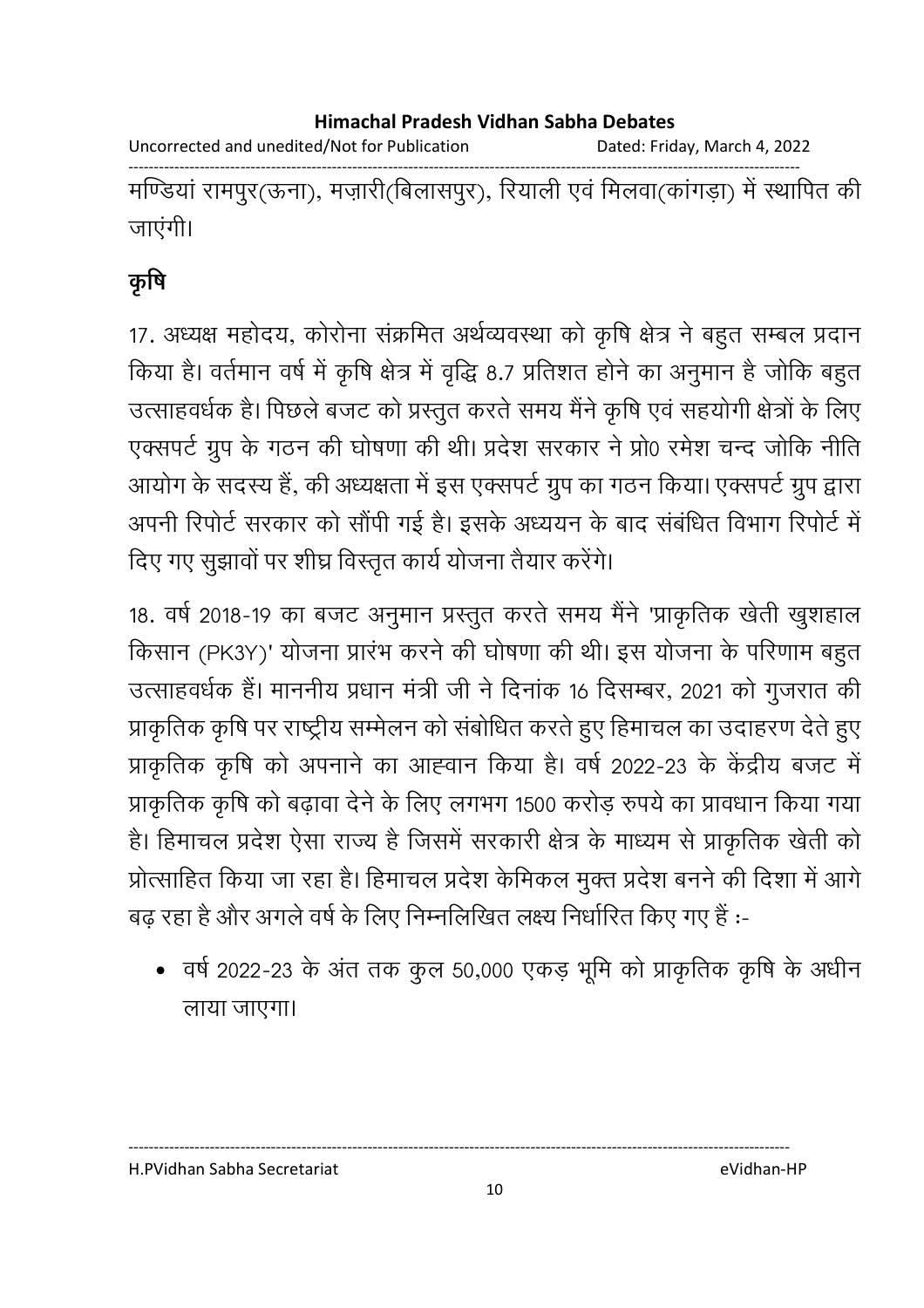मण्डियां रामपुर(ऊना), मज़ारी(बिलासपुर), रियाली एवं मिलवा(कांगड़ा) में स्थापित की जाएंगी।

## कृषि

17. अध्यक्ष महोदय, कोरोना संक्रमित अर्थव्यवस्था को कृषि क्षेत्र ने बहुत सम्बल प्रदान किया है। वर्तमान वर्ष में कृषि क्षेत्र में वृद्धि 8.7 प्रतिशत होने का अनुमान है जोकि बहुत उत्साहवर्धक है। पिछले बजट को प्रस्तुत करते समय मैंने कृषि एवं सहयोगी क्षेत्रों के लिए एक्सपर्ट ग्रुप के गठन की घोषणा की थी। प्रदेश सरकार ने प्रो0 रमेश चन्द जोकि नीति आयोग के सदस्य हैं, की अध्यक्षता में इस एक्सपर्ट ग्रुप का गठन किया। एक्सपर्ट ग्रुप द्वारा अपनी रिपोर्ट सरकार को सौंपी गई है। इसके अध्ययन के बाद संबंधित विभाग रिपोर्ट में दिए गए सुझावों पर शीघ्र विस्तृत कार्य योजना तैयार करेंगे।

18. वर्ष 2018-19 का बजट अनुमान प्रस्तुत करते समय मैंने 'प्राकृतिक खेती खुशहाल किसान (PK3Y)' योजना प्रारंभ करने की घोषणा की थी। इस योजना के परिणाम बहुत उत्साहवर्धक हैं। माननीय प्रधान मंत्री जी ने दिनांक 16 दिसम्बर, 2021 को गुजरात की प्राकृतिक कृषि पर राष्ट्रीय सम्मेलन को संबोधित करते हुए हिमाचल का उदाहरण देते हुए प्राकृतिक कृषि को अपनाने का आह्वान किया है। वर्ष 2022-23 के केंद्रीय बजट में प्राकृतिक कृषि को बढ़ावा देने के लिए लगभग 1500 करोड़ रुपये का प्रावधान किया गया है। हिमाचल प्रदेश ऐसा राज्य है जिसमें सरकारी क्षेत्र के माध्यम से प्राकृतिक खेती को प्रोत्साहित किया जा रहा है। हिमाचल प्रदेश केमिकल मुक्त प्रदेश बनने की दिशा में आगे बढ़ रहा है और अगले वर्ष के लिए निम्नलिखित लक्ष्य निर्धारित किए गए हैं :-

- वर्ष 2022-23 के अंत तक कुल 50,000 एकड़ भूमि को प्राकृतिक कृषि के अधीन लाया जाएगा।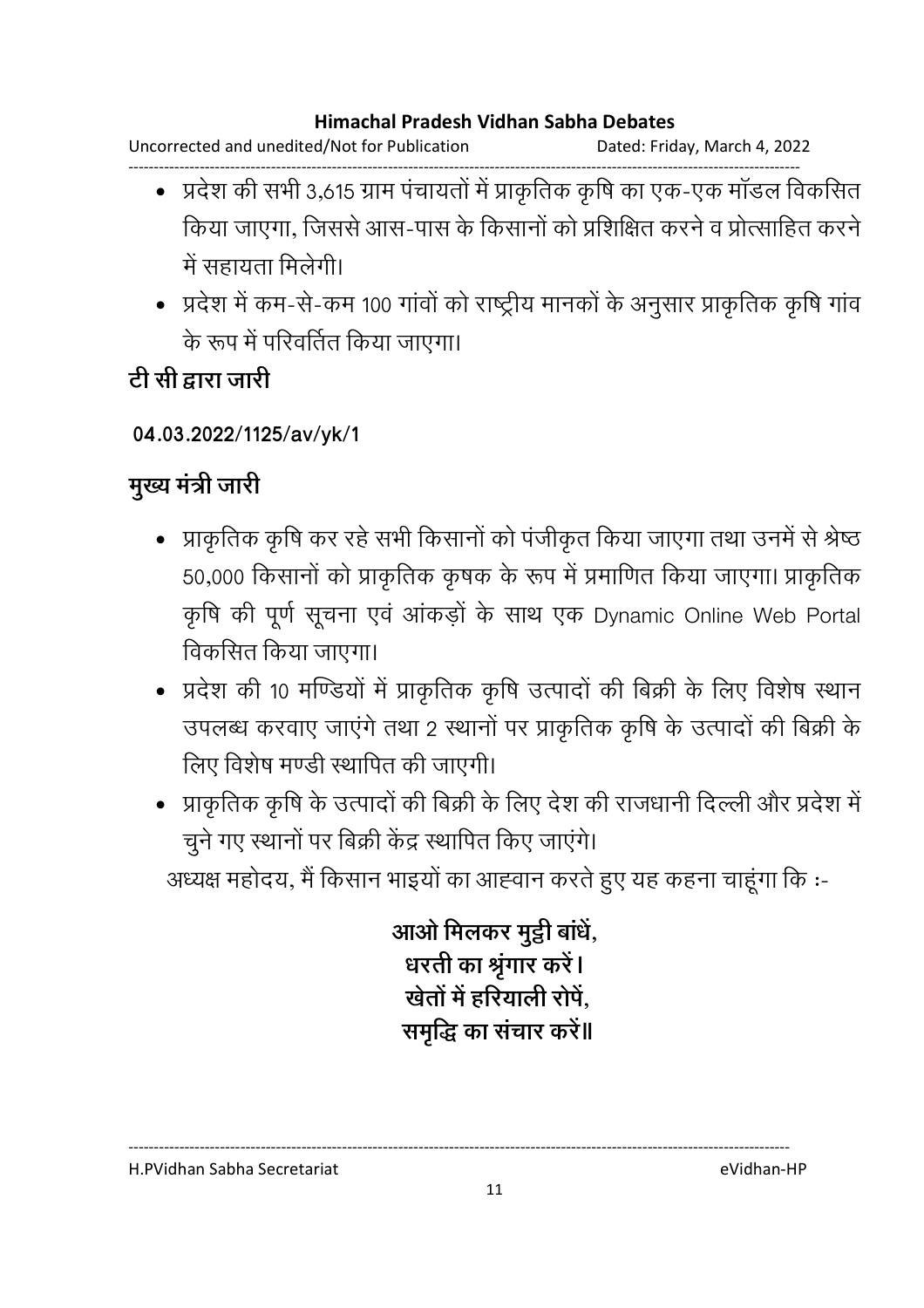- प्रदेश की सभी 3,615 ग्राम पंचायतों में प्राकृतिक कृषि का एक-एक मॉडल विकसित किया जाएगा, जिससे आस-पास के किसानों को प्रशिक्षित करने व प्रोत्साहित करने में सहायता मिलेगी।
- प्रदेश में कम-से-कम 100 गांवों को राष्ट्रीय मानकों के अनुसार प्राकृतिक कृषि गांव के रूप में परिवर्तित किया जाएगा।

**टी सी द्वारा जारी**

**04.03.2022/1125/av/yk/1**

**मुख्य मंत्री जारी**

- प्राकृतिक कृषि कर रहे सभी किसानों को पंजीकृत किया जाएगा तथा उनमें से श्रेष्ठ 50,000 किसानों को प्राकृतिक कृषक के रूप में प्रमाणित किया जाएगा। प्राकृतिक कृषि की पूर्ण सूचना एवं आंकड़ों के साथ एक Dynamic Online Web Portal विकसित किया जाएगा।
- प्रदेश की 10 मण्डियों में प्राकृतिक कृषि उत्पादों की बिक्री के लिए विशेष स्थान उपलब्ध करवाए जाएंगे तथा 2 स्थानों पर प्राकृतिक कृषि के उत्पादों की बिक्री के लिए विशेष मण्डी स्थापित की जाएगी।
- प्राकृतिक कृषि के उत्पादों की बिक्री के लिए देश की राजधानी दिल्ली और प्रदेश में चुने गए स्थानों पर बिक्री केंद्र स्थापित किए जाएंगे।

अध्यक्ष महोदय, मैं किसान भाइयों का आह्वान करते हुए यह कहना चाहूंगा कि :-

**आओ मिलकर मुट्ठी बांधें,**
**धरती का श्रृंगार करें।**
**खेतों में हरियाली रोपें,**
**समृद्धि का संचार करें॥**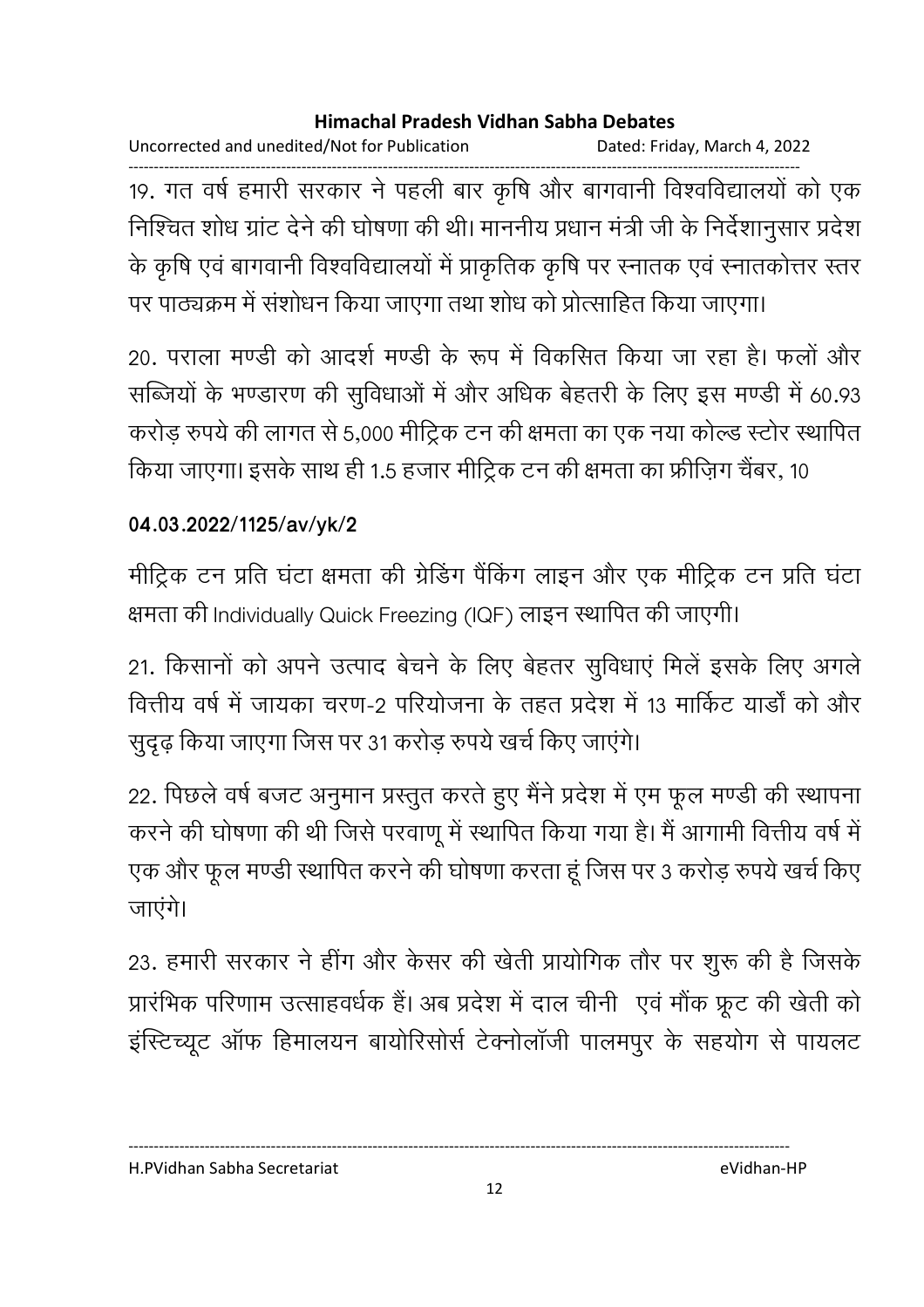19. गत वर्ष हमारी सरकार ने पहली बार कृषि और बागवानी विश्वविद्यालयों को एक निश्चित शोध ग्रांट देने की घोषणा की थी। माननीय प्रधान मंत्री जी के निर्देशानुसार प्रदेश के कृषि एवं बागवानी विश्वविद्यालयों में प्राकृतिक कृषि पर स्नातक एवं स्नातकोत्तर स्तर पर पाठ्यक्रम में संशोधन किया जाएगा तथा शोध को प्रोत्साहित किया जाएगा।

20. पराला मण्डी को आदर्श मण्डी के रूप में विकसित किया जा रहा है। फलों और सब्जियों के भण्डारण की सुविधाओं में और अधिक बेहतरी के लिए इस मण्डी में 60.93 करोड़ रुपये की लागत से 5,000 मीट्रिक टन की क्षमता का एक नया कोल्ड स्टोर स्थापित किया जाएगा। इसके साथ ही 1.5 हजार मीट्रिक टन की क्षमता का फ्रीज़िंग चैंबर, 10

**04.03.2022/1125/av/yk/2**

मीट्रिक टन प्रति घंटा क्षमता की ग्रेडिंग पैंकिंग लाइन और एक मीट्रिक टन प्रति घंटा क्षमता की Individually Quick Freezing (IQF) लाइन स्थापित की जाएगी।

21. किसानों को अपने उत्पाद बेचने के लिए बेहतर सुविधाएं मिलें इसके लिए अगले वित्तीय वर्ष में जायका चरण-2 परियोजना के तहत प्रदेश में 13 मार्किट यार्डों को और सुदृढ़ किया जाएगा जिस पर 31 करोड़ रुपये खर्च किए जाएंगे।

22. पिछले वर्ष बजट अनुमान प्रस्तुत करते हुए मैंने प्रदेश में एम फूल मण्डी की स्थापना करने की घोषणा की थी जिसे परवाणू में स्थापित किया गया है। मैं आगामी वित्तीय वर्ष में एक और फूल मण्डी स्थापित करने की घोषणा करता हूं जिस पर 3 करोड़ रुपये खर्च किए जाएंगे।

23. हमारी सरकार ने हींग और केसर की खेती प्रायोगिक तौर पर शुरू की है जिसके प्रारंभिक परिणाम उत्साहवर्धक हैं। अब प्रदेश में दाल चीनी एवं मौंक फ्रूट की खेती को इंस्टिच्यूट ऑफ हिमालयन बायोरिसोर्स टेक्नोलॉजी पालमपुर के सहयोग से पायलट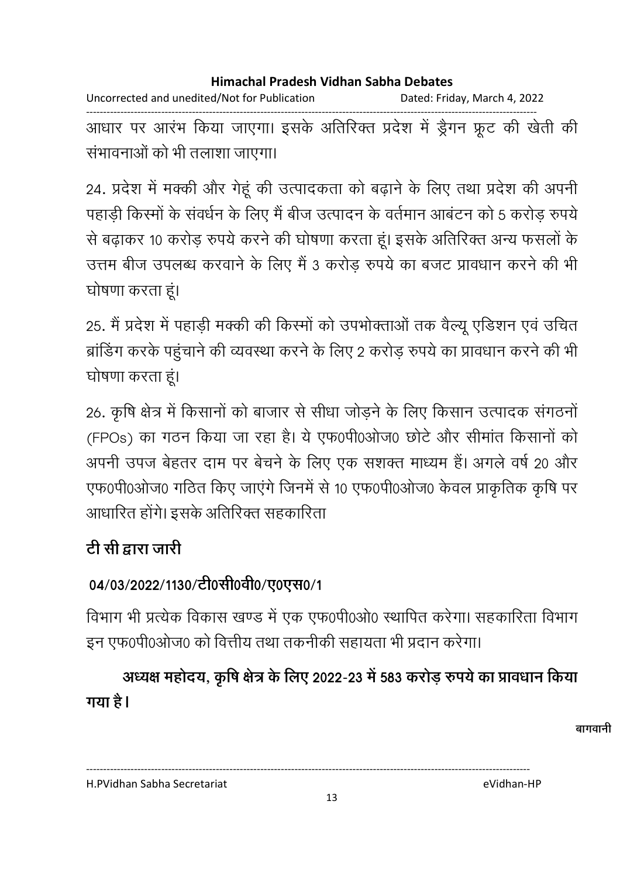आधार पर आरंभ किया जाएगा। इसके अतिरिक्त प्रदेश में ड्रैगन फ्रूट की खेती की संभावनाओं को भी तलाशा जाएगा।

24. प्रदेश में मक्की और गेहूं की उत्पादकता को बढ़ाने के लिए तथा प्रदेश की अपनी पहाड़ी किस्मों के संवर्धन के लिए मैं बीज उत्पादन के वर्तमान आबंटन को 5 करोड़ रुपये से बढ़ाकर 10 करोड़ रुपये करने की घोषणा करता हूं। इसके अतिरिक्त अन्य फसलों के उत्तम बीज उपलब्ध करवाने के लिए मैं 3 करोड़ रुपये का बजट प्रावधान करने की भी घोषणा करता हूं।

25. मैं प्रदेश में पहाड़ी मक्की की किस्मों को उपभोक्ताओं तक वैल्यू एडिशन एवं उचित ब्रांडिंग करके पहुंचाने की व्यवस्था करने के लिए 2 करोड़ रुपये का प्रावधान करने की भी घोषणा करता हूं।

26. कृषि क्षेत्र में किसानों को बाजार से सीधा जोड़ने के लिए किसान उत्पादक संगठनों (FPOs) का गठन किया जा रहा है। ये एफ0पी0ओज0 छोटे और सीमांत किसानों को अपनी उपज बेहतर दाम पर बेचने के लिए एक सशक्त माध्यम हैं। अगले वर्ष 20 और एफ0पी0ओज0 गठित किए जाएंगे जिनमें से 10 एफ0पी0ओज0 केवल प्राकृतिक कृषि पर आधारित होंगे। इसके अतिरिक्त सहकारिता

**टी सी द्वारा जारी**

**04/03/2022/1130/टी0सी0वी0/ए0एस0/1**

विभाग भी प्रत्येक विकास खण्ड में एक एफ0पी0ओ0 स्थापित करेगा। सहकारिता विभाग इन एफ0पी0ओज0 को वित्तीय तथा तकनीकी सहायता भी प्रदान करेगा।

**अध्यक्ष महोदय, कृषि क्षेत्र के लिए 2022-23 में 583 करोड़ रुपये का प्रावधान किया गया है।**

**बागवानी**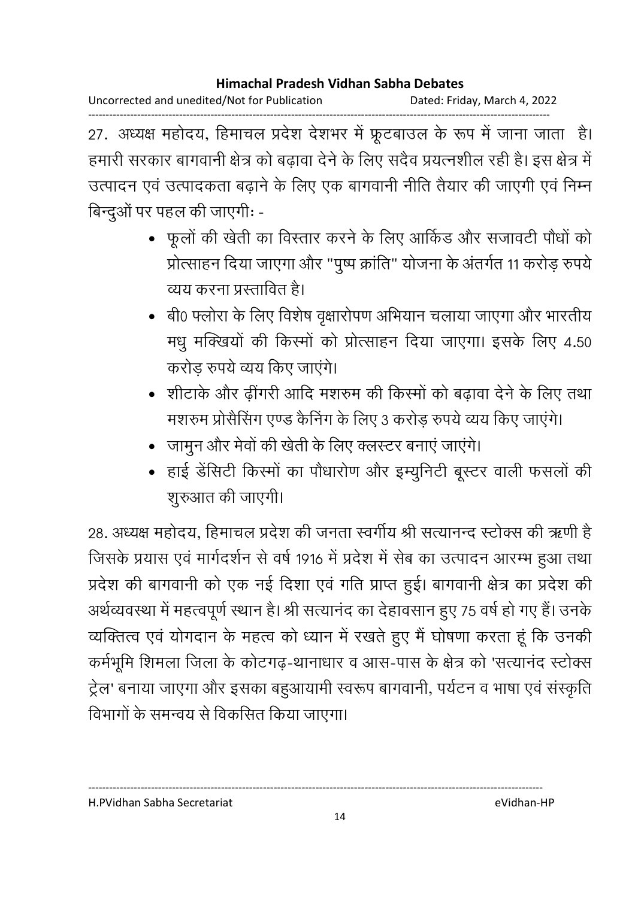27. अध्यक्ष महोदय, हिमाचल प्रदेश देशभर में फ्रूटबाउल के रूप में जाना जाता है। हमारी सरकार बागवानी क्षेत्र को बढ़ावा देने के लिए सदैव प्रयत्नशील रही है। इस क्षेत्र में उत्पादन एवं उत्पादकता बढ़ाने के लिए एक बागवानी नीति तैयार की जाएगी एवं निम्न बिन्दुओं पर पहल की जाएगीः -

- फूलों की खेती का विस्तार करने के लिए आर्किड और सजावटी पौधों को प्रोत्साहन दिया जाएगा और "पुष्प क्रांति" योजना के अंतर्गत 11 करोड़ रुपये व्यय करना प्रस्तावित है।
- बी0 फ्लोरा के लिए विशेष वृक्षारोपण अभियान चलाया जाएगा और भारतीय मधु मक्खियों की किस्मों को प्रोत्साहन दिया जाएगा। इसके लिए 4.50 करोड़ रुपये व्यय किए जाएंगे।
- शीटाके और ढ़ींगरी आदि मशरुम की किस्मों को बढ़ावा देने के लिए तथा मशरुम प्रोसैसिंग एण्ड कैनिंग के लिए 3 करोड़ रुपये व्यय किए जाएंगे।
- जामुन और मेवों की खेती के लिए क्लस्टर बनाएं जाएंगे।
- हाई डेंसिटी किस्मों का पौधारोण और इम्युनिटी बूस्टर वाली फसलों की शुरुआत की जाएगी।

28. अध्यक्ष महोदय, हिमाचल प्रदेश की जनता स्वर्गीय श्री सत्यानन्द स्टोक्स की ऋणी है जिसके प्रयास एवं मार्गदर्शन से वर्ष 1916 में प्रदेश में सेब का उत्पादन आरम्भ हुआ तथा प्रदेश की बागवानी को एक नई दिशा एवं गति प्राप्त हुई। बागवानी क्षेत्र का प्रदेश की अर्थव्यवस्था में महत्वपूर्ण स्थान है। श्री सत्यानंद का देहावसान हुए 75 वर्ष हो गए हैं। उनके व्यक्तित्व एवं योगदान के महत्व को ध्यान में रखते हुए मैं घोषणा करता हूं कि उनकी कर्मभूमि शिमला जिला के कोटगढ़-थानाधार व आस-पास के क्षेत्र को 'सत्यानंद स्टोक्स ट्रेल' बनाया जाएगा और इसका बहुआयामी स्वरूप बागवानी, पर्यटन व भाषा एवं संस्कृति विभागों के समन्वय से विकसित किया जाएगा।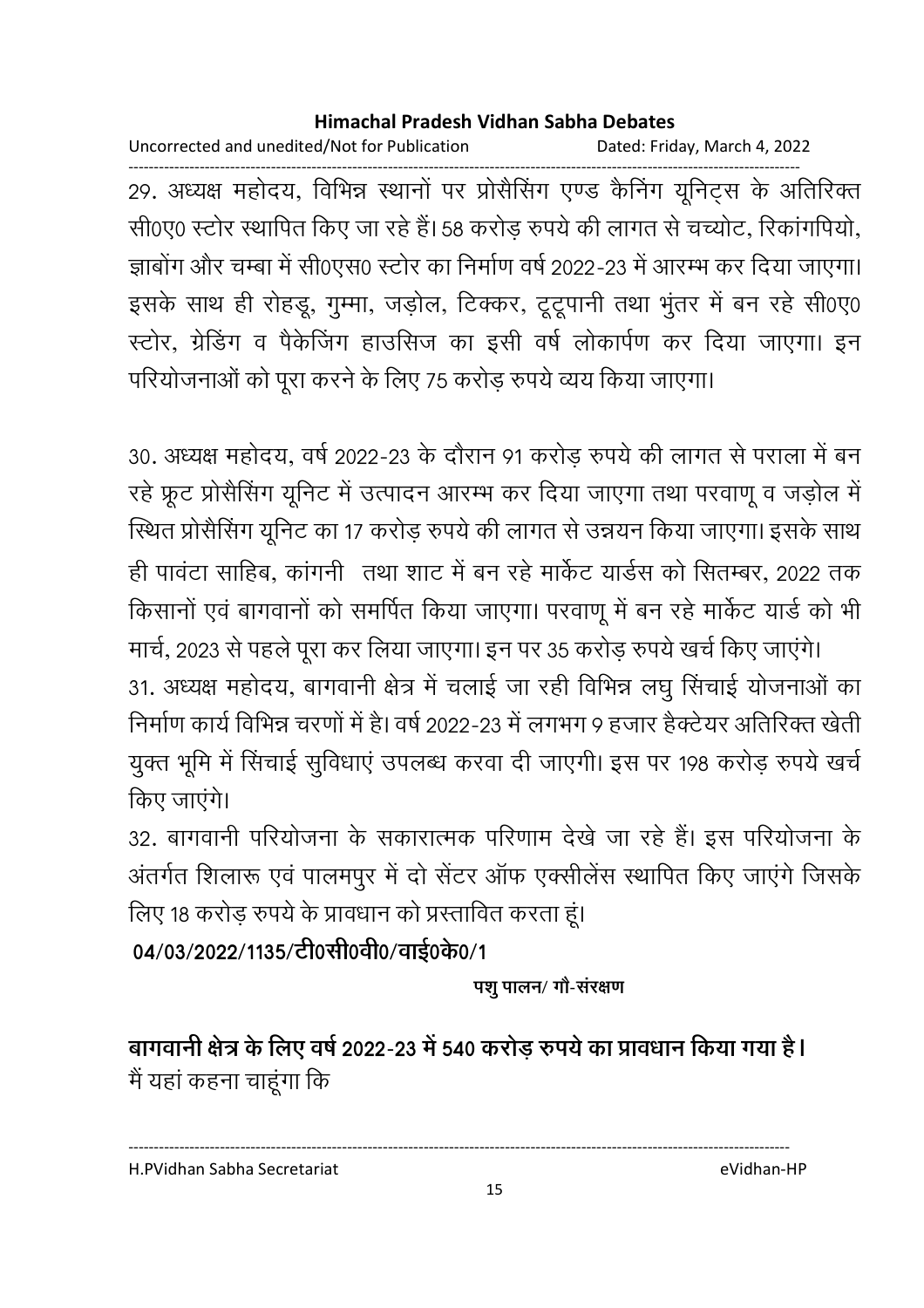29. अध्यक्ष महोदय, विभिन्न स्थानों पर प्रोसैसिंग एण्ड कैनिंग यूनिट्स के अतिरिक्त सी0ए0 स्टोर स्थापित किए जा रहे हैं। 58 करोड़ रुपये की लागत से चच्योट, रिकांगपियो, झाबोंग और चम्बा में सी0एस0 स्टोर का निर्माण वर्ष 2022-23 में आरम्भ कर दिया जाएगा। इसके साथ ही रोहडू, गुम्मा, जड़ोल, टिक्कर, टूटूपानी तथा भुंतर में बन रहे सी0ए0 स्टोर, ग्रेडिंग व पैकेजिंग हाउसिज का इसी वर्ष लोकार्पण कर दिया जाएगा। इन परियोजनाओं को पूरा करने के लिए 75 करोड़ रुपये व्यय किया जाएगा।

30. अध्यक्ष महोदय, वर्ष 2022-23 के दौरान 91 करोड़ रुपये की लागत से पराला में बन रहे फ्रूट प्रोसैसिंग यूनिट में उत्पादन आरम्भ कर दिया जाएगा तथा परवाणू व जड़ोल में स्थित प्रोसैसिंग यूनिट का 17 करोड़ रुपये की लागत से उन्नयन किया जाएगा। इसके साथ ही पावंटा साहिब, कांगनी तथा शाट में बन रहे मार्केट यार्डस को सितम्बर, 2022 तक किसानों एवं बागवानों को समर्पित किया जाएगा। परवाणू में बन रहे मार्केट यार्ड को भी मार्च, 2023 से पहले पूरा कर लिया जाएगा। इन पर 35 करोड़ रुपये खर्च किए जाएंगे।

31. अध्यक्ष महोदय, बागवानी क्षेत्र में चलाई जा रही विभिन्न लघु सिंचाई योजनाओं का निर्माण कार्य विभिन्न चरणों में है। वर्ष 2022-23 में लगभग 9 हजार हैक्टेयर अतिरिक्त खेती युक्त भूमि में सिंचाई सुविधाएं उपलब्ध करवा दी जाएगी। इस पर 198 करोड़ रुपये खर्च किए जाएंगे।

32. बागवानी परियोजना के सकारात्मक परिणाम देखे जा रहे हैं। इस परियोजना के अंतर्गत शिलारू एवं पालमपुर में दो सेंटर ऑफ एक्सीलेंस स्थापित किए जाएंगे जिसके लिए 18 करोड़ रुपये के प्रावधान को प्रस्तावित करता हूं।

**04/03/2022/1135/टी0सी0वी0/वाई0के0/1**

**पशु पालन/ गौ-संरक्षण**

**बागवानी क्षेत्र के लिए वर्ष 2022-23 में 540 करोड़ रुपये का प्रावधान किया गया है।**

मैं यहां कहना चाहूंगा कि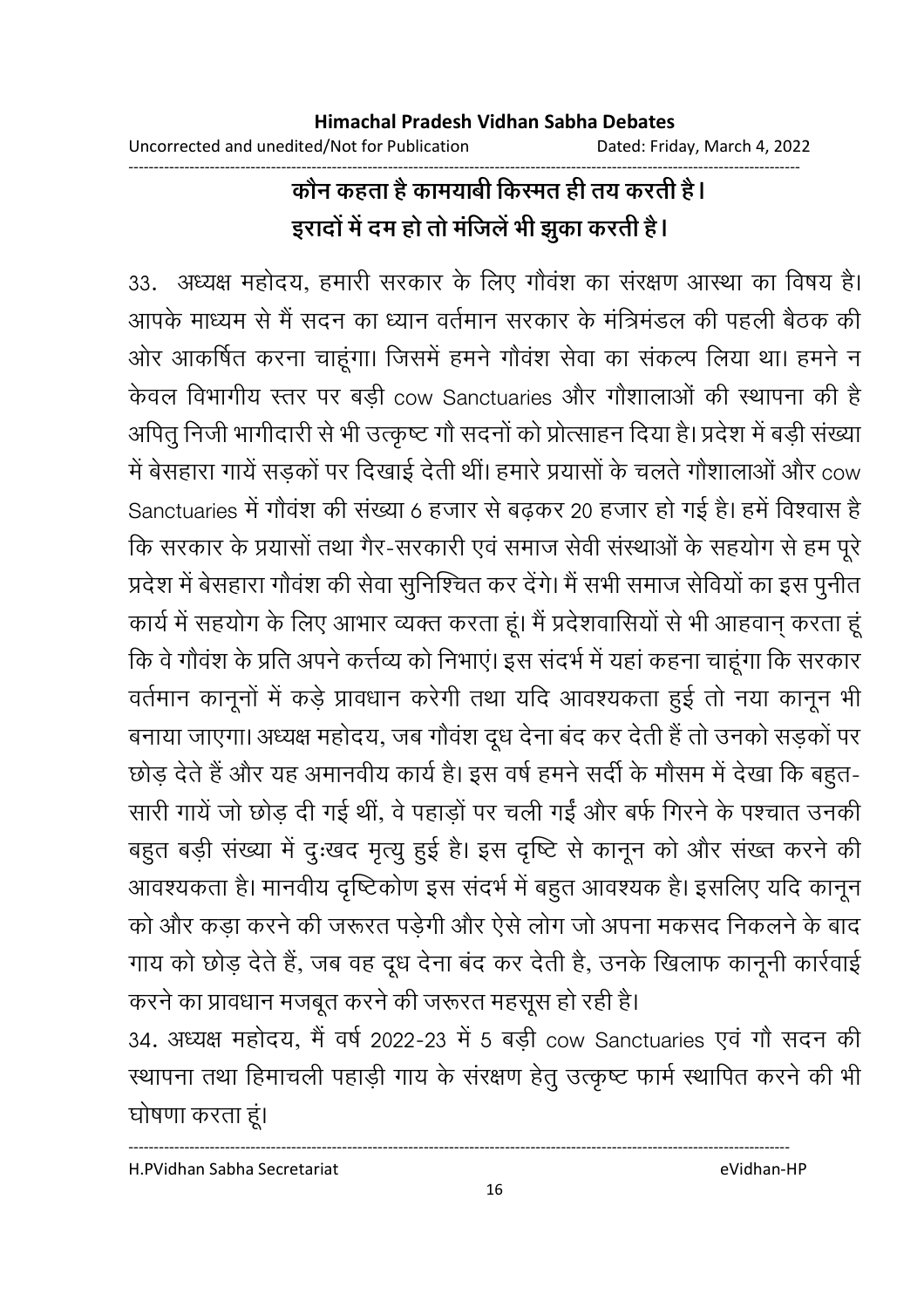**कौन कहता है कामयाबी किस्मत ही तय करती है।**
**इरादों में दम हो तो मंजिलें भी झुका करती है।**

33. अध्यक्ष महोदय, हमारी सरकार के लिए गौवंश का संरक्षण आस्था का विषय है। आपके माध्यम से मैं सदन का ध्यान वर्तमान सरकार के मंत्रिमंडल की पहली बैठक की ओर आकर्षित करना चाहूंगा। जिसमें हमने गौवंश सेवा का संकल्प लिया था। हमने न केवल विभागीय स्तर पर बड़ी cow Sanctuaries और गौशालाओं की स्थापना की है अपितु निजी भागीदारी से भी उत्कृष्ट गौ सदनों को प्रोत्साहन दिया है। प्रदेश में बड़ी संख्या में बेसहारा गायें सड़कों पर दिखाई देती थीं। हमारे प्रयासों के चलते गौशालाओं और cow Sanctuaries में गौवंश की संख्या 6 हजार से बढ़कर 20 हजार हो गई है। हमें विश्वास है कि सरकार के प्रयासों तथा गैर-सरकारी एवं समाज सेवी संस्थाओं के सहयोग से हम पूरे प्रदेश में बेसहारा गौवंश की सेवा सुनिश्चित कर देंगे। मैं सभी समाज सेवियों का इस पुनीत कार्य में सहयोग के लिए आभार व्यक्त करता हूं। मैं प्रदेशवासियों से भी आहवान् करता हूं कि वे गौवंश के प्रति अपने कर्त्तव्य को निभाएं। इस संदर्भ में यहां कहना चाहूंगा कि सरकार वर्तमान कानूनों में कड़े प्रावधान करेगी तथा यदि आवश्यकता हुई तो नया कानून भी बनाया जाएगा। अध्यक्ष महोदय, जब गौवंश दूध देना बंद कर देती हैं तो उनको सड़कों पर छोड़ देते हैं और यह अमानवीय कार्य है। इस वर्ष हमने सर्दी के मौसम में देखा कि बहुत-सारी गायें जो छोड़ दी गई थीं, वे पहाड़ों पर चली गईं और बर्फ गिरने के पश्चात उनकी बहुत बड़ी संख्या में दुःखद मृत्यु हुई है। इस दृष्टि से कानून को और संख्त करने की आवश्यकता है। मानवीय दृष्टिकोण इस संदर्भ में बहुत आवश्यक है। इसलिए यदि कानून को और कड़ा करने की जरूरत पड़ेगी और ऐसे लोग जो अपना मकसद निकलने के बाद गाय को छोड़ देते हैं, जब वह दूध देना बंद कर देती है, उनके खिलाफ कानूनी कार्रवाई करने का प्रावधान मजबूत करने की जरूरत महसूस हो रही है।

34. अध्यक्ष महोदय, मैं वर्ष 2022-23 में 5 बड़ी cow Sanctuaries एवं गौ सदन की स्थापना तथा हिमाचली पहाड़ी गाय के संरक्षण हेतु उत्कृष्ट फार्म स्थापित करने की भी घोषणा करता हूं।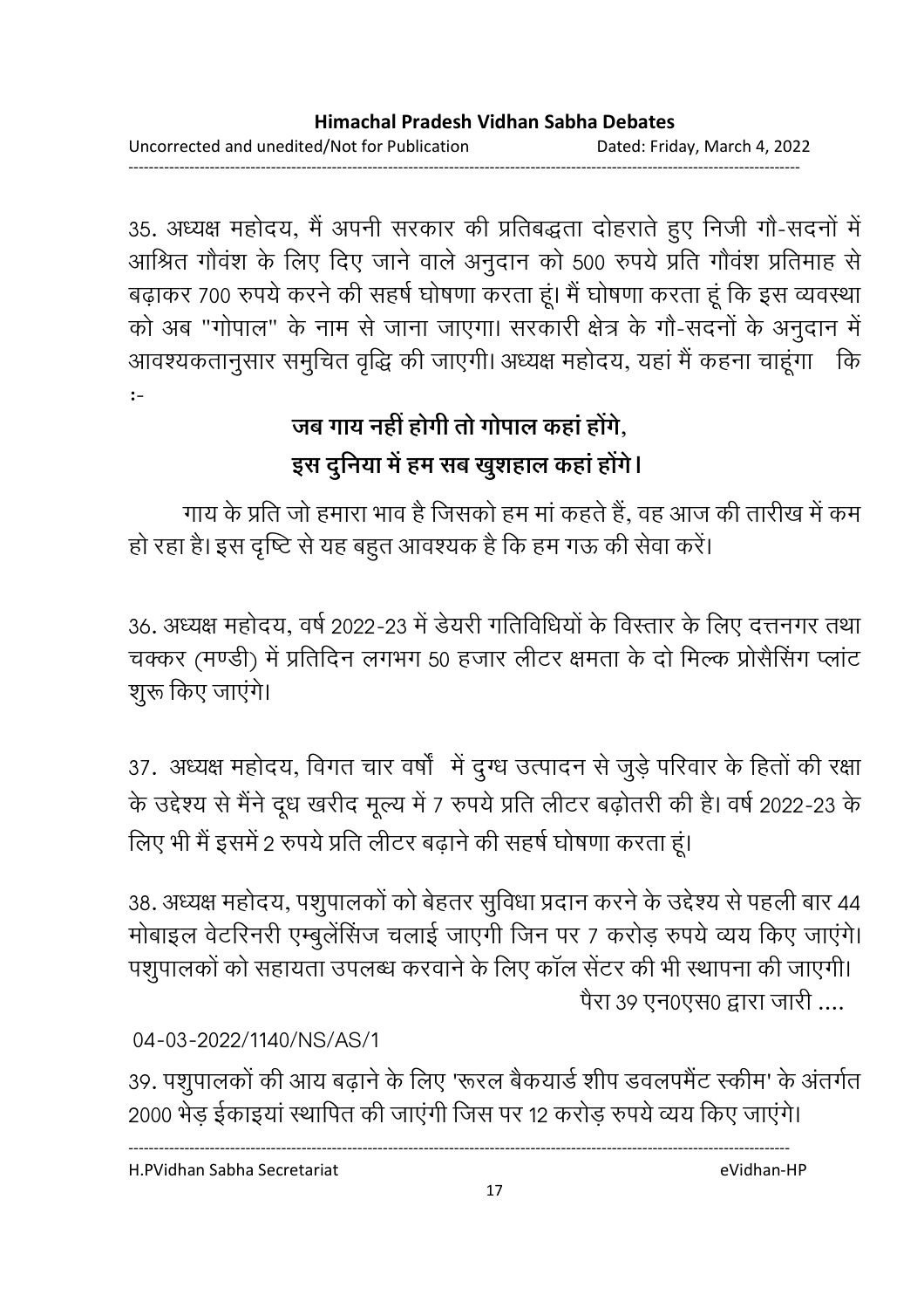35. अध्यक्ष महोदय, मैं अपनी सरकार की प्रतिबद्धता दोहराते हुए निजी गौ-सदनों में आश्रित गौवंश के लिए दिए जाने वाले अनुदान को 500 रुपये प्रति गौवंश प्रतिमाह से बढ़ाकर 700 रुपये करने की सहर्ष घोषणा करता हूं। मैं घोषणा करता हूं कि इस व्यवस्था को अब "गोपाल" के नाम से जाना जाएगा। सरकारी क्षेत्र के गौ-सदनों के अनुदान में आवश्यकतानुसार समुचित वृद्धि की जाएगी। अध्यक्ष महोदय, यहां मैं कहना चाहूंगा कि :-

**जब गाय नहीं होगी तो गोपाल कहां होंगे,**
**इस दुनिया में हम सब खुशहाल कहां होंगे।**

गाय के प्रति जो हमारा भाव है जिसको हम मां कहते हैं, वह आज की तारीख में कम हो रहा है। इस दृष्टि से यह बहुत आवश्यक है कि हम गऊ की सेवा करें।

36. अध्यक्ष महोदय, वर्ष 2022-23 में डेयरी गतिविधियों के विस्तार के लिए दत्तनगर तथा चक्कर (मण्डी) में प्रतिदिन लगभग 50 हजार लीटर क्षमता के दो मिल्क प्रोसैसिंग प्लांट शुरू किए जाएंगे।

37. अध्यक्ष महोदय, विगत चार वर्षों में दुग्ध उत्पादन से जुड़े परिवार के हितों की रक्षा के उद्देश्य से मैंने दूध खरीद मूल्य में 7 रुपये प्रति लीटर बढ़ोतरी की है। वर्ष 2022-23 के लिए भी मैं इसमें 2 रुपये प्रति लीटर बढ़ाने की सहर्ष घोषणा करता हूं।

38. अध्यक्ष महोदय, पशुपालकों को बेहतर सुविधा प्रदान करने के उद्देश्य से पहली बार 44 मोबाइल वेटरिनरी एम्बुलेंसिंज चलाई जाएगी जिन पर 7 करोड़ रुपये व्यय किए जाएंगे। पशुपालकों को सहायता उपलब्ध करवाने के लिए कॉल सेंटर की भी स्थापना की जाएगी।

पैरा 39 एन0एस0 द्वारा जारी ....

04-03-2022/1140/NS/AS/1

39. पशुपालकों की आय बढ़ाने के लिए 'रूरल बैकयार्ड शीप डवलपमैंट स्कीम' के अंतर्गत 2000 भेड़ ईकाइयां स्थापित की जाएंगी जिस पर 12 करोड़ रुपये व्यय किए जाएंगे।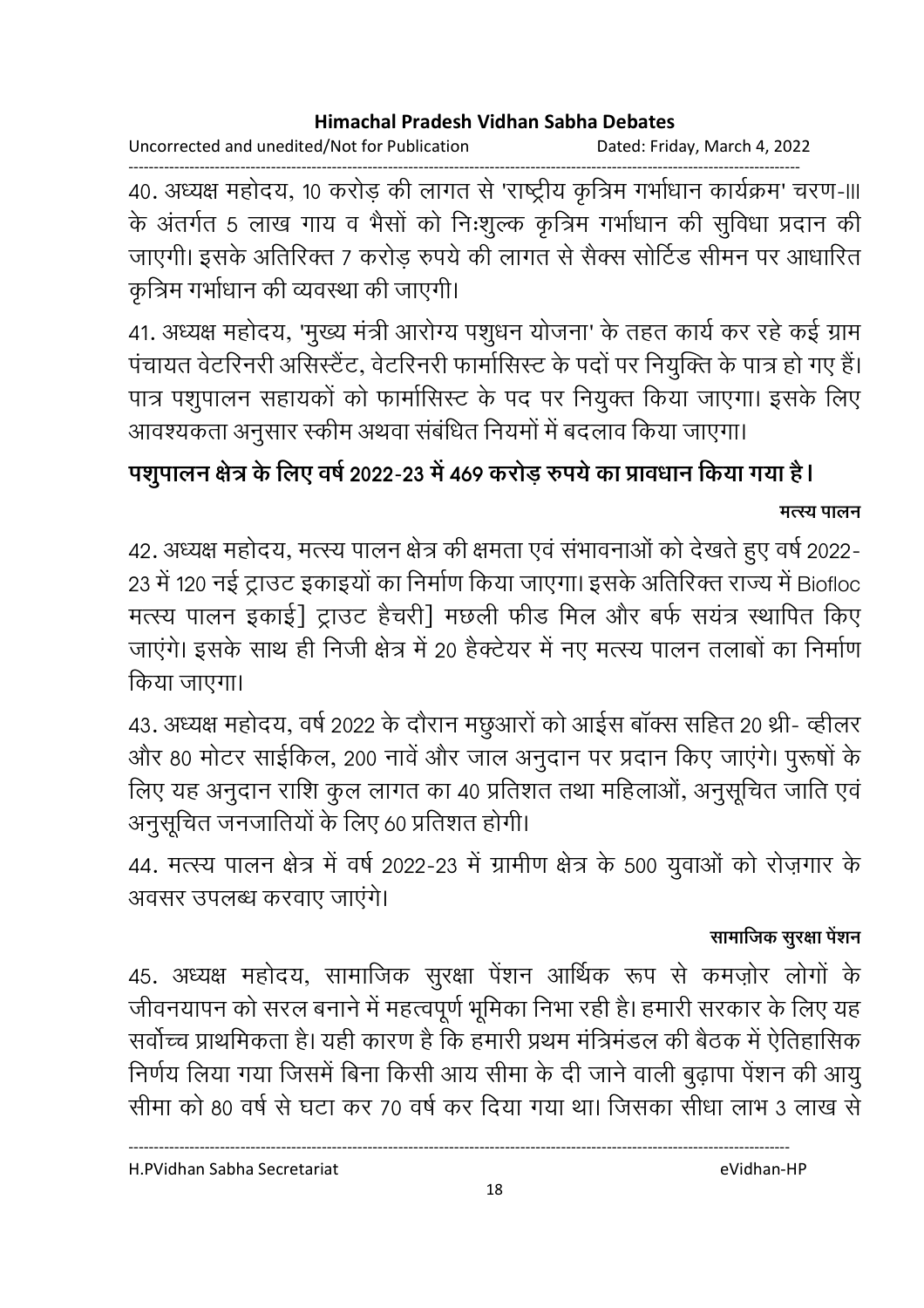40. अध्यक्ष महोदय, 10 करोड़ की लागत से 'राष्ट्रीय कृत्रिम गर्भाधान कार्यक्रम' चरण-III के अंतर्गत 5 लाख गाय व भैंसों को निःशुल्क कृत्रिम गर्भाधान की सुविधा प्रदान की जाएगी। इसके अतिरिक्त 7 करोड़ रुपये की लागत से सैक्स सोर्टिड सीमन पर आधारित कृत्रिम गर्भाधान की व्यवस्था की जाएगी।

41. अध्यक्ष महोदय, 'मुख्य मंत्री आरोग्य पशुधन योजना' के तहत कार्य कर रहे कई ग्राम पंचायत वेटरिनरी असिस्टैंट, वेटरिनरी फार्मासिस्ट के पदों पर नियुक्ति के पात्र हो गए हैं। पात्र पशुपालन सहायकों को फार्मासिस्ट के पद पर नियुक्त किया जाएगा। इसके लिए आवश्यकता अनुसार स्कीम अथवा संबंधित नियमों में बदलाव किया जाएगा।

**पशुपालन क्षेत्र के लिए वर्ष 2022-23 में 469 करोड़ रुपये का प्रावधान किया गया है।**

**मत्स्य पालन**

42. अध्यक्ष महोदय, मत्स्य पालन क्षेत्र की क्षमता एवं संभावनाओं को देखते हुए वर्ष 2022-23 में 120 नई ट्राउट इकाइयों का निर्माण किया जाएगा। इसके अतिरिक्त राज्य में Biofloc मत्स्य पालन इकाई] ट्राउट हैचरी] मछली फीड मिल और बर्फ सयंत्र स्थापित किए जाएंगे। इसके साथ ही निजी क्षेत्र में 20 हैक्टेयर में नए मत्स्य पालन तलाबों का निर्माण किया जाएगा।

43. अध्यक्ष महोदय, वर्ष 2022 के दौरान मछुआरों को आईस बॉक्स सहित 20 थ्री- व्हीलर और 80 मोटर साईकिल, 200 नावें और जाल अनुदान पर प्रदान किए जाएंगे। पुरूषों के लिए यह अनुदान राशि कुल लागत का 40 प्रतिशत तथा महिलाओं, अनुसूचित जाति एवं अनुसूचित जनजातियों के लिए 60 प्रतिशत होगी।

44. मत्स्य पालन क्षेत्र में वर्ष 2022-23 में ग्रामीण क्षेत्र के 500 युवाओं को रोज़गार के अवसर उपलब्ध करवाए जाएंगे।

**सामाजिक सुरक्षा पेंशन**

45. अध्यक्ष महोदय, सामाजिक सुरक्षा पेंशन आर्थिक रूप से कमज़ोर लोगों के जीवनयापन को सरल बनाने में महत्वपूर्ण भूमिका निभा रही है। हमारी सरकार के लिए यह सर्वोच्च प्राथमिकता है। यही कारण है कि हमारी प्रथम मंत्रिमंडल की बैठक में ऐतिहासिक निर्णय लिया गया जिसमें बिना किसी आय सीमा के दी जाने वाली बुढ़ापा पेंशन की आयु सीमा को 80 वर्ष से घटा कर 70 वर्ष कर दिया गया था। जिसका सीधा लाभ 3 लाख से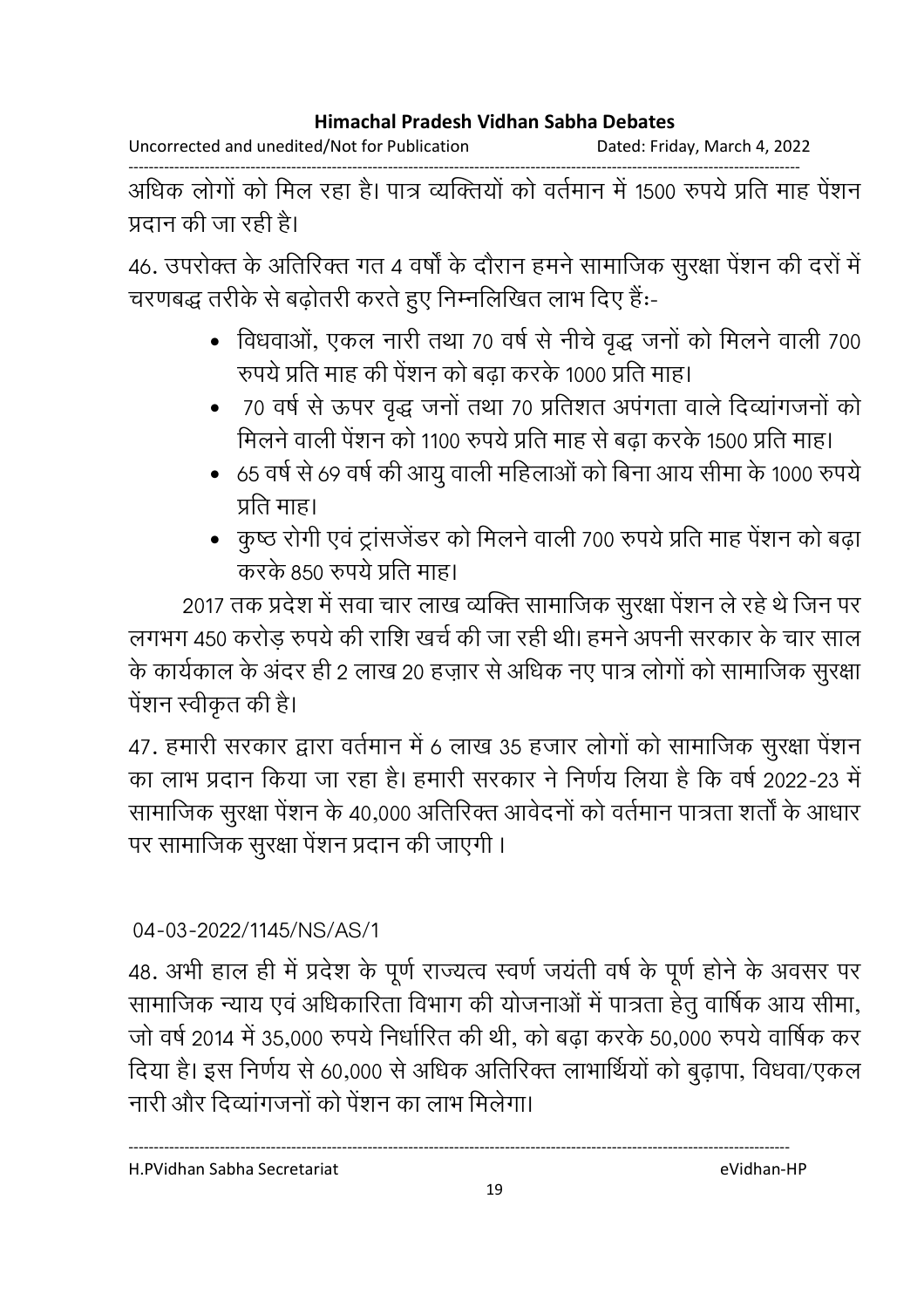अधिक लोगों को मिल रहा है। पात्र व्यक्तियों को वर्तमान में 1500 रुपये प्रति माह पेंशन प्रदान की जा रही है।

46. उपरोक्त के अतिरिक्त गत 4 वर्षों के दौरान हमने सामाजिक सुरक्षा पेंशन की दरों में चरणबद्ध तरीके से बढ़ोतरी करते हुए निम्नलिखित लाभ दिए हैं:-

- विधवाओं, एकल नारी तथा 70 वर्ष से नीचे वृद्ध जनों को मिलने वाली 700 रुपये प्रति माह की पेंशन को बढ़ा करके 1000 प्रति माह।
- 70 वर्ष से ऊपर वृद्ध जनों तथा 70 प्रतिशत अपंगता वाले दिव्यांगजनों को मिलने वाली पेंशन को 1100 रुपये प्रति माह से बढ़ा करके 1500 प्रति माह।
- 65 वर्ष से 69 वर्ष की आयु वाली महिलाओं को बिना आय सीमा के 1000 रुपये प्रति माह।
- कुष्ठ रोगी एवं ट्रांसजेंडर को मिलने वाली 700 रुपये प्रति माह पेंशन को बढ़ा करके 850 रुपये प्रति माह।

2017 तक प्रदेश में सवा चार लाख व्यक्ति सामाजिक सुरक्षा पेंशन ले रहे थे जिन पर लगभग 450 करोड़ रुपये की राशि खर्च की जा रही थी। हमने अपनी सरकार के चार साल के कार्यकाल के अंदर ही 2 लाख 20 हज़ार से अधिक नए पात्र लोगों को सामाजिक सुरक्षा पेंशन स्वीकृत की है।

47. हमारी सरकार द्वारा वर्तमान में 6 लाख 35 हजार लोगों को सामाजिक सुरक्षा पेंशन का लाभ प्रदान किया जा रहा है। हमारी सरकार ने निर्णय लिया है कि वर्ष 2022-23 में सामाजिक सुरक्षा पेंशन के 40,000 अतिरिक्त आवेदनों को वर्तमान पात्रता शर्तों के आधार पर सामाजिक सुरक्षा पेंशन प्रदान की जाएगी ।

04-03-2022/1145/NS/AS/1

48. अभी हाल ही में प्रदेश के पूर्ण राज्यत्व स्वर्ण जयंती वर्ष के पूर्ण होने के अवसर पर सामाजिक न्याय एवं अधिकारिता विभाग की योजनाओं में पात्रता हेतु वार्षिक आय सीमा, जो वर्ष 2014 में 35,000 रुपये निर्धारित की थी, को बढ़ा करके 50,000 रुपये वार्षिक कर दिया है। इस निर्णय से 60,000 से अधिक अतिरिक्त लाभार्थियों को बुढ़ापा, विधवा/एकल नारी और दिव्यांगजनों को पेंशन का लाभ मिलेगा।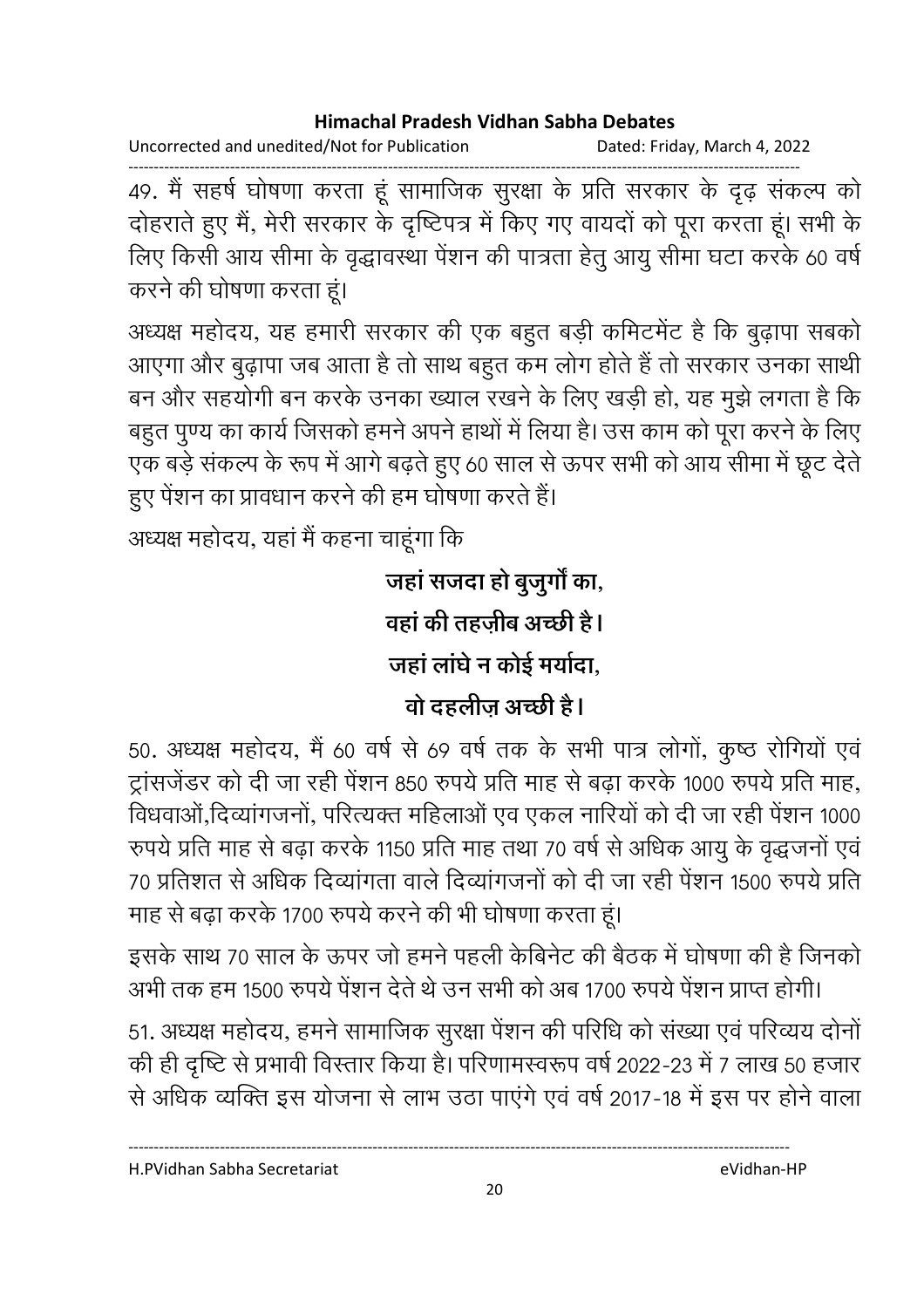49. मैं सहर्ष घोषणा करता हूं सामाजिक सुरक्षा के प्रति सरकार के दृढ़ संकल्प को दोहराते हुए मैं, मेरी सरकार के दृष्टिपत्र में किए गए वायदों को पूरा करता हूं। सभी के लिए किसी आय सीमा के वृद्धावस्था पेंशन की पात्रता हेतु आयु सीमा घटा करके 60 वर्ष करने की घोषणा करता हूं।

अध्यक्ष महोदय, यह हमारी सरकार की एक बहुत बड़ी कमिटमेंट है कि बुढ़ापा सबको आएगा और बुढ़ापा जब आता है तो साथ बहुत कम लोग होते हैं तो सरकार उनका साथी बन और सहयोगी बन करके उनका ख्याल रखने के लिए खड़ी हो, यह मुझे लगता है कि बहुत पुण्य का कार्य जिसको हमने अपने हाथों में लिया है। उस काम को पूरा करने के लिए एक बड़े संकल्प के रूप में आगे बढ़ते हुए 60 साल से ऊपर सभी को आय सीमा में छूट देते हुए पेंशन का प्रावधान करने की हम घोषणा करते हैं।

अध्यक्ष महोदय, यहां मैं कहना चाहूंगा कि

**जहां सजदा हो बुजुर्गों का,**
**वहां की तहज़ीब अच्छी है।**
**जहां लांघे न कोई मर्यादा,**
**वो दहलीज़ अच्छी है।**

50. अध्यक्ष महोदय, मैं 60 वर्ष से 69 वर्ष तक के सभी पात्र लोगों, कुष्ठ रोगियों एवं ट्रांसजेंडर को दी जा रही पेंशन 850 रुपये प्रति माह से बढ़ा करके 1000 रुपये प्रति माह, विधवाओं,दिव्यांगजनों, परित्यक्त महिलाओं एव एकल नारियों को दी जा रही पेंशन 1000 रुपये प्रति माह से बढ़ा करके 1150 प्रति माह तथा 70 वर्ष से अधिक आयु के वृद्धजनों एवं 70 प्रतिशत से अधिक दिव्यांगता वाले दिव्यांगजनों को दी जा रही पेंशन 1500 रुपये प्रति माह से बढ़ा करके 1700 रुपये करने की भी घोषणा करता हूं।

इसके साथ 70 साल के ऊपर जो हमने पहली केबिनेट की बैठक में घोषणा की है जिनको अभी तक हम 1500 रुपये पेंशन देते थे उन सभी को अब 1700 रुपये पेंशन प्राप्त होगी।

51. अध्यक्ष महोदय, हमने सामाजिक सुरक्षा पेंशन की परिधि को संख्या एवं परिव्यय दोनों की ही दृष्टि से प्रभावी विस्तार किया है। परिणामस्वरूप वर्ष 2022-23 में 7 लाख 50 हजार से अधिक व्यक्ति इस योजना से लाभ उठा पाएंगे एवं वर्ष 2017-18 में इस पर होने वाला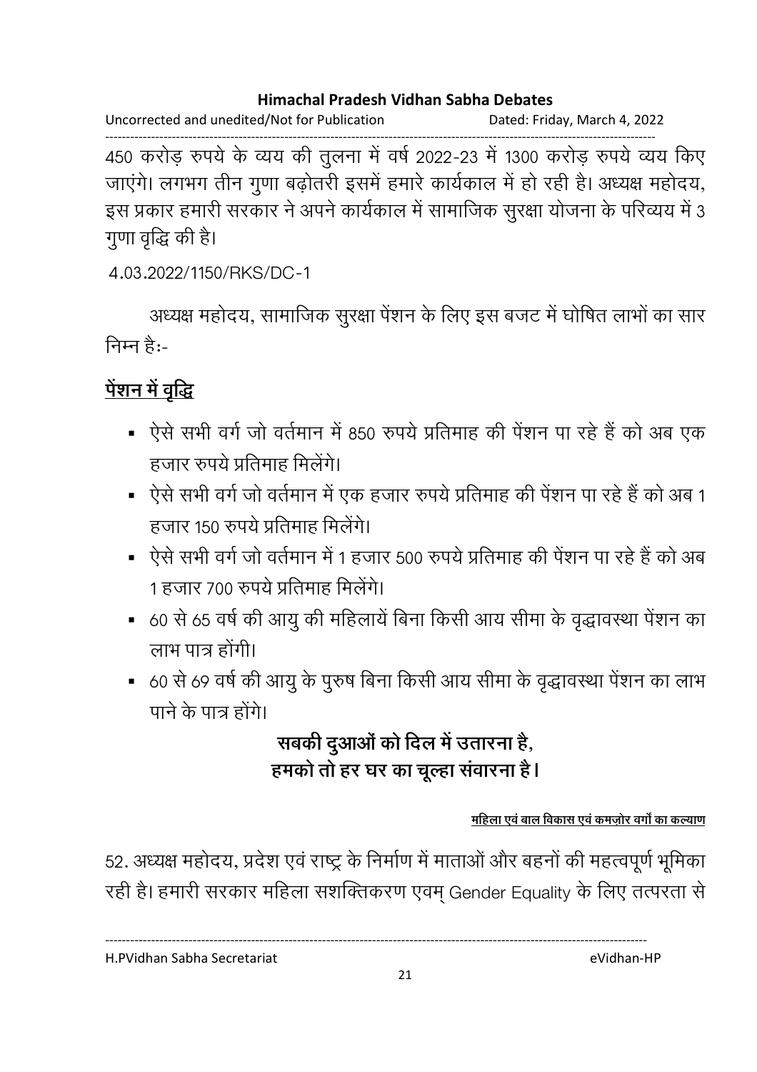450 करोड़ रुपये के व्यय की तुलना में वर्ष 2022-23 में 1300 करोड़ रुपये व्यय किए जाएंगे। लगभग तीन गुणा बढ़ोतरी इसमें हमारे कार्यकाल में हो रही है। अध्यक्ष महोदय, इस प्रकार हमारी सरकार ने अपने कार्यकाल में सामाजिक सुरक्षा योजना के परिव्यय में 3 गुणा वृद्धि की है।

4.03.2022/1150/RKS/DC-1

अध्यक्ष महोदय, सामाजिक सुरक्षा पेंशन के लिए इस बजट में घोषित लाभों का सार निम्न है:-

**<u>पेंशन में वृद्धि</u>**

- ऐसे सभी वर्ग जो वर्तमान में 850 रुपये प्रतिमाह की पेंशन पा रहे हैं को अब एक हजार रुपये प्रतिमाह मिलेंगे।
- ऐसे सभी वर्ग जो वर्तमान में एक हजार रुपये प्रतिमाह की पेंशन पा रहे हैं को अब 1 हजार 150 रुपये प्रतिमाह मिलेंगे।
- ऐसे सभी वर्ग जो वर्तमान में 1 हजार 500 रुपये प्रतिमाह की पेंशन पा रहे हैं को अब 1 हजार 700 रुपये प्रतिमाह मिलेंगे।
- 60 से 65 वर्ष की आयु की महिलायें बिना किसी आय सीमा के वृद्धावस्था पेंशन का लाभ पात्र होंगी।
- 60 से 69 वर्ष की आयु के पुरुष बिना किसी आय सीमा के वृद्धावस्था पेंशन का लाभ पाने के पात्र होंगे।

**सबकी दुआओं को दिल में उतारना है,**
**हमको तो हर घर का चूल्हा संवारना है।**

**<u>महिला एवं बाल विकास एवं कमज़ोर वर्गों का कल्याण</u>**

52. अध्यक्ष महोदय, प्रदेश एवं राष्ट्र के निर्माण में माताओं और बहनों की महत्वपूर्ण भूमिका रही है। हमारी सरकार महिला सशक्तिकरण एवम् Gender Equality के लिए तत्परता से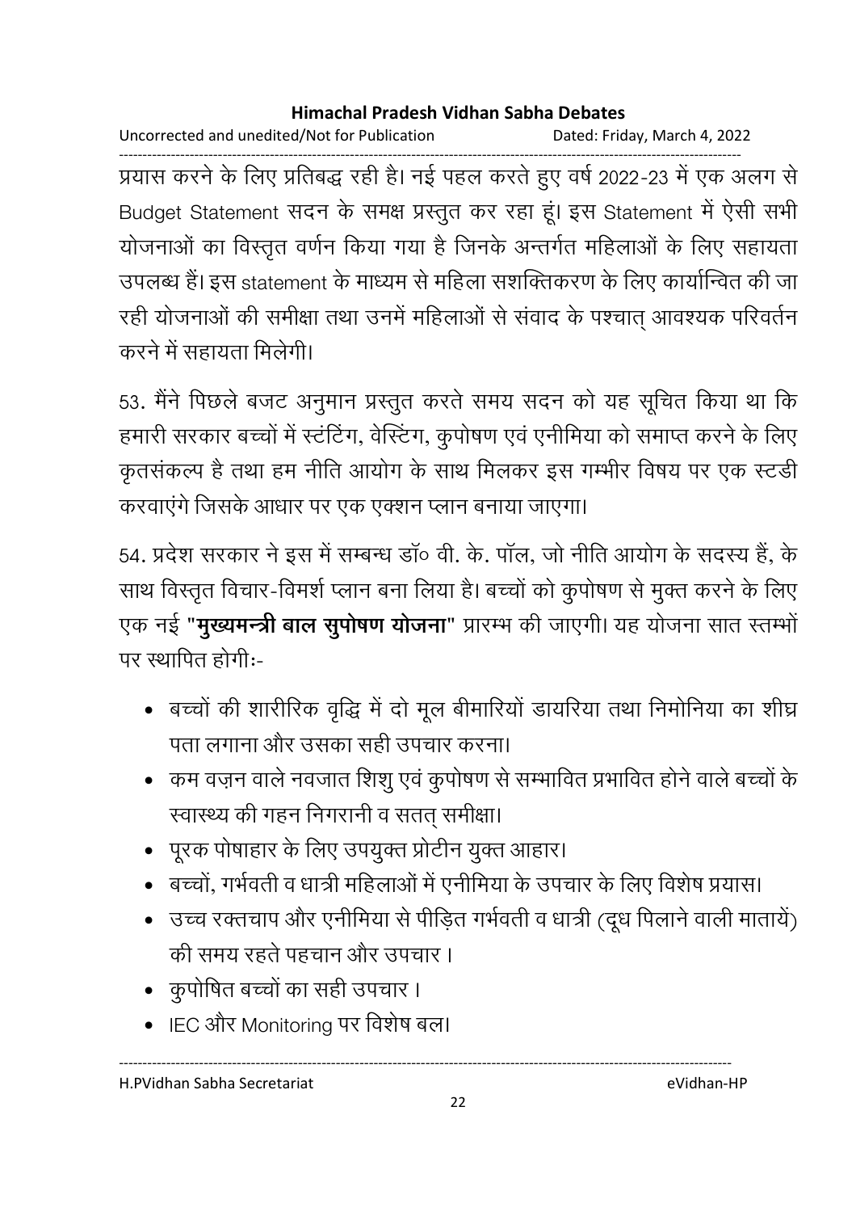प्रयास करने के लिए प्रतिबद्ध रही है। नई पहल करते हुए वर्ष 2022-23 में एक अलग से Budget Statement सदन के समक्ष प्रस्तुत कर रहा हूं। इस Statement में ऐसी सभी योजनाओं का विस्तृत वर्णन किया गया है जिनके अन्तर्गत महिलाओं के लिए सहायता उपलब्ध हैं। इस statement के माध्यम से महिला सशक्तिकरण के लिए कार्यान्वित की जा रही योजनाओं की समीक्षा तथा उनमें महिलाओं से संवाद के पश्चात् आवश्यक परिवर्तन करने में सहायता मिलेगी।

53. मैंने पिछले बजट अनुमान प्रस्तुत करते समय सदन को यह सूचित किया था कि हमारी सरकार बच्चों में स्टंटिंग, वेस्टिंग, कुपोषण एवं एनीमिया को समाप्त करने के लिए कृतसंकल्प है तथा हम नीति आयोग के साथ मिलकर इस गम्भीर विषय पर एक स्टडी करवाएंगे जिसके आधार पर एक एक्शन प्लान बनाया जाएगा।

54. प्रदेश सरकार ने इस में सम्बन्ध डॉ० वी. के. पॉल, जो नीति आयोग के सदस्य हैं, के साथ विस्तृत विचार-विमर्श प्लान बना लिया है। बच्चों को कुपोषण से मुक्त करने के लिए एक नई "**मुख्यमन्त्री बाल सुपोषण योजना**" प्रारम्भ की जाएगी। यह योजना सात स्तम्भों पर स्थापित होगीः-

- बच्चों की शारीरिक वृद्धि में दो मूल बीमारियों डायरिया तथा निमोनिया का शीघ्र पता लगाना और उसका सही उपचार करना।
- कम वज़न वाले नवजात शिशु एवं कुपोषण से सम्भावित प्रभावित होने वाले बच्चों के स्वास्थ्य की गहन निगरानी व सतत् समीक्षा।
- पूरक पोषाहार के लिए उपयुक्त प्रोटीन युक्त आहार।
- बच्चों, गर्भवती व धात्री महिलाओं में एनीमिया के उपचार के लिए विशेष प्रयास।
- उच्च रक्तचाप और एनीमिया से पीड़ित गर्भवती व धात्री (दूध पिलाने वाली मातायें) की समय रहते पहचान और उपचार ।
- कुपोषित बच्चों का सही उपचार ।
- IEC और Monitoring पर विशेष बल।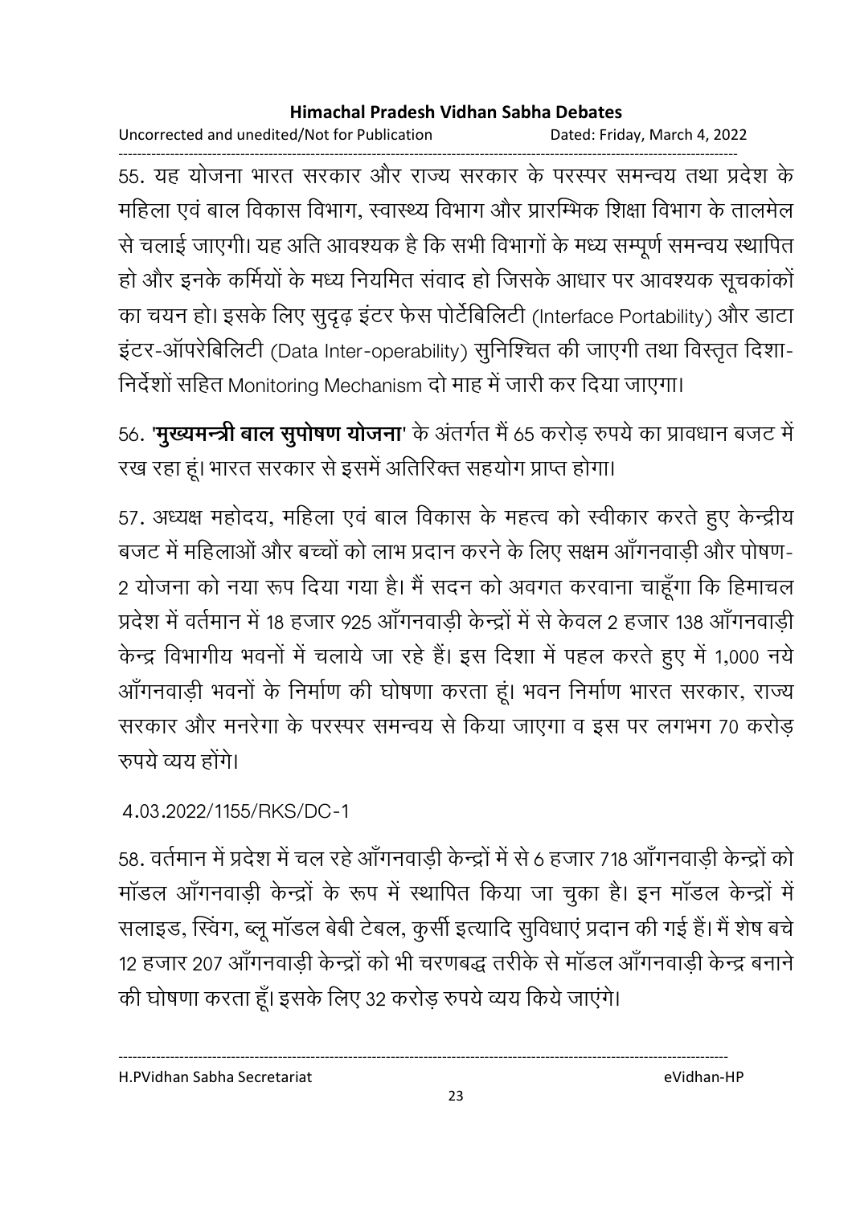55. यह योजना भारत सरकार और राज्य सरकार के परस्पर समन्वय तथा प्रदेश के महिला एवं बाल विकास विभाग, स्वास्थ्य विभाग और प्रारम्भिक शिक्षा विभाग के तालमेल से चलाई जाएगी। यह अति आवश्यक है कि सभी विभागों के मध्य सम्पूर्ण समन्वय स्थापित हो और इनके कर्मियों के मध्य नियमित संवाद हो जिसके आधार पर आवश्यक सूचकांकों का चयन हो। इसके लिए सुदृढ़ इंटर फेस पोर्टेबिलिटी (Interface Portability) और डाटा इंटर-ऑपरेबिलिटी (Data Inter-operability) सुनिश्चित की जाएगी तथा विस्तृत दिशा-निर्देशों सहित Monitoring Mechanism दो माह में जारी कर दिया जाएगा।

56. '**मुख्यमन्त्री बाल सुपोषण योजना**' के अंतर्गत मैं 65 करोड़ रुपये का प्रावधान बजट में रख रहा हूं। भारत सरकार से इसमें अतिरिक्त सहयोग प्राप्त होगा।

57. अध्यक्ष महोदय, महिला एवं बाल विकास के महत्व को स्वीकार करते हुए केन्द्रीय बजट में महिलाओं और बच्चों को लाभ प्रदान करने के लिए सक्षम आँगनवाड़ी और पोषण-2 योजना को नया रूप दिया गया है। मैं सदन को अवगत करवाना चाहूँगा कि हिमाचल प्रदेश में वर्तमान में 18 हजार 925 आँगनवाड़ी केन्द्रों में से केवल 2 हजार 138 आँगनवाड़ी केन्द्र विभागीय भवनों में चलाये जा रहे हैं। इस दिशा में पहल करते हुए में 1,000 नये आँगनवाड़ी भवनों के निर्माण की घोषणा करता हूं। भवन निर्माण भारत सरकार, राज्य सरकार और मनरेगा के परस्पर समन्वय से किया जाएगा व इस पर लगभग 70 करोड़ रुपये व्यय होंगे।

4.03.2022/1155/RKS/DC-1

58. वर्तमान में प्रदेश में चल रहे आँगनवाड़ी केन्द्रों में से 6 हजार 718 आँगनवाड़ी केन्द्रों को मॉडल आँगनवाड़ी केन्द्रों के रूप में स्थापित किया जा चुका है। इन मॉडल केन्द्रों में सलाइड, स्विंग, ब्लू मॉडल बेबी टेबल, कुर्सी इत्यादि सुविधाएं प्रदान की गई हैं। मैं शेष बचे 12 हजार 207 आँगनवाड़ी केन्द्रों को भी चरणबद्ध तरीके से मॉडल आँगनवाड़ी केन्द्र बनाने की घोषणा करता हूँ। इसके लिए 32 करोड़ रुपये व्यय किये जाएंगे।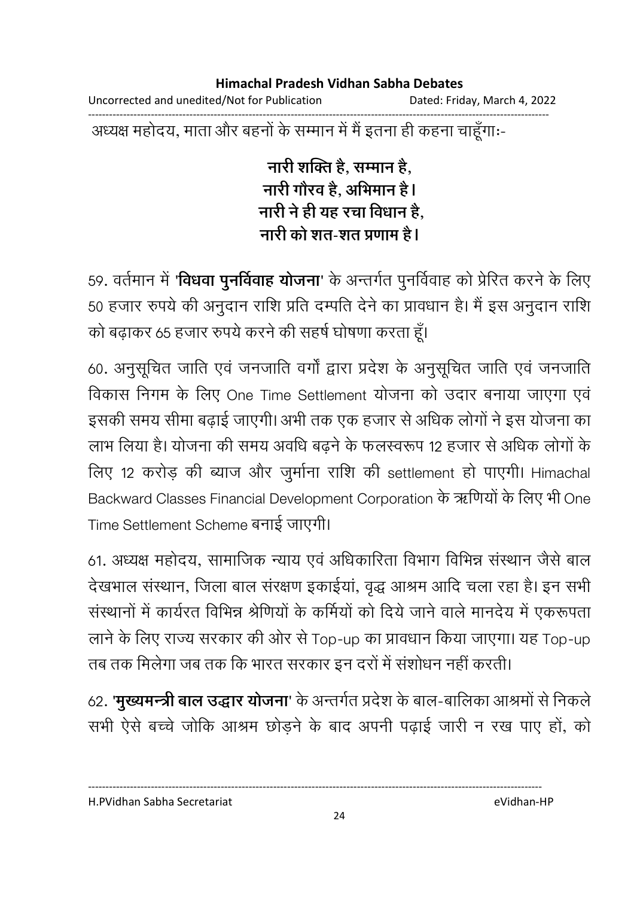अध्यक्ष महोदय, माता और बहनों के सम्मान में मैं इतना ही कहना चाहूँगाः-

**नारी शक्ति है, सम्मान है,**
**नारी गौरव है, अभिमान है।**
**नारी ने ही यह रचा विधान है,**
**नारी को शत-शत प्रणाम है।**

59. वर्तमान में '**विधवा पुनर्विवाह योजना**' के अन्तर्गत पुनर्विवाह को प्रेरित करने के लिए 50 हजार रुपये की अनुदान राशि प्रति दम्पति देने का प्रावधान है। मैं इस अनुदान राशि को बढ़ाकर 65 हजार रुपये करने की सहर्ष घोषणा करता हूँ।

60. अनुसूचित जाति एवं जनजाति वर्गों द्वारा प्रदेश के अनुसूचित जाति एवं जनजाति विकास निगम के लिए One Time Settlement योजना को उदार बनाया जाएगा एवं इसकी समय सीमा बढ़ाई जाएगी। अभी तक एक हजार से अधिक लोगों ने इस योजना का लाभ लिया है। योजना की समय अवधि बढ़ने के फलस्वरूप 12 हजार से अधिक लोगों के लिए 12 करोड़ की ब्याज और जुर्माना राशि की settlement हो पाएगी। Himachal Backward Classes Financial Development Corporation के ऋणियों के लिए भी One Time Settlement Scheme बनाई जाएगी।

61. अध्यक्ष महोदय, सामाजिक न्याय एवं अधिकारिता विभाग विभिन्न संस्थान जैसे बाल देखभाल संस्थान, जिला बाल संरक्षण इकाईयां, वृद्ध आश्रम आदि चला रहा है। इन सभी संस्थानों में कार्यरत विभिन्न श्रेणियों के कर्मियों को दिये जाने वाले मानदेय में एकरूपता लाने के लिए राज्य सरकार की ओर से Top-up का प्रावधान किया जाएगा। यह Top-up तब तक मिलेगा जब तक कि भारत सरकार इन दरों में संशोधन नहीं करती।

62. '**मुख्यमन्त्री बाल उद्धार योजना**' के अन्तर्गत प्रदेश के बाल-बालिका आश्रमों से निकले सभी ऐसे बच्चे जोकि आश्रम छोड़ने के बाद अपनी पढ़ाई जारी न रख पाए हों, को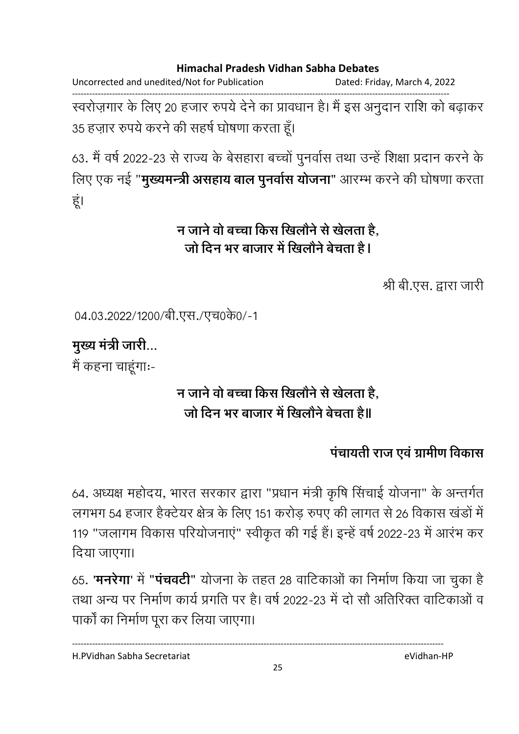स्वरोज़गार के लिए 20 हजार रुपये देने का प्रावधान है। मैं इस अनुदान राशि को बढ़ाकर 35 हज़ार रुपये करने की सहर्ष घोषणा करता हूँ।

63. मैं वर्ष 2022-23 से राज्य के बेसहारा बच्चों पुनर्वास तथा उन्हें शिक्षा प्रदान करने के लिए एक नई "**मुख्यमन्त्री असहाय बाल पुनर्वास योजना**" आरम्भ करने की घोषणा करता हूं।

**न जाने वो बच्चा किस खिलौने से खेलता है,**
**जो दिन भर बाजार में खिलौने बेचता है।**

श्री बी.एस. द्वारा जारी

04.03.2022/1200/बी.एस./एच0के0/-1

**मुख्य मंत्री जारी...**

मैं कहना चाहूंगाः-

**न जाने वो बच्चा किस खिलौने से खेलता है,**
**जो दिन भर बाजार में खिलौने बेचता है॥**

## पंचायती राज एवं ग्रामीण विकास

64. अध्यक्ष महोदय, भारत सरकार द्वारा "प्रधान मंत्री कृषि सिंचाई योजना" के अन्तर्गत लगभग 54 हजार हैक्टेयर क्षेत्र के लिए 151 करोड़ रुपए की लागत से 26 विकास खंडों में 119 "जलागम विकास परियोजनाएं" स्वीकृत की गई हैं। इन्हें वर्ष 2022-23 में आरंभ कर दिया जाएगा।

65. '**मनरेगा**' में "**पंचवटी**" योजना के तहत 28 वाटिकाओं का निर्माण किया जा चुका है तथा अन्य पर निर्माण कार्य प्रगति पर है। वर्ष 2022-23 में दो सौ अतिरिक्त वाटिकाओं व पार्कों का निर्माण पूरा कर लिया जाएगा।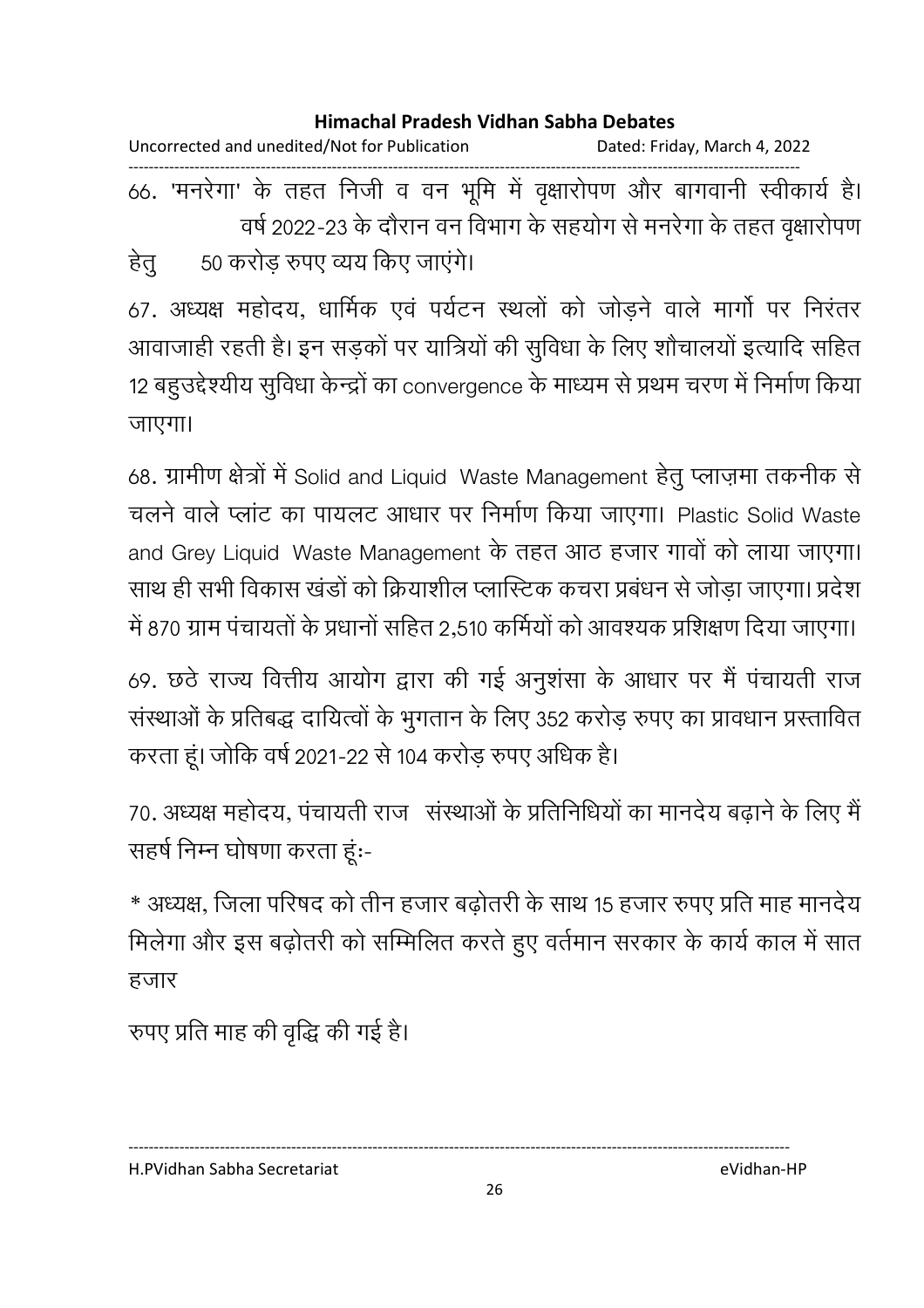66. 'मनरेगा' के तहत निजी व वन भूमि में वृक्षारोपण और बागवानी स्वीकार्य है। वर्ष 2022-23 के दौरान वन विभाग के सहयोग से मनरेगा के तहत वृक्षारोपण हेतु 50 करोड़ रुपए व्यय किए जाएंगे।

67. अध्यक्ष महोदय, धार्मिक एवं पर्यटन स्थलों को जोड़ने वाले मार्गो पर निरंतर आवाजाही रहती है। इन सड़कों पर यात्रियों की सुविधा के लिए शौचालयों इत्यादि सहित 12 बहुउद्देश्यीय सुविधा केन्द्रों का convergence के माध्यम से प्रथम चरण में निर्माण किया जाएगा।

68. ग्रामीण क्षेत्रों में Solid and Liquid Waste Management हेतु प्लाज़्मा तकनीक से चलने वाले प्लांट का पायलट आधार पर निर्माण किया जाएगा। Plastic Solid Waste and Grey Liquid Waste Management के तहत आठ हजार गावों को लाया जाएगा। साथ ही सभी विकास खंडों को क्रियाशील प्लास्टिक कचरा प्रबंधन से जोड़ा जाएगा। प्रदेश में 870 ग्राम पंचायतों के प्रधानों सहित 2,510 कर्मियों को आवश्यक प्रशिक्षण दिया जाएगा।

69. छठे राज्य वित्तीय आयोग द्वारा की गई अनुशंसा के आधार पर मैं पंचायती राज संस्थाओं के प्रतिबद्ध दायित्वों के भुगतान के लिए 352 करोड़ रुपए का प्रावधान प्रस्तावित करता हूं। जोकि वर्ष 2021-22 से 104 करोड़ रुपए अधिक है।

70. अध्यक्ष महोदय, पंचायती राज संस्थाओं के प्रतिनिधियों का मानदेय बढ़ाने के लिए मैं सहर्ष निम्न घोषणा करता हूं:-

* अध्यक्ष, जिला परिषद को तीन हजार बढ़ोतरी के साथ 15 हजार रुपए प्रति माह मानदेय मिलेगा और इस बढ़ोतरी को सम्मिलित करते हुए वर्तमान सरकार के कार्य काल में सात हजार

रुपए प्रति माह की वृद्धि की गई है।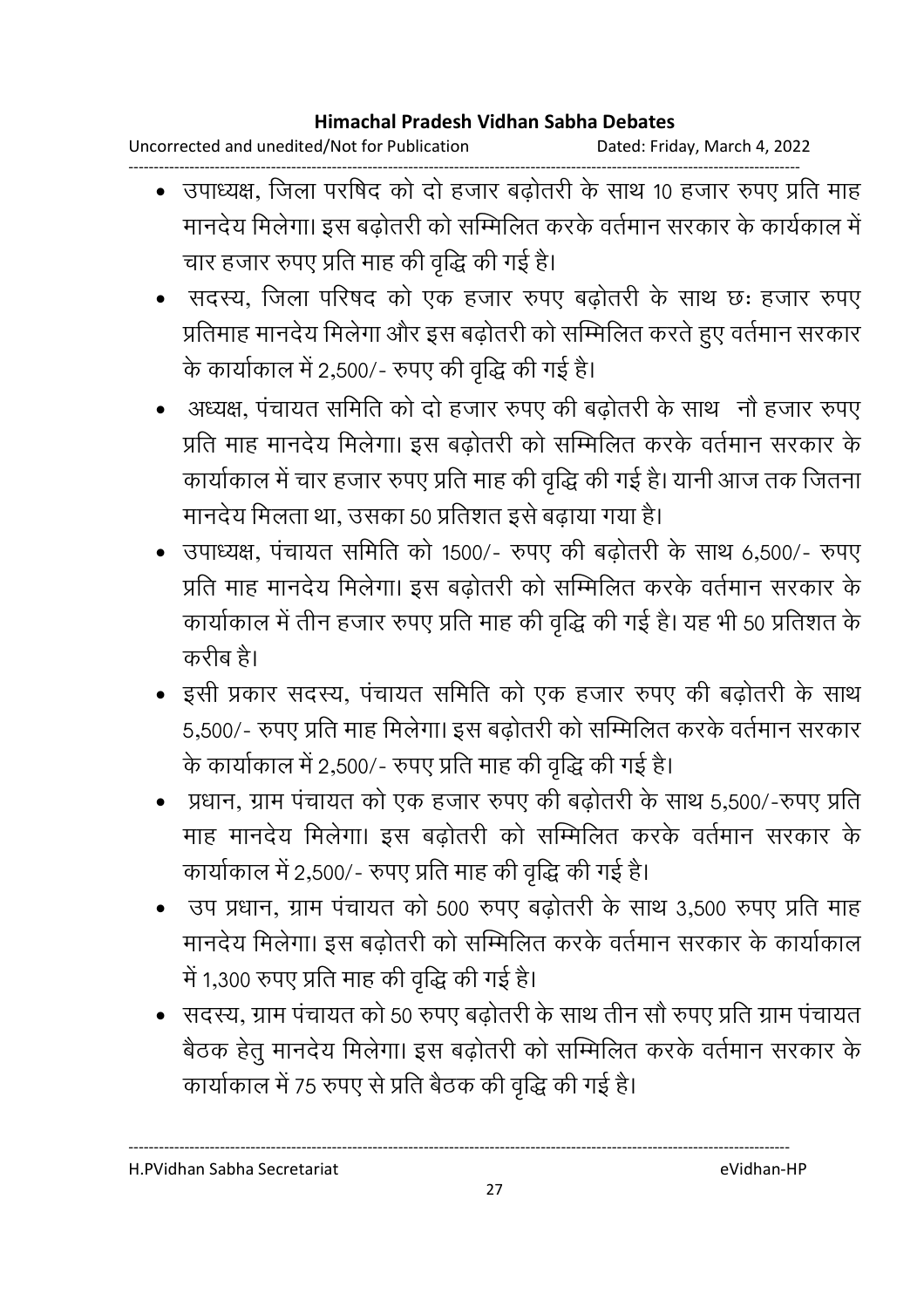- उपाध्यक्ष, जिला परषिद को दो हजार बढ़ोतरी के साथ 10 हजार रुपए प्रति माह मानदेय मिलेगा। इस बढ़ोतरी को सम्मिलित करके वर्तमान सरकार के कार्यकाल में चार हजार रुपए प्रति माह की वृद्धि की गई है।
- सदस्य, जिला परिषद को एक हजार रुपए बढ़ोतरी के साथ छः हजार रुपए प्रतिमाह मानदेय मिलेगा और इस बढ़ोतरी को सम्मिलित करते हुए वर्तमान सरकार के कार्याकाल में 2,500/- रुपए की वृद्धि की गई है।
- अध्यक्ष, पंचायत समिति को दो हजार रुपए की बढ़ोतरी के साथ नौ हजार रुपए प्रति माह मानदेय मिलेगा। इस बढ़ोतरी को सम्मिलित करके वर्तमान सरकार के कार्याकाल में चार हजार रुपए प्रति माह की वृद्धि की गई है। यानी आज तक जितना मानदेय मिलता था, उसका 50 प्रतिशत इसे बढ़ाया गया है।
- उपाध्यक्ष, पंचायत समिति को 1500/- रुपए की बढ़ोतरी के साथ 6,500/- रुपए प्रति माह मानदेय मिलेगा। इस बढ़ोतरी को सम्मिलित करके वर्तमान सरकार के कार्याकाल में तीन हजार रुपए प्रति माह की वृद्धि की गई है। यह भी 50 प्रतिशत के करीब है।
- इसी प्रकार सदस्य, पंचायत समिति को एक हजार रुपए की बढ़ोतरी के साथ 5,500/- रुपए प्रति माह मिलेगा। इस बढ़ोतरी को सम्मिलित करके वर्तमान सरकार के कार्याकाल में 2,500/- रुपए प्रति माह की वृद्धि की गई है।
- प्रधान, ग्राम पंचायत को एक हजार रुपए की बढ़ोतरी के साथ 5,500/-रुपए प्रति माह मानदेय मिलेगा। इस बढ़ोतरी को सम्मिलित करके वर्तमान सरकार के कार्याकाल में 2,500/- रुपए प्रति माह की वृद्धि की गई है।
- उप प्रधान, ग्राम पंचायत को 500 रुपए बढ़ोतरी के साथ 3,500 रुपए प्रति माह मानदेय मिलेगा। इस बढ़ोतरी को सम्मिलित करके वर्तमान सरकार के कार्याकाल में 1,300 रुपए प्रति माह की वृद्धि की गई है।
- सदस्य, ग्राम पंचायत को 50 रुपए बढ़ोतरी के साथ तीन सौ रुपए प्रति ग्राम पंचायत बैठक हेतु मानदेय मिलेगा। इस बढ़ोतरी को सम्मिलित करके वर्तमान सरकार के कार्याकाल में 75 रुपए से प्रति बैठक की वृद्धि की गई है।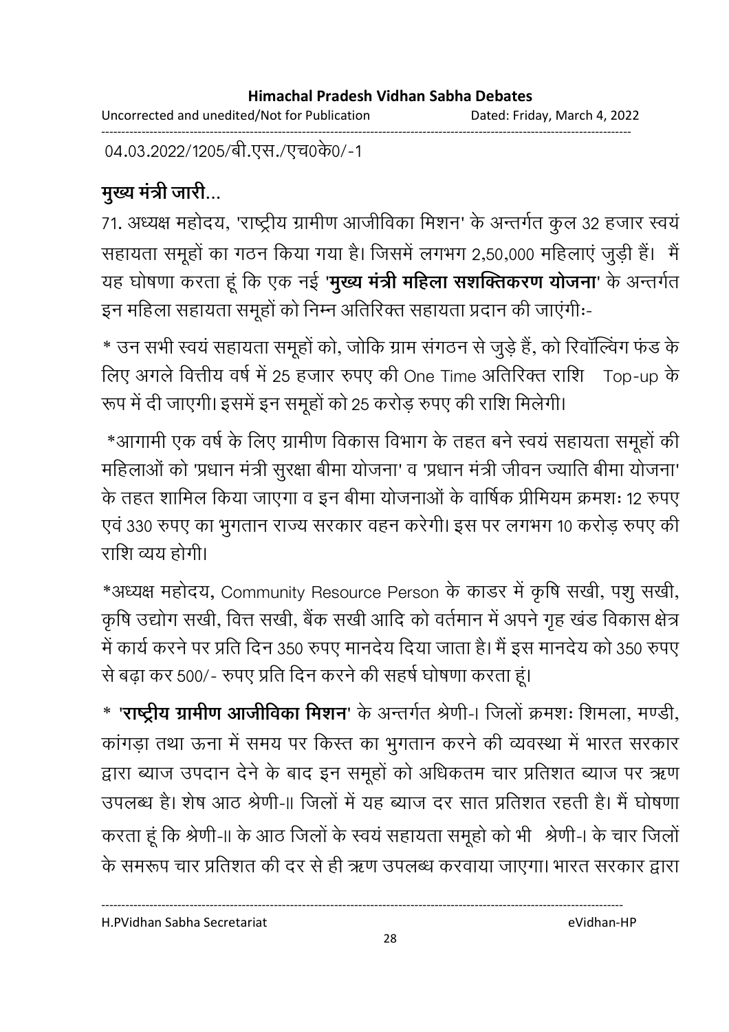04.03.2022/1205/बी.एस./एच0के0/-1

**मुख्य मंत्री जारी...**

71. अध्यक्ष महोदय, 'राष्ट्रीय ग्रामीण आजीविका मिशन' के अन्तर्गत कुल 32 हजार स्वयं सहायता समूहों का गठन किया गया है। जिसमें लगभग 2,50,000 महिलाएं जुड़ी हैं। मैं यह घोषणा करता हूं कि एक नई '**मुख्य मंत्री महिला सशक्तिकरण योजना**' के अन्तर्गत इन महिला सहायता समूहों को निम्न अतिरिक्त सहायता प्रदान की जाएंगीः-

* उन सभी स्वयं सहायता समूहों को, जोकि ग्राम संगठन से जुड़े हैं, को रिवॉल्विंग फंड के लिए अगले वित्तीय वर्ष में 25 हजार रुपए की One Time अतिरिक्त राशि Top-up के रूप में दी जाएगी। इसमें इन समूहों को 25 करोड़ रुपए की राशि मिलेगी।

*आगामी एक वर्ष के लिए ग्रामीण विकास विभाग के तहत बने स्वयं सहायता समूहों की महिलाओं को 'प्रधान मंत्री सुरक्षा बीमा योजना' व 'प्रधान मंत्री जीवन ज्याति बीमा योजना' के तहत शामिल किया जाएगा व इन बीमा योजनाओं के वार्षिक प्रीमियम क्रमशः 12 रुपए एवं 330 रुपए का भुगतान राज्य सरकार वहन करेगी। इस पर लगभग 10 करोड़ रुपए की राशि व्यय होगी।

*अध्यक्ष महोदय, Community Resource Person के काडर में कृषि सखी, पशु सखी, कृषि उद्योग सखी, वित्त सखी, बैंक सखी आदि को वर्तमान में अपने गृह खंड विकास क्षेत्र में कार्य करने पर प्रति दिन 350 रुपए मानदेय दिया जाता है। मैं इस मानदेय को 350 रुपए से बढ़ा कर 500/- रुपए प्रति दिन करने की सहर्ष घोषणा करता हूं।

* '**राष्ट्रीय ग्रामीण आजीविका मिशन**' के अन्तर्गत श्रेणी-I जिलों क्रमशः शिमला, मण्डी, कांगड़ा तथा ऊना में समय पर किस्त का भुगतान करने की व्यवस्था में भारत सरकार द्वारा ब्याज उपदान देने के बाद इन समूहों को अधिकतम चार प्रतिशत ब्याज पर ऋण उपलब्ध है। शेष आठ श्रेणी-II जिलों में यह ब्याज दर सात प्रतिशत रहती है। मैं घोषणा करता हूं कि श्रेणी-II के आठ जिलों के स्वयं सहायता समूहो को भी श्रेणी-I के चार जिलों के समरूप चार प्रतिशत की दर से ही ऋण उपलब्ध करवाया जाएगा। भारत सरकार द्वारा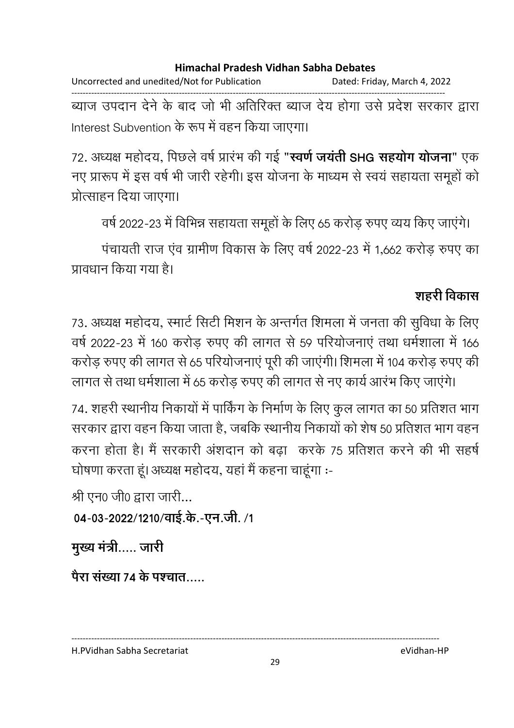ब्याज उपदान देने के बाद जो भी अतिरिक्त ब्याज देय होगा उसे प्रदेश सरकार द्वारा Interest Subvention के रूप में वहन किया जाएगा।

72. अध्यक्ष महोदय, पिछले वर्ष प्रारंभ की गई "**स्वर्ण जयंती SHG सहयोग योजना**" एक नए प्रारूप में इस वर्ष भी जारी रहेगी। इस योजना के माध्यम से स्वयं सहायता समूहों को प्रोत्साहन दिया जाएगा।

वर्ष 2022-23 में विभिन्न सहायता समूहों के लिए 65 करोड़ रुपए व्यय किए जाएंगे।

पंचायती राज एंव ग्रामीण विकास के लिए वर्ष 2022-23 में 1,662 करोड़ रुपए का प्रावधान किया गया है।

## शहरी विकास

73. अध्यक्ष महोदय, स्मार्ट सिटी मिशन के अन्तर्गत शिमला में जनता की सुविधा के लिए वर्ष 2022-23 में 160 करोड़ रुपए की लागत से 59 परियोजनाएं तथा धर्मशाला में 166 करोड़ रुपए की लागत से 65 परियोजनाएं पूरी की जाएंगी। शिमला में 104 करोड़ रुपए की लागत से तथा धर्मशाला में 65 करोड़ रुपए की लागत से नए कार्य आरंभ किए जाएंगे।

74. शहरी स्थानीय निकायों में पार्किंग के निर्माण के लिए कुल लागत का 50 प्रतिशत भाग सरकार द्वारा वहन किया जाता है, जबकि स्थानीय निकायों को शेष 50 प्रतिशत भाग वहन करना होता है। मैं सरकारी अंशदान को बढ़ा करके 75 प्रतिशत करने की भी सहर्ष घोषणा करता हूं। अध्यक्ष महोदय, यहां मैं कहना चाहूंगा :-

श्री एन0 जी0 द्वारा जारी...

**04-03-2022/1210/वाई.के.-एन.जी. /1**

**मुख्य मंत्री..... जारी**

**पैरा संख्या 74 के पश्चात.....**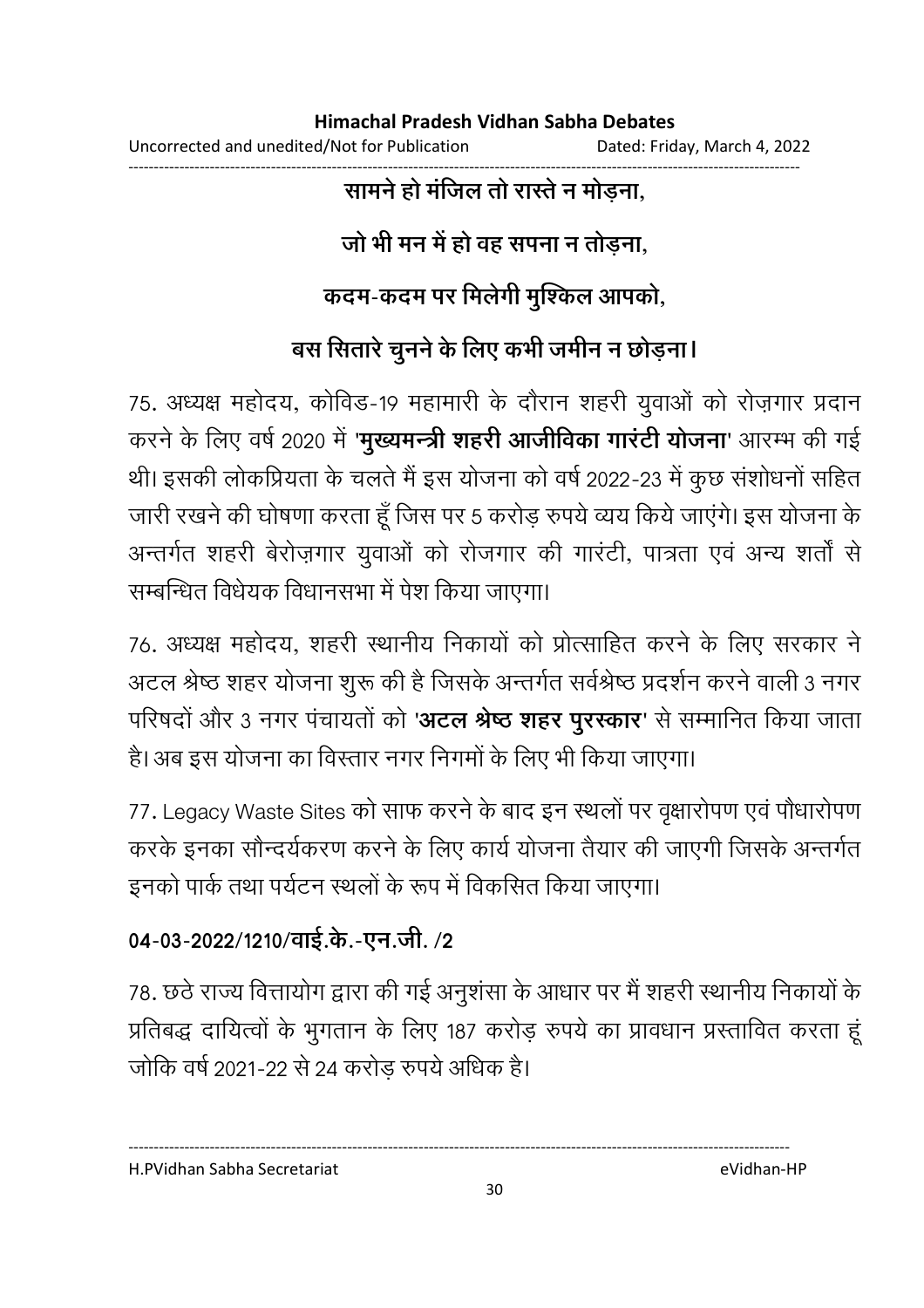**सामने हो मंजिल तो रास्ते न मोड़ना,**

**जो भी मन में हो वह सपना न तोड़ना,**

**कदम-कदम पर मिलेगी मुश्किल आपको,**

**बस सितारे चुनने के लिए कभी जमीन न छोड़ना।**

75. अध्यक्ष महोदय, कोविड-19 महामारी के दौरान शहरी युवाओं को रोज़गार प्रदान करने के लिए वर्ष 2020 में '**मुख्यमन्त्री शहरी आजीविका गारंटी योजना**' आरम्भ की गई थी। इसकी लोकप्रियता के चलते मैं इस योजना को वर्ष 2022-23 में कुछ संशोधनों सहित जारी रखने की घोषणा करता हूँ जिस पर 5 करोड़ रुपये व्यय किये जाएंगे। इस योजना के अन्तर्गत शहरी बेरोज़गार युवाओं को रोजगार की गारंटी, पात्रता एवं अन्य शर्तों से सम्बन्धित विधेयक विधानसभा में पेश किया जाएगा।

76. अध्यक्ष महोदय, शहरी स्थानीय निकायों को प्रोत्साहित करने के लिए सरकार ने अटल श्रेष्ठ शहर योजना शुरू की है जिसके अन्तर्गत सर्वश्रेष्ठ प्रदर्शन करने वाली 3 नगर परिषदों और 3 नगर पंचायतों को '**अटल श्रेष्ठ शहर पुरस्कार**' से सम्मानित किया जाता है। अब इस योजना का विस्तार नगर निगमों के लिए भी किया जाएगा।

77. Legacy Waste Sites को साफ करने के बाद इन स्थलों पर वृक्षारोपण एवं पौधारोपण करके इनका सौन्दर्यकरण करने के लिए कार्य योजना तैयार की जाएगी जिसके अन्तर्गत इनको पार्क तथा पर्यटन स्थलों के रूप में विकसित किया जाएगा।

**04-03-2022/1210/वाई.के.-एन.जी. /2**

78. छठे राज्य वित्तायोग द्वारा की गई अनुशंसा के आधार पर मैं शहरी स्थानीय निकायों के प्रतिबद्ध दायित्वों के भुगतान के लिए 187 करोड़ रुपये का प्रावधान प्रस्तावित करता हूं जोकि वर्ष 2021-22 से 24 करोड़ रुपये अधिक है।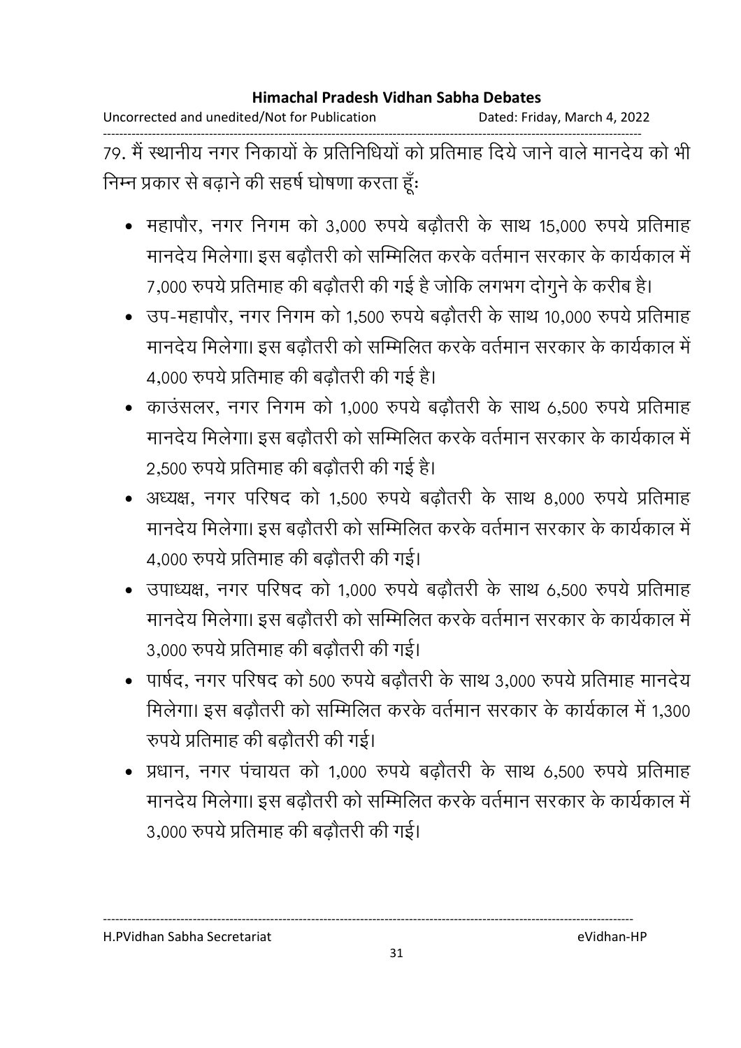79. मैं स्थानीय नगर निकायों के प्रतिनिधियों को प्रतिमाह दिये जाने वाले मानदेय को भी निम्न प्रकार से बढ़ाने की सहर्ष घोषणा करता हूँः

- महापौर, नगर निगम को 3,000 रुपये बढ़ौतरी के साथ 15,000 रुपये प्रतिमाह मानदेय मिलेगा। इस बढ़ौतरी को सम्मिलित करके वर्तमान सरकार के कार्यकाल में 7,000 रुपये प्रतिमाह की बढ़ौतरी की गई है जोकि लगभग दोगुने के करीब है।
- उप-महापौर, नगर निगम को 1,500 रुपये बढ़ौतरी के साथ 10,000 रुपये प्रतिमाह मानदेय मिलेगा। इस बढ़ौतरी को सम्मिलित करके वर्तमान सरकार के कार्यकाल में 4,000 रुपये प्रतिमाह की बढ़ौतरी की गई है।
- काउंसलर, नगर निगम को 1,000 रुपये बढ़ौतरी के साथ 6,500 रुपये प्रतिमाह मानदेय मिलेगा। इस बढ़ौतरी को सम्मिलित करके वर्तमान सरकार के कार्यकाल में 2,500 रुपये प्रतिमाह की बढ़ौतरी की गई है।
- अध्यक्ष, नगर परिषद को 1,500 रुपये बढ़ौतरी के साथ 8,000 रुपये प्रतिमाह मानदेय मिलेगा। इस बढ़ौतरी को सम्मिलित करके वर्तमान सरकार के कार्यकाल में 4,000 रुपये प्रतिमाह की बढ़ौतरी की गई।
- उपाध्यक्ष, नगर परिषद को 1,000 रुपये बढ़ौतरी के साथ 6,500 रुपये प्रतिमाह मानदेय मिलेगा। इस बढ़ौतरी को सम्मिलित करके वर्तमान सरकार के कार्यकाल में 3,000 रुपये प्रतिमाह की बढ़ौतरी की गई।
- पार्षद, नगर परिषद को 500 रुपये बढ़ौतरी के साथ 3,000 रुपये प्रतिमाह मानदेय मिलेगा। इस बढ़ौतरी को सम्मिलित करके वर्तमान सरकार के कार्यकाल में 1,300 रुपये प्रतिमाह की बढ़ौतरी की गई।
- प्रधान, नगर पंचायत को 1,000 रुपये बढ़ौतरी के साथ 6,500 रुपये प्रतिमाह मानदेय मिलेगा। इस बढ़ौतरी को सम्मिलित करके वर्तमान सरकार के कार्यकाल में 3,000 रुपये प्रतिमाह की बढ़ौतरी की गई।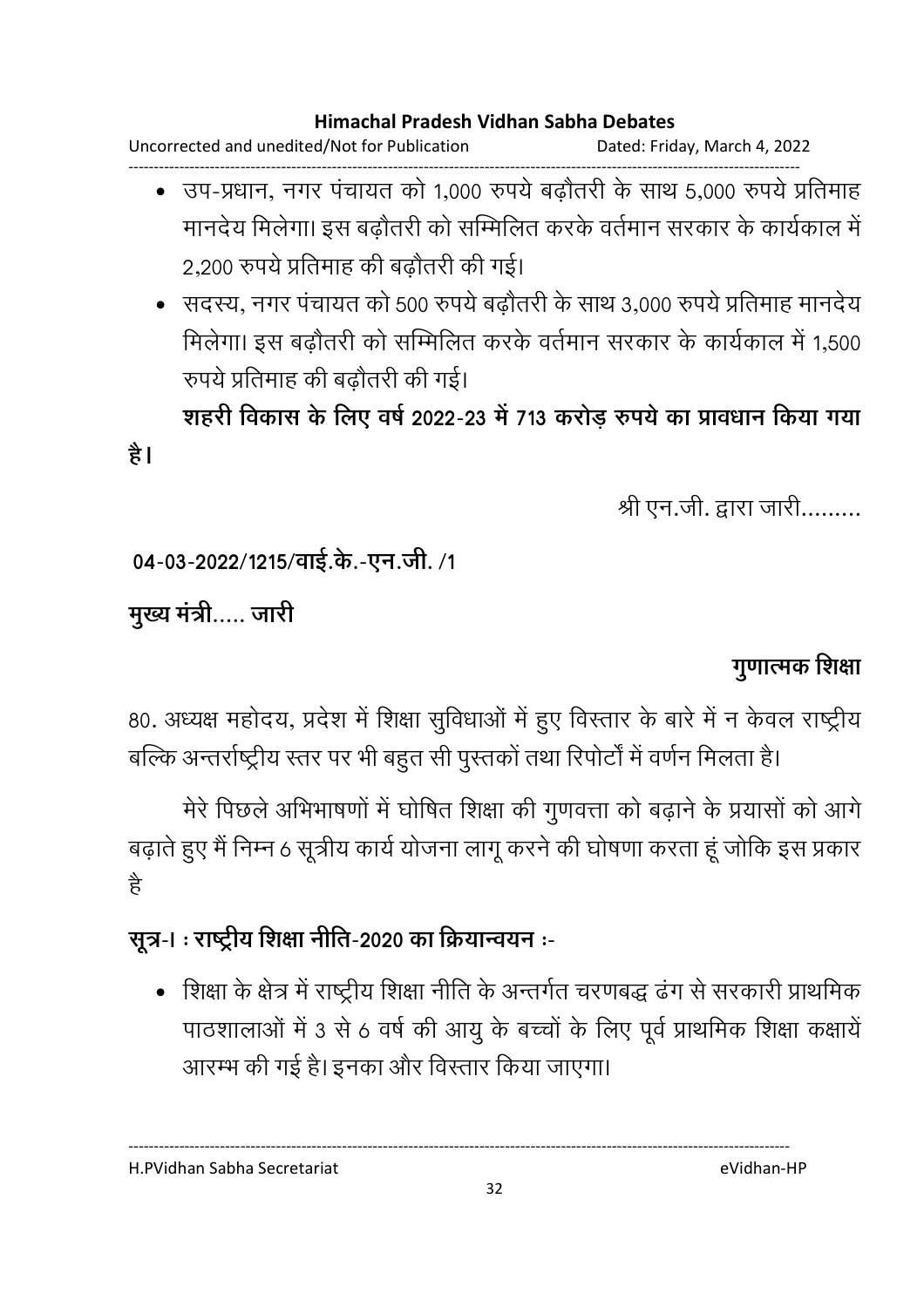- उप-प्रधान, नगर पंचायत को 1,000 रुपये बढ़ौतरी के साथ 5,000 रुपये प्रतिमाह मानदेय मिलेगा। इस बढ़ौतरी को सम्मिलित करके वर्तमान सरकार के कार्यकाल में 2,200 रुपये प्रतिमाह की बढ़ौतरी की गई।
- सदस्य, नगर पंचायत को 500 रुपये बढ़ौतरी के साथ 3,000 रुपये प्रतिमाह मानदेय मिलेगा। इस बढ़ौतरी को सम्मिलित करके वर्तमान सरकार के कार्यकाल में 1,500 रुपये प्रतिमाह की बढ़ौतरी की गई।

**शहरी विकास के लिए वर्ष 2022-23 में 713 करोड़ रुपये का प्रावधान किया गया है।**

श्री एन.जी. द्वारा जारी.........

**04-03-2022/1215/वाई.के.-एन.जी. /1**

**मुख्य मंत्री..... जारी**

**गुणात्मक शिक्षा**

80. अध्यक्ष महोदय, प्रदेश में शिक्षा सुविधाओं में हुए विस्तार के बारे में न केवल राष्ट्रीय बल्कि अन्तर्राष्ट्रीय स्तर पर भी बहुत सी पुस्तकों तथा रिपोर्टों में वर्णन मिलता है।

मेरे पिछले अभिभाषणों में घोषित शिक्षा की गुणवत्ता को बढ़ाने के प्रयासों को आगे बढ़ाते हुए मैं निम्न 6 सूत्रीय कार्य योजना लागू करने की घोषणा करता हूं जोकि इस प्रकार है

**सूत्र-I : राष्ट्रीय शिक्षा नीति-2020 का क्रियान्वयन :-**

- शिक्षा के क्षेत्र में राष्ट्रीय शिक्षा नीति के अन्तर्गत चरणबद्ध ढंग से सरकारी प्राथमिक पाठशालाओं में 3 से 6 वर्ष की आयु के बच्चों के लिए पूर्व प्राथमिक शिक्षा कक्षायें आरम्भ की गई है। इनका और विस्तार किया जाएगा।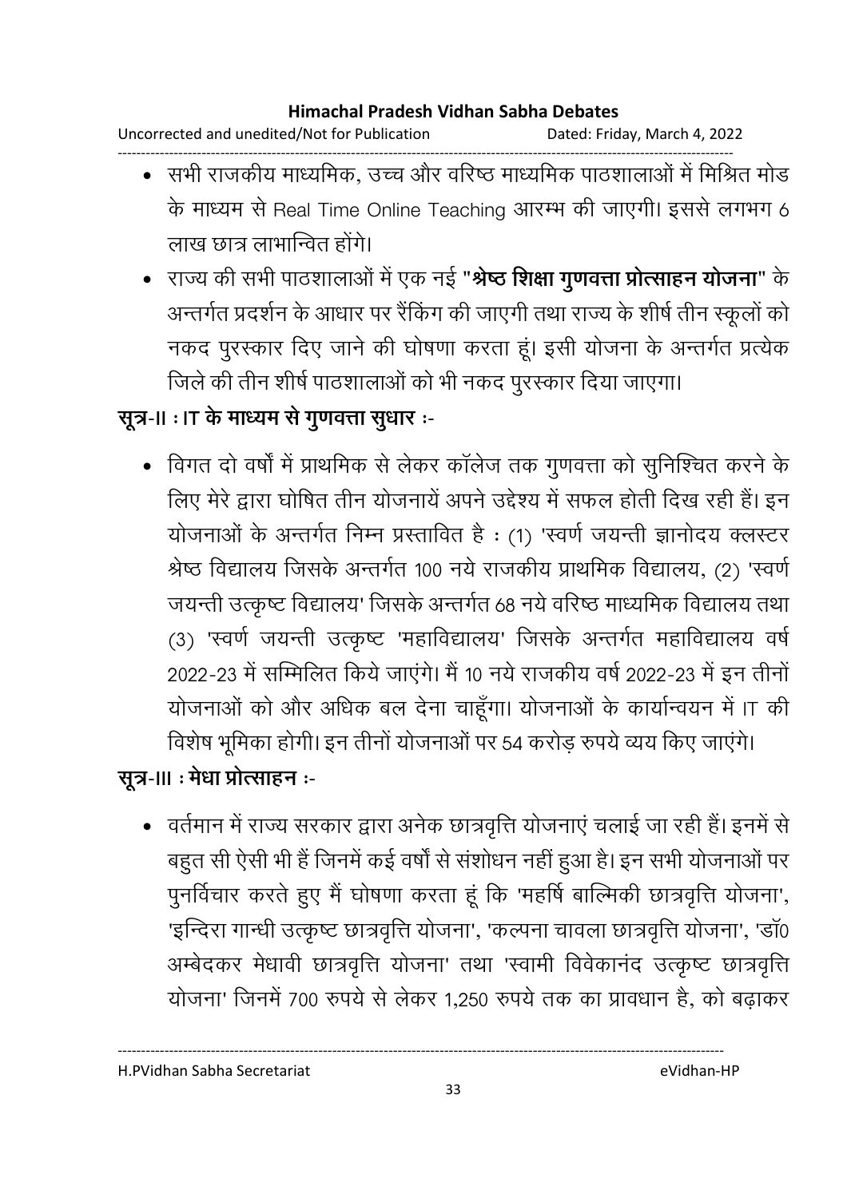- सभी राजकीय माध्यमिक, उच्च और वरिष्ठ माध्यमिक पाठशालाओं में मिश्रित मोड के माध्यम से Real Time Online Teaching आरम्भ की जाएगी। इससे लगभग 6 लाख छात्र लाभान्वित होंगे।
- राज्य की सभी पाठशालाओं में एक नई "**श्रेष्ठ शिक्षा गुणवत्ता प्रोत्साहन योजना**" के अन्तर्गत प्रदर्शन के आधार पर रैंकिंग की जाएगी तथा राज्य के शीर्ष तीन स्कूलों को नकद पुरस्कार दिए जाने की घोषणा करता हूं। इसी योजना के अन्तर्गत प्रत्येक जिले की तीन शीर्ष पाठशालाओं को भी नकद पुरस्कार दिया जाएगा।

**सूत्र-II : IT के माध्यम से गुणवत्ता सुधार :-**

- विगत दो वर्षों में प्राथमिक से लेकर कॉलेज तक गुणवत्ता को सुनिश्चित करने के लिए मेरे द्वारा घोषित तीन योजनायें अपने उद्देश्य में सफल होती दिख रही हैं। इन योजनाओं के अन्तर्गत निम्न प्रस्तावित है : (1) 'स्वर्ण जयन्ती ज्ञानोदय क्लस्टर श्रेष्ठ विद्यालय जिसके अन्तर्गत 100 नये राजकीय प्राथमिक विद्यालय, (2) 'स्वर्ण जयन्ती उत्कृष्ट विद्यालय' जिसके अन्तर्गत 68 नये वरिष्ठ माध्यमिक विद्यालय तथा (3) 'स्वर्ण जयन्ती उत्कृष्ट 'महाविद्यालय' जिसके अन्तर्गत महाविद्यालय वर्ष 2022-23 में सम्मिलित किये जाएंगे। मैं 10 नये राजकीय वर्ष 2022-23 में इन तीनों योजनाओं को और अधिक बल देना चाहूँगा। योजनाओं के कार्यान्वयन में IT की विशेष भूमिका होगी। इन तीनों योजनाओं पर 54 करोड़ रुपये व्यय किए जाएंगे।

**सूत्र-III : मेधा प्रोत्साहन :-**

- वर्तमान में राज्य सरकार द्वारा अनेक छात्रवृत्ति योजनाएं चलाई जा रही हैं। इनमें से बहुत सी ऐसी भी हैं जिनमें कई वर्षों से संशोधन नहीं हुआ है। इन सभी योजनाओं पर पुनर्विचार करते हुए मैं घोषणा करता हूं कि 'महर्षि बाल्मिकी छात्रवृत्ति योजना', 'इन्दिरा गान्धी उत्कृष्ट छात्रवृत्ति योजना', 'कल्पना चावला छात्रवृत्ति योजना', 'डॉ0 अम्बेदकर मेधावी छात्रवृत्ति योजना' तथा 'स्वामी विवेकानंद उत्कृष्ट छात्रवृत्ति योजना' जिनमें 700 रुपये से लेकर 1,250 रुपये तक का प्रावधान है, को बढ़ाकर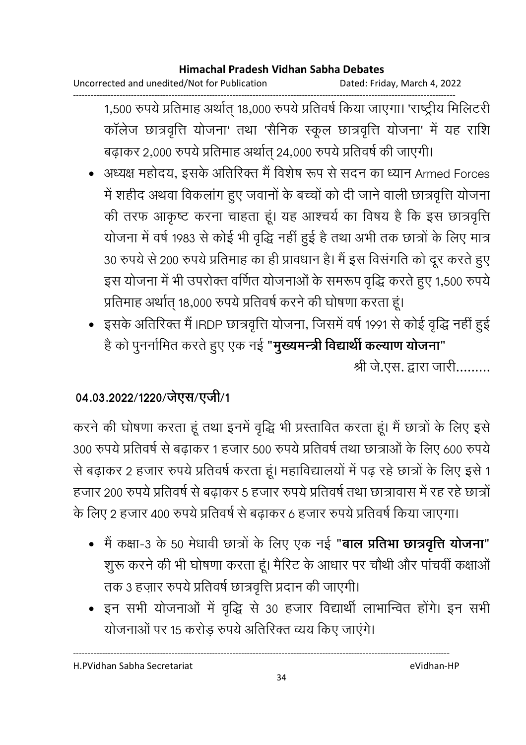1,500 रुपये प्रतिमाह अर्थात् 18,000 रुपये प्रतिवर्ष किया जाएगा। 'राष्ट्रीय मिलिटरी कॉलेज छात्रवृत्ति योजना' तथा 'सैनिक स्कूल छात्रवृत्ति योजना' में यह राशि बढ़ाकर 2,000 रुपये प्रतिमाह अर्थात् 24,000 रुपये प्रतिवर्ष की जाएगी।

- अध्यक्ष महोदय, इसके अतिरिक्त मैं विशेष रूप से सदन का ध्यान Armed Forces में शहीद अथवा विकलांग हुए जवानों के बच्चों को दी जाने वाली छात्रवृत्ति योजना की तरफ आकृष्ट करना चाहता हूं। यह आश्चर्य का विषय है कि इस छात्रवृत्ति योजना में वर्ष 1983 से कोई भी वृद्धि नहीं हुई है तथा अभी तक छात्रों के लिए मात्र 30 रुपये से 200 रुपये प्रतिमाह का ही प्रावधान है। मैं इस विसंगति को दूर करते हुए इस योजना में भी उपरोक्त वर्णित योजनाओं के समरूप वृद्धि करते हुए 1,500 रुपये प्रतिमाह अर्थात् 18,000 रुपये प्रतिवर्ष करने की घोषणा करता हूं।
- इसके अतिरिक्त मैं IRDP छात्रवृत्ति योजना, जिसमें वर्ष 1991 से कोई वृद्धि नहीं हुई है को पुनर्नामित करते हुए एक नई "**मुख्यमन्त्री विद्यार्थी कल्याण योजना**"

श्री जे.एस. द्वारा जारी.........

**04.03.2022/1220/जेएस/एजी/1**

करने की घोषणा करता हूं तथा इनमें वृद्धि भी प्रस्तावित करता हूं। मैं छात्रों के लिए इसे 300 रुपये प्रतिवर्ष से बढ़ाकर 1 हजार 500 रुपये प्रतिवर्ष तथा छात्राओं के लिए 600 रुपये से बढ़ाकर 2 हजार रुपये प्रतिवर्ष करता हूं। महाविद्यालयों में पढ़ रहे छात्रों के लिए इसे 1 हजार 200 रुपये प्रतिवर्ष से बढ़ाकर 5 हजार रुपये प्रतिवर्ष तथा छात्रावास में रह रहे छात्रों के लिए 2 हजार 400 रुपये प्रतिवर्ष से बढ़ाकर 6 हजार रुपये प्रतिवर्ष किया जाएगा।

- मैं कक्षा-3 के 50 मेधावी छात्रों के लिए एक नई "**बाल प्रतिभा छात्रवृत्ति योजना**" शुरू करने की भी घोषणा करता हूं। मैरिट के आधार पर चौथी और पांचवीं कक्षाओं तक 3 हज़ार रुपये प्रतिवर्ष छात्रवृत्ति प्रदान की जाएगी।
- इन सभी योजनाओं में वृद्धि से 30 हजार विद्यार्थी लाभान्वित होंगे। इन सभी योजनाओं पर 15 करोड़ रुपये अतिरिक्त व्यय किए जाएंगे।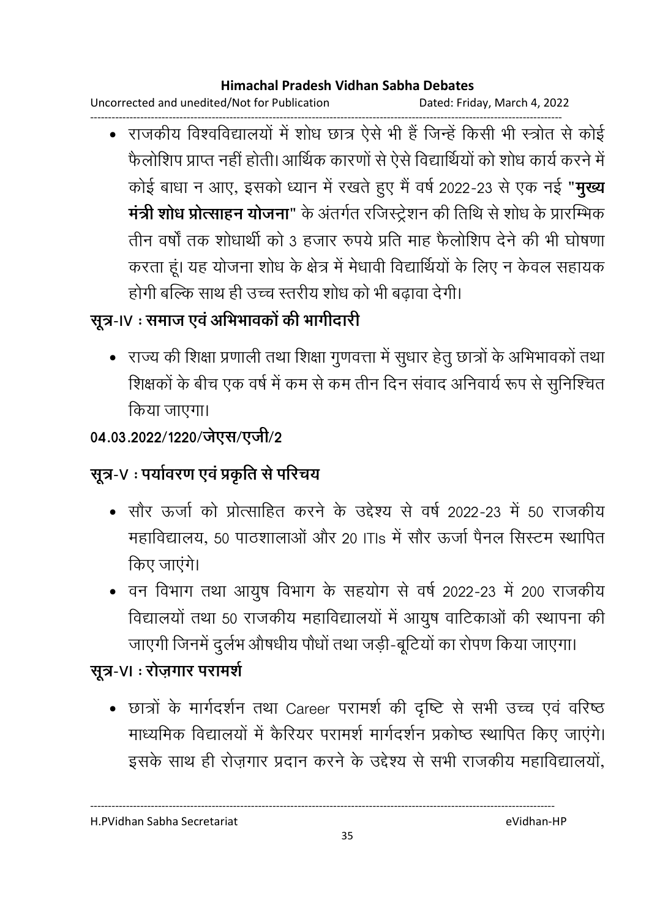- राजकीय विश्वविद्यालयों में शोध छात्र ऐसे भी हैं जिन्हें किसी भी स्त्रोत से कोई फैलोशिप प्राप्त नहीं होती। आर्थिक कारणों से ऐसे विद्यार्थियों को शोध कार्य करने में कोई बाधा न आए, इसको ध्यान में रखते हुए मैं वर्ष 2022-23 से एक नई "**मुख्य मंत्री शोध प्रोत्साहन योजना**" के अंतर्गत रजिस्ट्रेशन की तिथि से शोध के प्रारम्भिक तीन वर्षों तक शोधार्थी को 3 हजार रुपये प्रति माह फैलोशिप देने की भी घोषणा करता हूं। यह योजना शोध के क्षेत्र में मेधावी विद्यार्थियों के लिए न केवल सहायक होगी बल्कि साथ ही उच्च स्तरीय शोध को भी बढ़ावा देगी।

## सूत्र-IV : समाज एवं अभिभावकों की भागीदारी

- राज्य की शिक्षा प्रणाली तथा शिक्षा गुणवत्ता में सुधार हेतु छात्रों के अभिभावकों तथा शिक्षकों के बीच एक वर्ष में कम से कम तीन दिन संवाद अनिवार्य रूप से सुनिश्चित किया जाएगा।

**04.03.2022/1220/जेएस/एजी/2**

## सूत्र-V : पर्यावरण एवं प्रकृति से परिचय

- सौर ऊर्जा को प्रोत्साहित करने के उद्देश्य से वर्ष 2022-23 में 50 राजकीय महाविद्यालय, 50 पाठशालाओं और 20 ITIs में सौर ऊर्जा पैनल सिस्टम स्थापित किए जाएंगे।
- वन विभाग तथा आयुष विभाग के सहयोग से वर्ष 2022-23 में 200 राजकीय विद्यालयों तथा 50 राजकीय महाविद्यालयों में आयुष वाटिकाओं की स्थापना की जाएगी जिनमें दुर्लभ औषधीय पौधों तथा जड़ी-बूटियों का रोपण किया जाएगा।

## सूत्र-VI : रोज़गार परामर्श

- छात्रों के मार्गदर्शन तथा Career परामर्श की दृष्टि से सभी उच्च एवं वरिष्ठ माध्यमिक विद्यालयों में कैरियर परामर्श मार्गदर्शन प्रकोष्ठ स्थापित किए जाएंगे। इसके साथ ही रोज़गार प्रदान करने के उद्देश्य से सभी राजकीय महाविद्यालयों,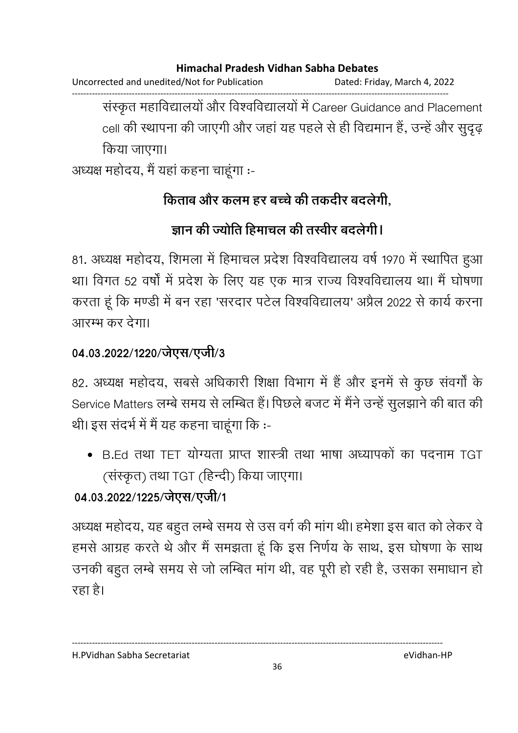संस्कृत महाविद्यालयों और विश्वविद्यालयों में Career Guidance and Placement cell की स्थापना की जाएगी और जहां यह पहले से ही विद्यमान हैं, उन्हें और सुदृढ़ किया जाएगा।

अध्यक्ष महोदय, मैं यहां कहना चाहूंगा :-

**किताब और कलम हर बच्चे की तकदीर बदलेगी,**

**ज्ञान की ज्योति हिमाचल की तस्वीर बदलेगी।**

81. अध्यक्ष महोदय, शिमला में हिमाचल प्रदेश विश्वविद्यालय वर्ष 1970 में स्थापित हुआ था। विगत 52 वर्षों में प्रदेश के लिए यह एक मात्र राज्य विश्वविद्यालय था। मैं घोषणा करता हूं कि मण्डी में बन रहा 'सरदार पटेल विश्वविद्यालय' अप्रैल 2022 से कार्य करना आरम्भ कर देगा।

**04.03.2022/1220/जेएस/एजी/3**

82. अध्यक्ष महोदय, सबसे अधिकारी शिक्षा विभाग में हैं और इनमें से कुछ संवर्गों के Service Matters लम्बे समय से लम्बित हैं। पिछले बजट में मैंने उन्हें सुलझाने की बात की थी। इस संदर्भ में मैं यह कहना चाहूंगा कि :-

- B.Ed तथा TET योग्यता प्राप्त शास्त्री तथा भाषा अध्यापकों का पदनाम TGT (संस्कृत) तथा TGT (हिन्दी) किया जाएगा।

**04.03.2022/1225/जेएस/एजी/1**

अध्यक्ष महोदय, यह बहुत लम्बे समय से उस वर्ग की मांग थी। हमेशा इस बात को लेकर वे हमसे आग्रह करते थे और मैं समझता हूं कि इस निर्णय के साथ, इस घोषणा के साथ उनकी बहुत लम्बे समय से जो लम्बित मांग थी, वह पूरी हो रही है, उसका समाधान हो रहा है।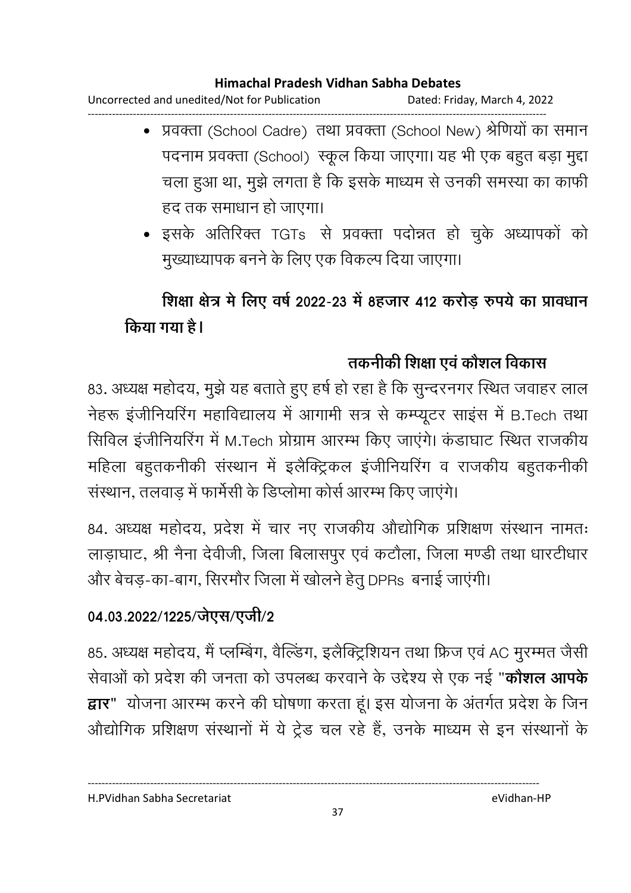- प्रवक्ता (School Cadre) तथा प्रवक्ता (School New) श्रेणियों का समान पदनाम प्रवक्ता (School) स्कूल किया जाएगा। यह भी एक बहुत बड़ा मुद्दा चला हुआ था, मुझे लगता है कि इसके माध्यम से उनकी समस्या का काफी हद तक समाधान हो जाएगा।
- इसके अतिरिक्त TGTs से प्रवक्ता पदोन्नत हो चुके अध्यापकों को मुख्याध्यापक बनने के लिए एक विकल्प दिया जाएगा।

**शिक्षा क्षेत्र मे लिए वर्ष 2022-23 में 8हजार 412 करोड़ रुपये का प्रावधान किया गया है।**

## तकनीकी शिक्षा एवं कौशल विकास

83. अध्यक्ष महोदय, मुझे यह बताते हुए हर्ष हो रहा है कि सुन्दरनगर स्थित जवाहर लाल नेहरू इंजीनियरिंग महाविद्यालय में आगामी सत्र से कम्प्यूटर साइंस में B.Tech तथा सिविल इंजीनियरिंग में M.Tech प्रोग्राम आरम्भ किए जाएंगे। कंडाघाट स्थित राजकीय महिला बहुतकनीकी संस्थान में इलैक्ट्रिकल इंजीनियरिंग व राजकीय बहुतकनीकी संस्थान, तलवाड़ में फार्मेसी के डिप्लोमा कोर्स आरम्भ किए जाएंगे।

84. अध्यक्ष महोदय, प्रदेश में चार नए राजकीय औद्योगिक प्रशिक्षण संस्थान नामतः लाड़ाघाट, श्री नैना देवीजी, जिला बिलासपुर एवं कटौला, जिला मण्डी तथा धारटीधार और बेचड़-का-बाग, सिरमौर जिला में खोलने हेतु DPRs बनाई जाएंगी।

**04.03.2022/1225/जेएस/एजी/2**

85. अध्यक्ष महोदय, मैं प्लम्बिंग, वैल्डिंग, इलैक्ट्रिशियन तथा फ्रिज एवं AC मुरम्मत जैसी सेवाओं को प्रदेश की जनता को उपलब्ध करवाने के उद्देश्य से एक नई "**कौशल आपके द्वार**" योजना आरम्भ करने की घोषणा करता हूं। इस योजना के अंतर्गत प्रदेश के जिन औद्योगिक प्रशिक्षण संस्थानों में ये ट्रेड चल रहे हैं, उनके माध्यम से इन संस्थानों के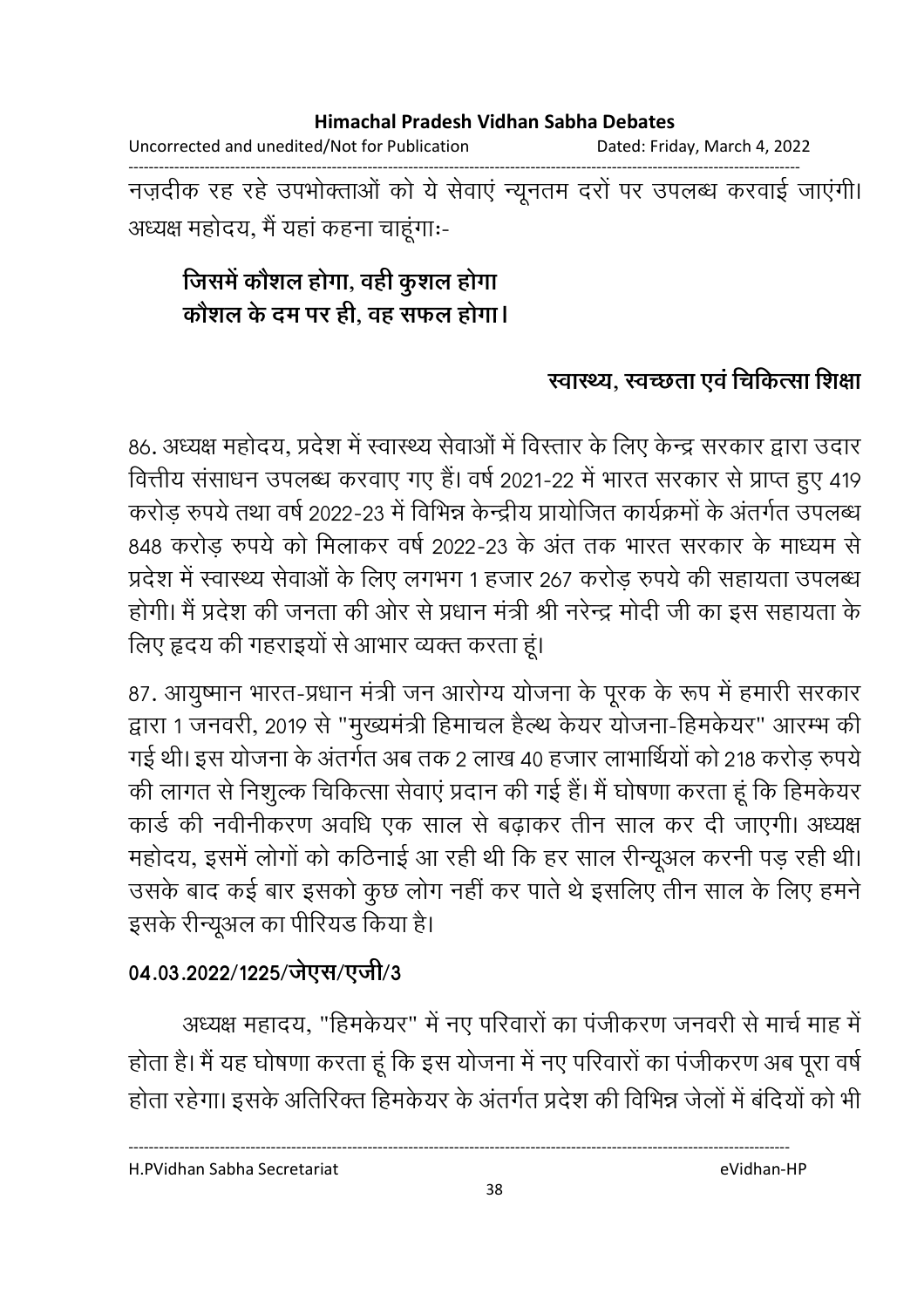नज़दीक रह रहे उपभोक्ताओं को ये सेवाएं न्यूनतम दरों पर उपलब्ध करवाई जाएंगी। अध्यक्ष महोदय, मैं यहां कहना चाहूंगाः-

**जिसमें कौशल होगा, वही कुशल होगा**
**कौशल के दम पर ही, वह सफल होगा।**

## स्वास्थ्य, स्वच्छता एवं चिकित्सा शिक्षा

86. अध्यक्ष महोदय, प्रदेश में स्वास्थ्य सेवाओं में विस्तार के लिए केन्द्र सरकार द्वारा उदार वित्तीय संसाधन उपलब्ध करवाए गए हैं। वर्ष 2021-22 में भारत सरकार से प्राप्त हुए 419 करोड़ रुपये तथा वर्ष 2022-23 में विभिन्न केन्द्रीय प्रायोजित कार्यक्रमों के अंतर्गत उपलब्ध 848 करोड़ रुपये को मिलाकर वर्ष 2022-23 के अंत तक भारत सरकार के माध्यम से प्रदेश में स्वास्थ्य सेवाओं के लिए लगभग 1 हजार 267 करोड़ रुपये की सहायता उपलब्ध होगी। मैं प्रदेश की जनता की ओर से प्रधान मंत्री श्री नरेन्द्र मोदी जी का इस सहायता के लिए हृदय की गहराइयों से आभार व्यक्त करता हूं।

87. आयुष्मान भारत-प्रधान मंत्री जन आरोग्य योजना के पूरक के रूप में हमारी सरकार द्वारा 1 जनवरी, 2019 से "मुख्यमंत्री हिमाचल हैल्थ केयर योजना-हिमकेयर" आरम्भ की गई थी। इस योजना के अंतर्गत अब तक 2 लाख 40 हजार लाभार्थियों को 218 करोड़ रुपये की लागत से निशुल्क चिकित्सा सेवाएं प्रदान की गई हैं। मैं घोषणा करता हूं कि हिमकेयर कार्ड की नवीनीकरण अवधि एक साल से बढ़ाकर तीन साल कर दी जाएगी। अध्यक्ष महोदय, इसमें लोगों को कठिनाई आ रही थी कि हर साल रीन्यूअल करनी पड़ रही थी। उसके बाद कई बार इसको कुछ लोग नहीं कर पाते थे इसलिए तीन साल के लिए हमने इसके रीन्यूअल का पीरियड किया है।

**04.03.2022/1225/जेएस/एजी/3**

अध्यक्ष महादय, "हिमकेयर" में नए परिवारों का पंजीकरण जनवरी से मार्च माह में होता है। मैं यह घोषणा करता हूं कि इस योजना में नए परिवारों का पंजीकरण अब पूरा वर्ष होता रहेगा। इसके अतिरिक्त हिमकेयर के अंतर्गत प्रदेश की विभिन्न जेलों में बंदियों को भी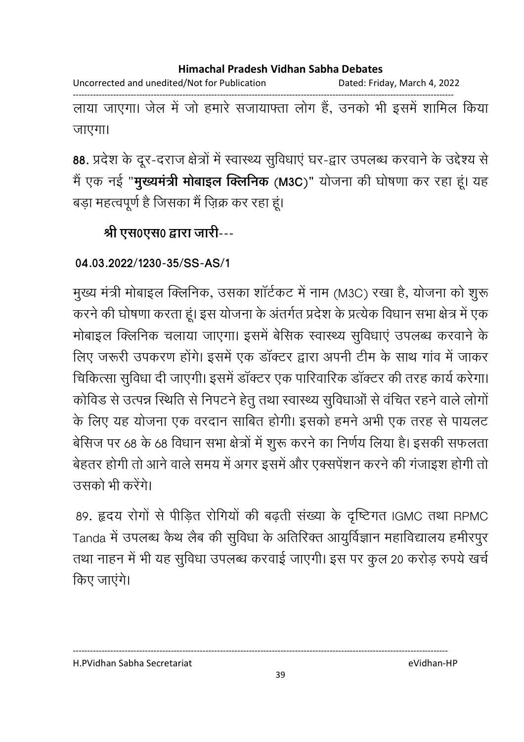लाया जाएगा। जेल में जो हमारे सजायाफ्ता लोग हैं, उनको भी इसमें शामिल किया जाएगा।

88. प्रदेश के दूर-दराज क्षेत्रों में स्वास्थ्य सुविधाएं घर-द्वार उपलब्ध करवाने के उद्देश्य से मैं एक नई "**मुख्यमंत्री मोबाइल क्लिनिक (M3C)**" योजना की घोषणा कर रहा हूं। यह बड़ा महत्वपूर्ण है जिसका मैं ज़िक्र कर रहा हूं।

**श्री एस0एस0 द्वारा जारी**---

**04.03.2022/1230-35/SS-AS/1**

मुख्य मंत्री मोबाइल क्लिनिक, उसका शॉर्टकट में नाम (M3C) रखा है, योजना को शुरू करने की घोषणा करता हूं। इस योजना के अंतर्गत प्रदेश के प्रत्येक विधान सभा क्षेत्र में एक मोबाइल क्लिनिक चलाया जाएगा। इसमें बेसिक स्वास्थ्य सुविधाएं उपलब्ध करवाने के लिए जरूरी उपकरण होंगे। इसमें एक डॉक्टर द्वारा अपनी टीम के साथ गांव में जाकर चिकित्सा सुविधा दी जाएगी। इसमें डॉक्टर एक पारिवारिक डॉक्टर की तरह कार्य करेगा। कोविड से उत्पन्न स्थिति से निपटने हेतु तथा स्वास्थ्य सुविधाओं से वंचित रहने वाले लोगों के लिए यह योजना एक वरदान साबित होगी। इसको हमने अभी एक तरह से पायलट बेसिज पर 68 के 68 विधान सभा क्षेत्रों में शुरू करने का निर्णय लिया है। इसकी सफलता बेहतर होगी तो आने वाले समय में अगर इसमें और एक्सपेंशन करने की गंजाइश होगी तो उसको भी करेंगे।

89. हृदय रोगों से पीड़ित रोगियों की बढ़ती संख्या के दृष्टिगत IGMC तथा RPMC Tanda में उपलब्ध कैथ लैब की सुविधा के अतिरिक्त आयुर्विज्ञान महाविद्यालय हमीरपुर तथा नाहन में भी यह सुविधा उपलब्ध करवाई जाएगी। इस पर कुल 20 करोड़ रुपये खर्च किए जाएंगे।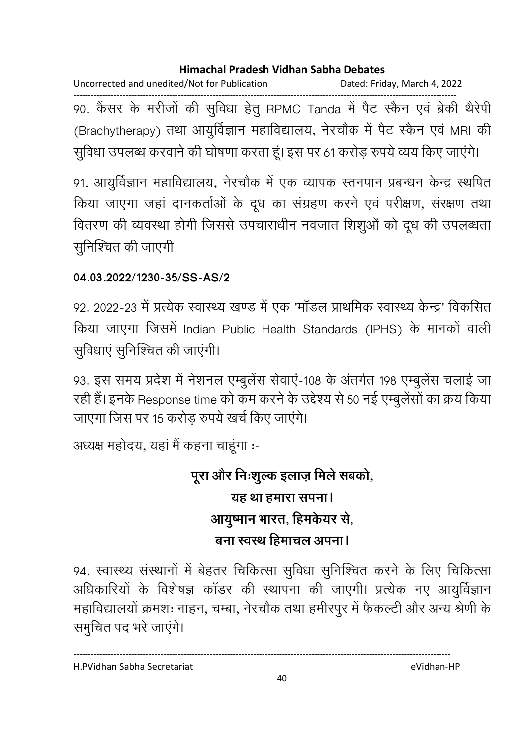90. कैंसर के मरीजों की सुविधा हेतु RPMC Tanda में पैट स्कैन एवं ब्रेकी थैरेपी (Brachytherapy) तथा आयुर्विज्ञान महाविद्यालय, नेरचौक में पैट स्कैन एवं MRI की सुविधा उपलब्ध करवाने की घोषणा करता हूं। इस पर 61 करोड़ रुपये व्यय किए जाएंगे।

91. आयुर्विज्ञान महाविद्यालय, नेरचौक में एक व्यापक स्तनपान प्रबन्धन केन्द्र स्थापित किया जाएगा जहां दानकर्ताओं के दूध का संग्रहण करने एवं परीक्षण, संरक्षण तथा वितरण की व्यवस्था होगी जिससे उपचाराधीन नवजात शिशुओं को दूध की उपलब्धता सुनिश्चित की जाएगी।

**04.03.2022/1230-35/SS-AS/2**

92. 2022-23 में प्रत्येक स्वास्थ्य खण्ड में एक 'मॉडल प्राथमिक स्वास्थ्य केन्द्र' विकसित किया जाएगा जिसमें Indian Public Health Standards (IPHS) के मानकों वाली सुविधाएं सुनिश्चित की जाएंगी।

93. इस समय प्रदेश में नेशनल एम्बुलेंस सेवाएं-108 के अंतर्गत 198 एम्बुलेंस चलाई जा रही हैं। इनके Response time को कम करने के उद्देश्य से 50 नई एम्बुलेंसों का क्रय किया जाएगा जिस पर 15 करोड़ रुपये खर्च किए जाएंगे।

अध्यक्ष महोदय, यहां मैं कहना चाहूंगा :-

**पूरा और निःशुल्क इलाज़ मिले सबको,**
**यह था हमारा सपना।**
**आयुष्मान भारत, हिमकेयर से,**
**बना स्वस्थ हिमाचल अपना।**

94. स्वास्थ्य संस्थानों में बेहतर चिकित्सा सुविधा सुनिश्चित करने के लिए चिकित्सा अधिकारियों के विशेषज्ञ कॉडर की स्थापना की जाएगी। प्रत्येक नए आयुर्विज्ञान महाविद्यालयों क्रमशः नाहन, चम्बा, नेरचौक तथा हमीरपुर में फैकल्टी और अन्य श्रेणी के समुचित पद भरे जाएंगे।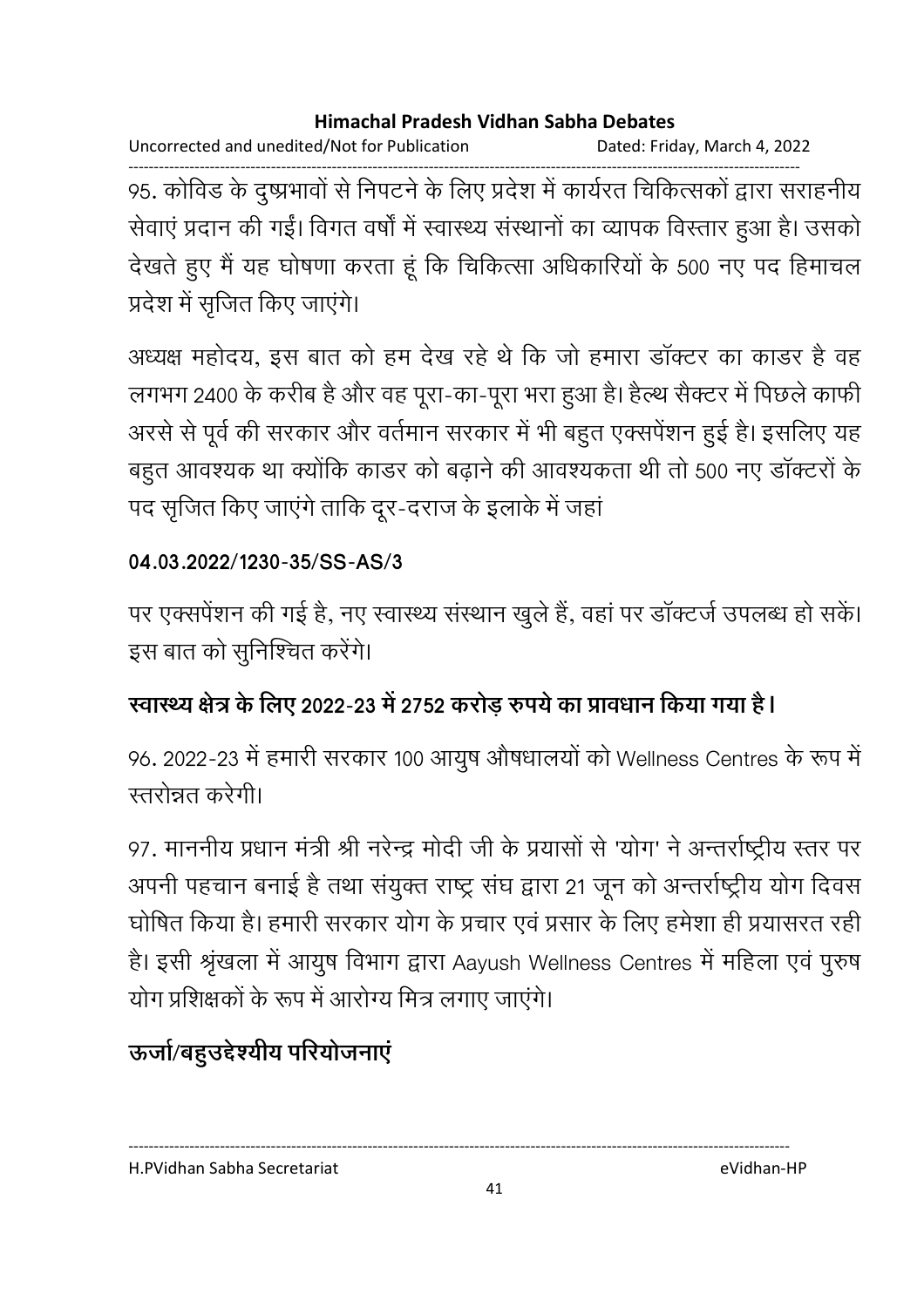95. कोविड के दुष्प्रभावों से निपटने के लिए प्रदेश में कार्यरत चिकित्सकों द्वारा सराहनीय सेवाएं प्रदान की गईं। विगत वर्षों में स्वास्थ्य संस्थानों का व्यापक विस्तार हुआ है। उसको देखते हुए मैं यह घोषणा करता हूं कि चिकित्सा अधिकारियों के 500 नए पद हिमाचल प्रदेश में सृजित किए जाएंगे।

अध्यक्ष महोदय, इस बात को हम देख रहे थे कि जो हमारा डॉक्टर का काडर है वह लगभग 2400 के करीब है और वह पूरा-का-पूरा भरा हुआ है। हैल्थ सैक्टर में पिछले काफी अरसे से पूर्व की सरकार और वर्तमान सरकार में भी बहुत एक्सपेंशन हुई है। इसलिए यह बहुत आवश्यक था क्योंकि काडर को बढ़ाने की आवश्यकता थी तो 500 नए डॉक्टरों के पद सृजित किए जाएंगे ताकि दूर-दराज के इलाके में जहां

**04.03.2022/1230-35/SS-AS/3**

पर एक्सपेंशन की गई है, नए स्वास्थ्य संस्थान खुले हैं, वहां पर डॉक्टर्ज उपलब्ध हो सकें। इस बात को सुनिश्चित करेंगे।

**स्वास्थ्य क्षेत्र के लिए 2022-23 में 2752 करोड़ रुपये का प्रावधान किया गया है।**

96. 2022-23 में हमारी सरकार 100 आयुष औषधालयों को Wellness Centres के रूप में स्तरोन्नत करेगी।

97. माननीय प्रधान मंत्री श्री नरेन्द्र मोदी जी के प्रयासों से 'योग' ने अन्तर्राष्ट्रीय स्तर पर अपनी पहचान बनाई है तथा संयुक्त राष्ट्र संघ द्वारा 21 जून को अन्तर्राष्ट्रीय योग दिवस घोषित किया है। हमारी सरकार योग के प्रचार एवं प्रसार के लिए हमेशा ही प्रयासरत रही है। इसी श्रृंखला में आयुष विभाग द्वारा Aayush Wellness Centres में महिला एवं पुरुष योग प्रशिक्षकों के रूप में आरोग्य मित्र लगाए जाएंगे।

**ऊर्जा/बहुउद्देश्यीय परियोजनाएं**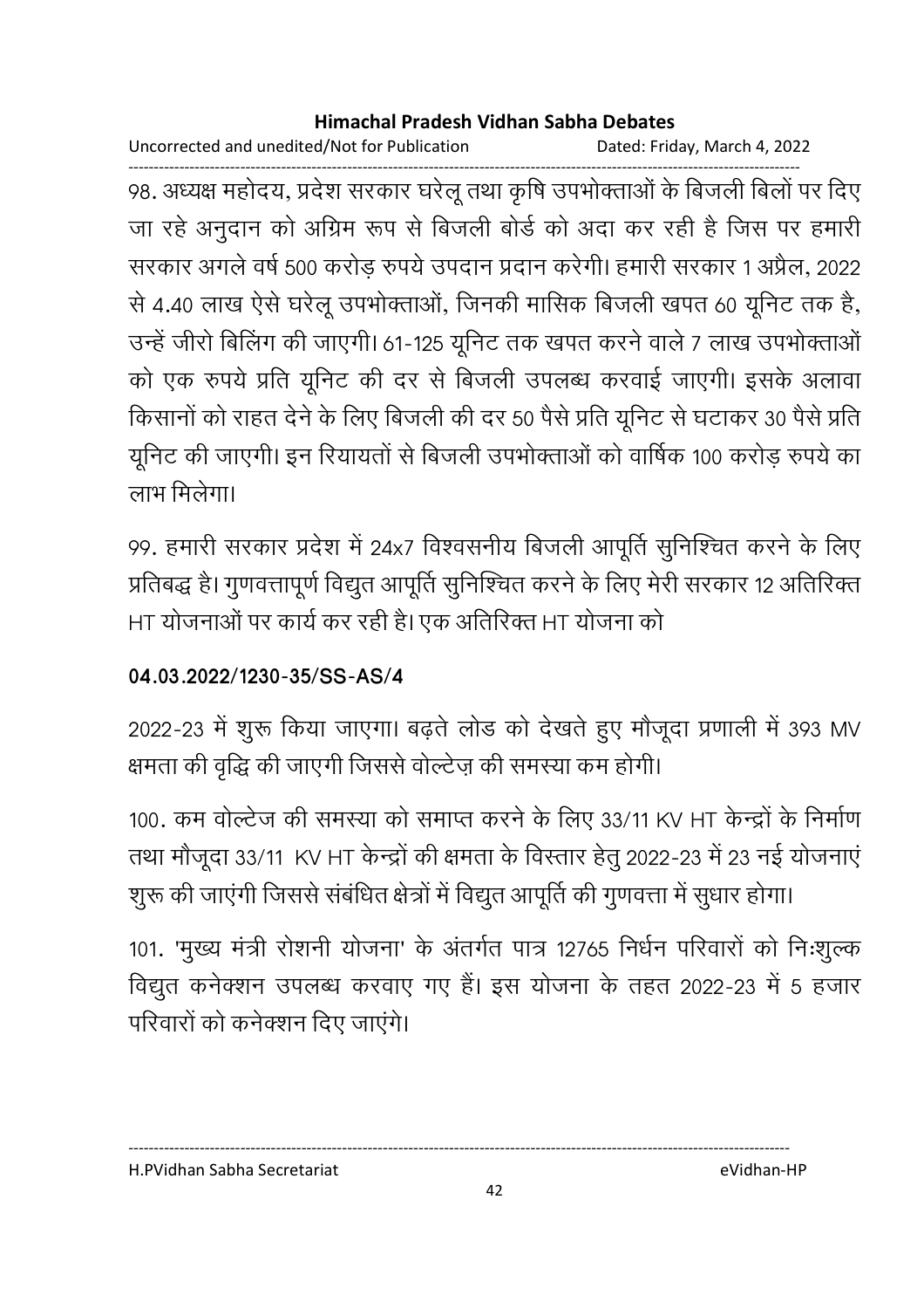98. अध्यक्ष महोदय, प्रदेश सरकार घरेलू तथा कृषि उपभोक्ताओं के बिजली बिलों पर दिए जा रहे अनुदान को अग्रिम रूप से बिजली बोर्ड को अदा कर रही है जिस पर हमारी सरकार अगले वर्ष 500 करोड़ रुपये उपदान प्रदान करेगी। हमारी सरकार 1 अप्रैल, 2022 से 4.40 लाख ऐसे घरेलू उपभोक्ताओं, जिनकी मासिक बिजली खपत 60 यूनिट तक है, उन्हें जीरो बिलिंग की जाएगी। 61-125 यूनिट तक खपत करने वाले 7 लाख उपभोक्ताओं को एक रुपये प्रति यूनिट की दर से बिजली उपलब्ध करवाई जाएगी। इसके अलावा किसानों को राहत देने के लिए बिजली की दर 50 पैसे प्रति यूनिट से घटाकर 30 पैसे प्रति यूनिट की जाएगी। इन रियायतों से बिजली उपभोक्ताओं को वार्षिक 100 करोड़ रुपये का लाभ मिलेगा।

99. हमारी सरकार प्रदेश में 24x7 विश्वसनीय बिजली आपूर्ति सुनिश्चित करने के लिए प्रतिबद्ध है। गुणवत्तापूर्ण विद्युत आपूर्ति सुनिश्चित करने के लिए मेरी सरकार 12 अतिरिक्त HT योजनाओं पर कार्य कर रही है। एक अतिरिक्त HT योजना को

**04.03.2022/1230-35/SS-AS/4**

2022-23 में शुरू किया जाएगा। बढ़ते लोड को देखते हुए मौजूदा प्रणाली में 393 MV क्षमता की वृद्धि की जाएगी जिससे वोल्टेज़ की समस्या कम होगी।

100. कम वोल्टेज की समस्या को समाप्त करने के लिए 33/11 KV HT केन्द्रों के निर्माण तथा मौजूदा 33/11 KV HT केन्द्रों की क्षमता के विस्तार हेतु 2022-23 में 23 नई योजनाएं शुरू की जाएंगी जिससे संबंधित क्षेत्रों में विद्युत आपूर्ति की गुणवत्ता में सुधार होगा।

101. 'मुख्य मंत्री रोशनी योजना' के अंतर्गत पात्र 12765 निर्धन परिवारों को निःशुल्क विद्युत कनेक्शन उपलब्ध करवाए गए हैं। इस योजना के तहत 2022-23 में 5 हजार परिवारों को कनेक्शन दिए जाएंगे।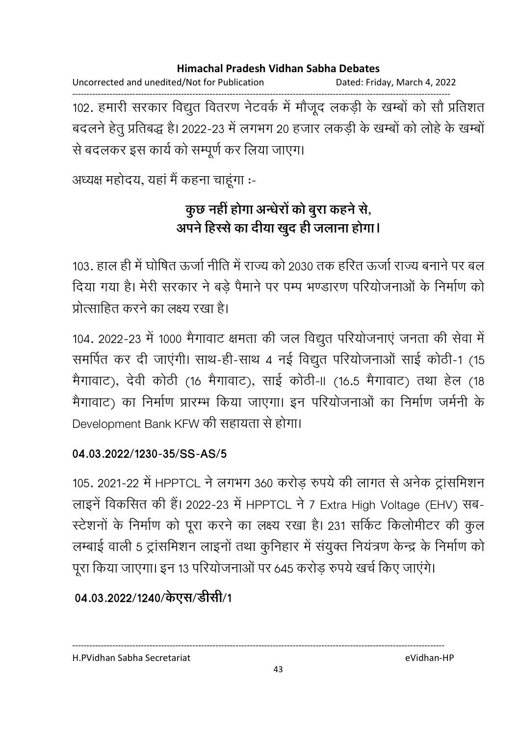102. हमारी सरकार विद्युत वितरण नेटवर्क में मौजूद लकड़ी के खम्बों को सौ प्रतिशत बदलने हेतु प्रतिबद्ध है। 2022-23 में लगभग 20 हजार लकड़ी के खम्बों को लोहे के खम्बों से बदलकर इस कार्य को सम्पूर्ण कर लिया जाएग।

अध्यक्ष महोदय, यहां मैं कहना चाहूंगा :-

**कुछ नहीं होगा अन्धेरों को बुरा कहने से,**
**अपने हिस्से का दीया खुद ही जलाना होगा।**

103. हाल ही में घोषित ऊर्जा नीति में राज्य को 2030 तक हरित ऊर्जा राज्य बनाने पर बल दिया गया है। मेरी सरकार ने बड़े पैमाने पर पम्प भण्डारण परियोजनाओं के निर्माण को प्रोत्साहित करने का लक्ष्य रखा है।

104. 2022-23 में 1000 मैगावाट क्षमता की जल विद्युत परियोजनाएं जनता की सेवा में समर्पित कर दी जाएंगी। साथ-ही-साथ 4 नई विद्युत परियोजनाओं साई कोठी-1 (15 मैगावाट), देवी कोठी (16 मैगावाट), साई कोठी-II (16.5 मैगावाट) तथा हेल (18 मैगावाट) का निर्माण प्रारम्भ किया जाएगा। इन परियोजनाओं का निर्माण जर्मनी के Development Bank KFW की सहायता से होगा।

**04.03.2022/1230-35/SS-AS/5**

105. 2021-22 में HPPTCL ने लगभग 360 करोड़ रुपये की लागत से अनेक ट्रांसमिशन लाइनें विकसित की हैं। 2022-23 में HPPTCL ने 7 Extra High Voltage (EHV) सब-स्टेशनों के निर्माण को पूरा करने का लक्ष्य रखा है। 231 सर्किट किलोमीटर की कुल लम्बाई वाली 5 ट्रांसमिशन लाइनों तथा कुनिहार में संयुक्त नियंत्रण केन्द्र के निर्माण को पूरा किया जाएगा। इन 13 परियोजनाओं पर 645 करोड़ रुपये खर्च किए जाएंगे।

**04.03.2022/1240/केएस/डीसी/1**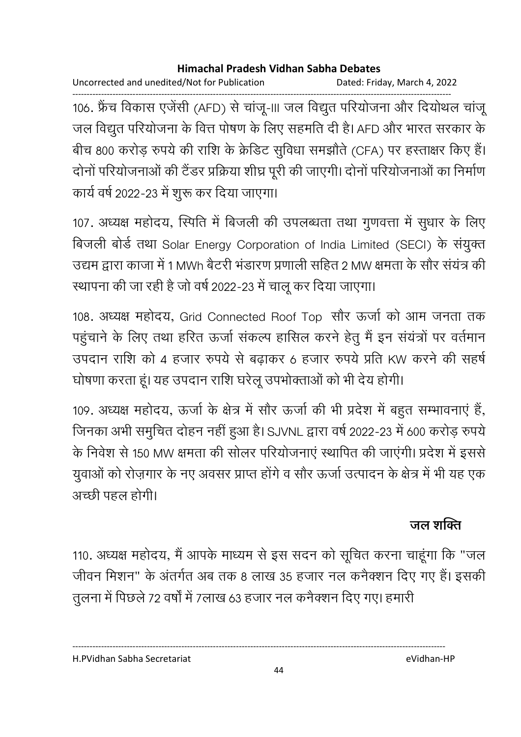106. फ्रैंच विकास एजेंसी (AFD) से चांजू-III जल विद्युत परियोजना और दियोथल चांजू जल विद्युत परियोजना के वित्त पोषण के लिए सहमति दी है। AFD और भारत सरकार के बीच 800 करोड़ रुपये की राशि के क्रेडिट सुविधा समझौते (CFA) पर हस्ताक्षर किए हैं। दोनों परियोजनाओं की टैंडर प्रक्रिया शीघ्र पूरी की जाएगी। दोनों परियोजनाओं का निर्माण कार्य वर्ष 2022-23 में शुरू कर दिया जाएगा।

107. अध्यक्ष महोदय, स्पिति में बिजली की उपलब्धता तथा गुणवत्ता में सुधार के लिए बिजली बोर्ड तथा Solar Energy Corporation of India Limited (SECI) के संयुक्त उद्यम द्वारा काजा में 1 MWh बैटरी भंडारण प्रणाली सहित 2 MW क्षमता के सौर संयंत्र की स्थापना की जा रही है जो वर्ष 2022-23 में चालू कर दिया जाएगा।

108. अध्यक्ष महोदय, Grid Connected Roof Top सौर ऊर्जा को आम जनता तक पहुंचाने के लिए तथा हरित ऊर्जा संकल्प हासिल करने हेतु मैं इन संयंत्रों पर वर्तमान उपदान राशि को 4 हजार रुपये से बढ़ाकर 6 हजार रुपये प्रति KW करने की सहर्ष घोषणा करता हूं। यह उपदान राशि घरेलू उपभोक्ताओं को भी देय होगी।

109. अध्यक्ष महोदय, ऊर्जा के क्षेत्र में सौर ऊर्जा की भी प्रदेश में बहुत सम्भावनाएं हैं, जिनका अभी समुचित दोहन नहीं हुआ है। SJVNL द्वारा वर्ष 2022-23 में 600 करोड़ रुपये के निवेश से 150 MW क्षमता की सोलर परियोजनाएं स्थापित की जाएंगी। प्रदेश में इससे युवाओं को रोज़गार के नए अवसर प्राप्त होंगे व सौर ऊर्जा उत्पादन के क्षेत्र में भी यह एक अच्छी पहल होगी।

### जल शक्ति

110. अध्यक्ष महोदय, मैं आपके माध्यम से इस सदन को सूचित करना चाहूंगा कि "जल जीवन मिशन" के अंतर्गत अब तक 8 लाख 35 हजार नल कनैक्शन दिए गए हैं। इसकी तुलना में पिछले 72 वर्षों में 7लाख 63 हजार नल कनैक्शन दिए गए। हमारी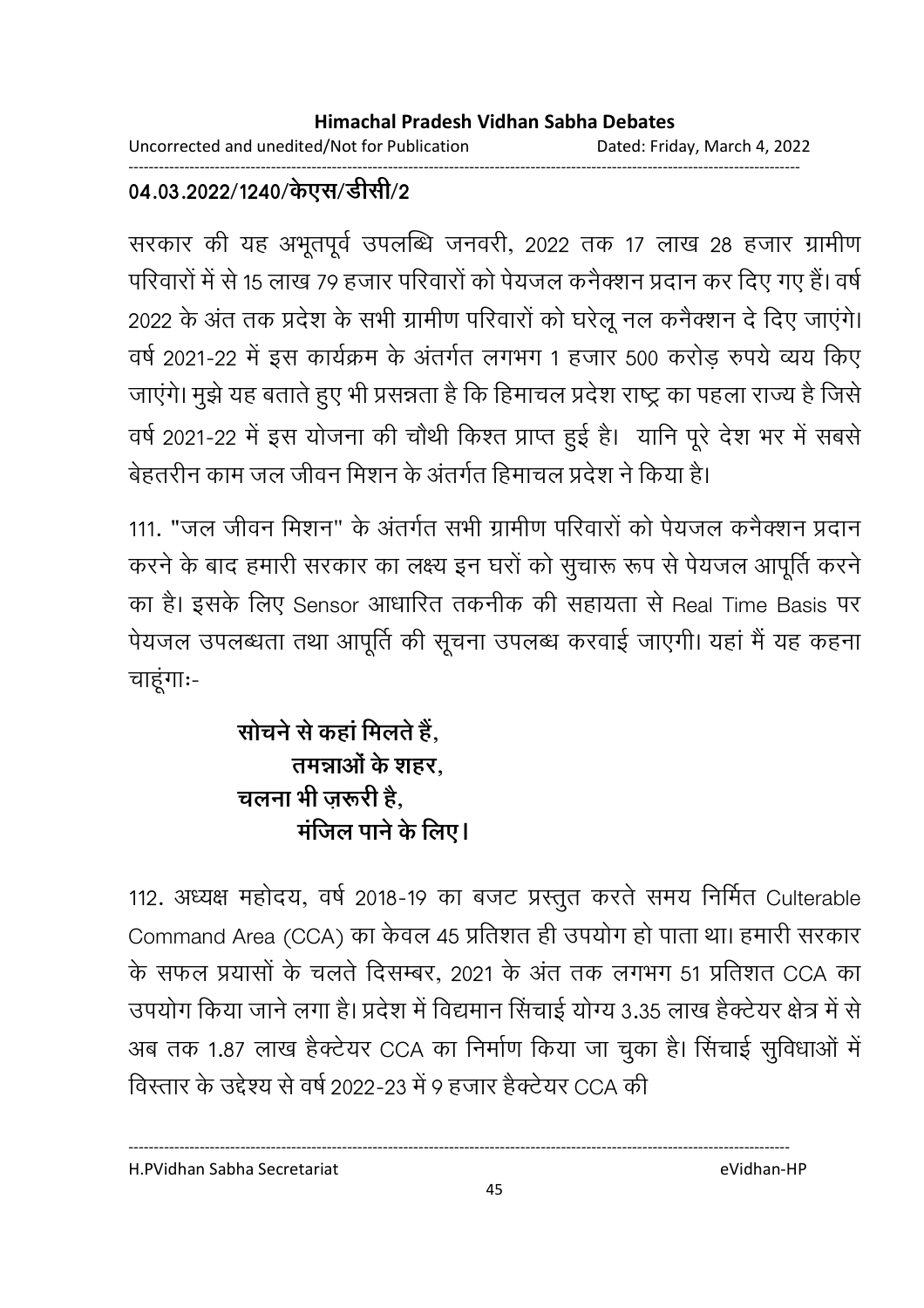**04.03.2022/1240/केएस/डीसी/2**

सरकार की यह अभूतपूर्व उपलब्धि जनवरी, 2022 तक 17 लाख 28 हजार ग्रामीण परिवारों में से 15 लाख 79 हजार परिवारों को पेयजल कनैक्शन प्रदान कर दिए गए हैं। वर्ष 2022 के अंत तक प्रदेश के सभी ग्रामीण परिवारों को घरेलू नल कनैक्शन दे दिए जाएंगे। वर्ष 2021-22 में इस कार्यक्रम के अंतर्गत लगभग 1 हजार 500 करोड़ रुपये व्यय किए जाएंगे। मुझे यह बताते हुए भी प्रसन्नता है कि हिमाचल प्रदेश राष्ट्र का पहला राज्य है जिसे वर्ष 2021-22 में इस योजना की चौथी किश्त प्राप्त हुई है। यानि पूरे देश भर में सबसे बेहतरीन काम जल जीवन मिशन के अंतर्गत हिमाचल प्रदेश ने किया है।

111. "जल जीवन मिशन" के अंतर्गत सभी ग्रामीण परिवारों को पेयजल कनैक्शन प्रदान करने के बाद हमारी सरकार का लक्ष्य इन घरों को सुचारू रूप से पेयजल आपूर्ति करने का है। इसके लिए Sensor आधारित तकनीक की सहायता से Real Time Basis पर पेयजल उपलब्धता तथा आपूर्ति की सूचना उपलब्ध करवाई जाएगी। यहां मैं यह कहना चाहूंगाः-

**सोचने से कहां मिलते हैं,**
**तमन्नाओं के शहर,**
**चलना भी ज़रूरी है,**
**मंजिल पाने के लिए।**

112. अध्यक्ष महोदय, वर्ष 2018-19 का बजट प्रस्तुत करते समय निर्मित Culterable Command Area (CCA) का केवल 45 प्रतिशत ही उपयोग हो पाता था। हमारी सरकार के सफल प्रयासों के चलते दिसम्बर, 2021 के अंत तक लगभग 51 प्रतिशत CCA का उपयोग किया जाने लगा है। प्रदेश में विद्यमान सिंचाई योग्य 3.35 लाख हैक्टेयर क्षेत्र में से अब तक 1.87 लाख हैक्टेयर CCA का निर्माण किया जा चुका है। सिंचाई सुविधाओं में विस्तार के उद्देश्य से वर्ष 2022-23 में 9 हजार हैक्टेयर CCA की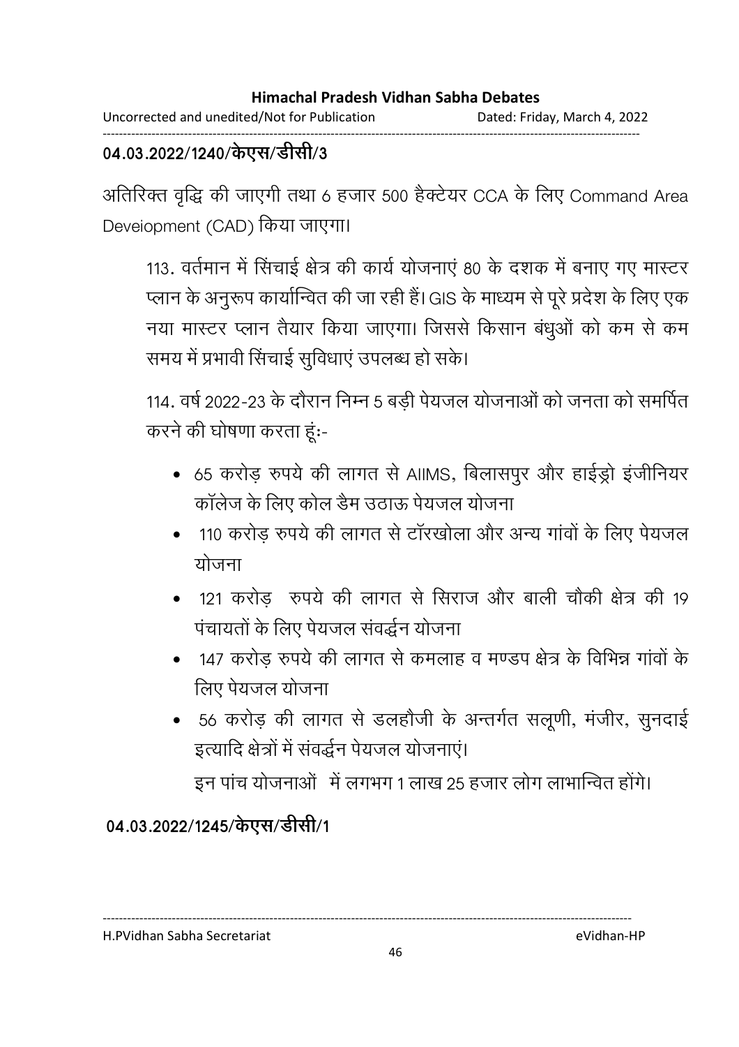**04.03.2022/1240/केएस/डीसी/3**

अतिरिक्त वृद्धि की जाएगी तथा 6 हजार 500 हैक्टेयर CCA के लिए Command Area Deveiopment (CAD) किया जाएगा।

113. वर्तमान में सिंचाई क्षेत्र की कार्य योजनाएं 80 के दशक में बनाए गए मास्टर प्लान के अनुरूप कार्यान्वित की जा रही हैं। GIS के माध्यम से पूरे प्रदेश के लिए एक नया मास्टर प्लान तैयार किया जाएगा। जिससे किसान बंधुओं को कम से कम समय में प्रभावी सिंचाई सुविधाएं उपलब्ध हो सके।

114. वर्ष 2022-23 के दौरान निम्न 5 बड़ी पेयजल योजनाओं को जनता को समर्पित करने की घोषणा करता हूंः-

- 65 करोड़ रुपये की लागत से AIIMS, बिलासपुर और हाईड्रो इंजीनियर कॉलेज के लिए कोल डैम उठाऊ पेयजल योजना
- 110 करोड़ रुपये की लागत से टॉरखोला और अन्य गांवों के लिए पेयजल योजना
- 121 करोड़ रुपये की लागत से सिराज और बाली चौकी क्षेत्र की 19 पंचायतों के लिए पेयजल संवर्द्धन योजना
- 147 करोड़ रुपये की लागत से कमलाह व मण्डप क्षेत्र के विभिन्न गांवों के लिए पेयजल योजना
- 56 करोड़ की लागत से डलहौजी के अन्तर्गत सलूणी, मंजीर, सुनदाई इत्यादि क्षेत्रों में संवर्द्धन पेयजल योजनाएं।

इन पांच योजनाओं में लगभग 1 लाख 25 हजार लोग लाभान्वित होंगे।

**04.03.2022/1245/केएस/डीसी/1**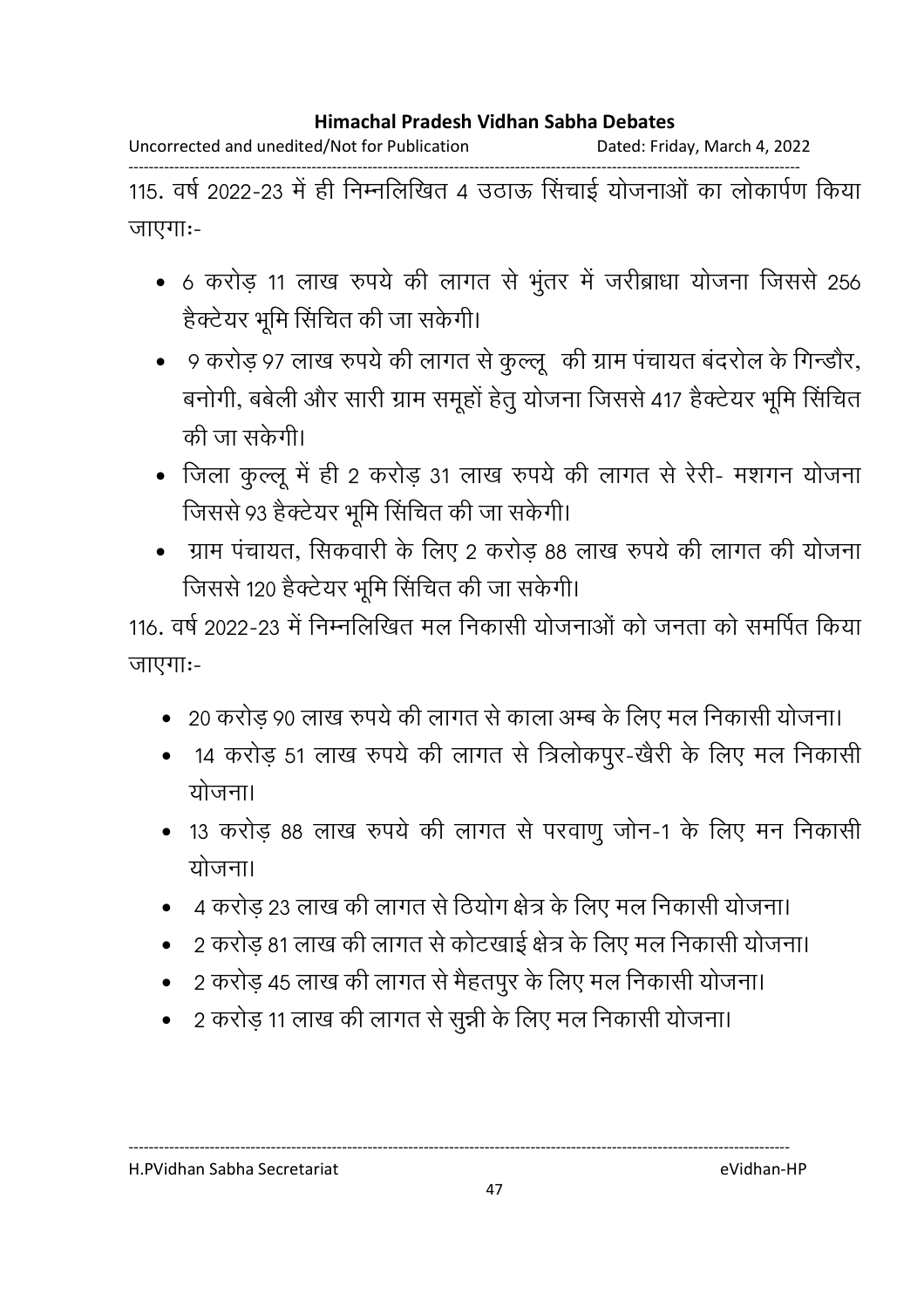115. वर्ष 2022-23 में ही निम्नलिखित 4 उठाऊ सिंचाई योजनाओं का लोकार्पण किया जाएगाः-

- 6 करोड़ 11 लाख रुपये की लागत से भुंतर में जरीब्राधा योजना जिससे 256 हैक्टेयर भूमि सिंचित की जा सकेगी।
- 9 करोड़ 97 लाख रुपये की लागत से कुल्लू की ग्राम पंचायत बंदरोल के गिन्डौर, बनोगी, बबेली और सारी ग्राम समूहों हेतु योजना जिससे 417 हैक्टेयर भूमि सिंचित की जा सकेगी।
- जिला कुल्लू में ही 2 करोड़ 31 लाख रुपये की लागत से रेरी- मशगन योजना जिससे 93 हैक्टेयर भूमि सिंचित की जा सकेगी।
- ग्राम पंचायत, सिकवारी के लिए 2 करोड़ 88 लाख रुपये की लागत की योजना जिससे 120 हैक्टेयर भूमि सिंचित की जा सकेगी।

116. वर्ष 2022-23 में निम्नलिखित मल निकासी योजनाओं को जनता को समर्पित किया जाएगाः-

- 20 करोड़ 90 लाख रुपये की लागत से काला अम्ब के लिए मल निकासी योजना।
- 14 करोड़ 51 लाख रुपये की लागत से त्रिलोकपुर-खैरी के लिए मल निकासी योजना।
- 13 करोड़ 88 लाख रुपये की लागत से परवाणु जोन-1 के लिए मन निकासी योजना।
- 4 करोड़ 23 लाख की लागत से ठियोग क्षेत्र के लिए मल निकासी योजना।
- 2 करोड़ 81 लाख की लागत से कोटखाई क्षेत्र के लिए मल निकासी योजना।
- 2 करोड़ 45 लाख की लागत से मैहतपुर के लिए मल निकासी योजना।
- 2 करोड़ 11 लाख की लागत से सुन्नी के लिए मल निकासी योजना।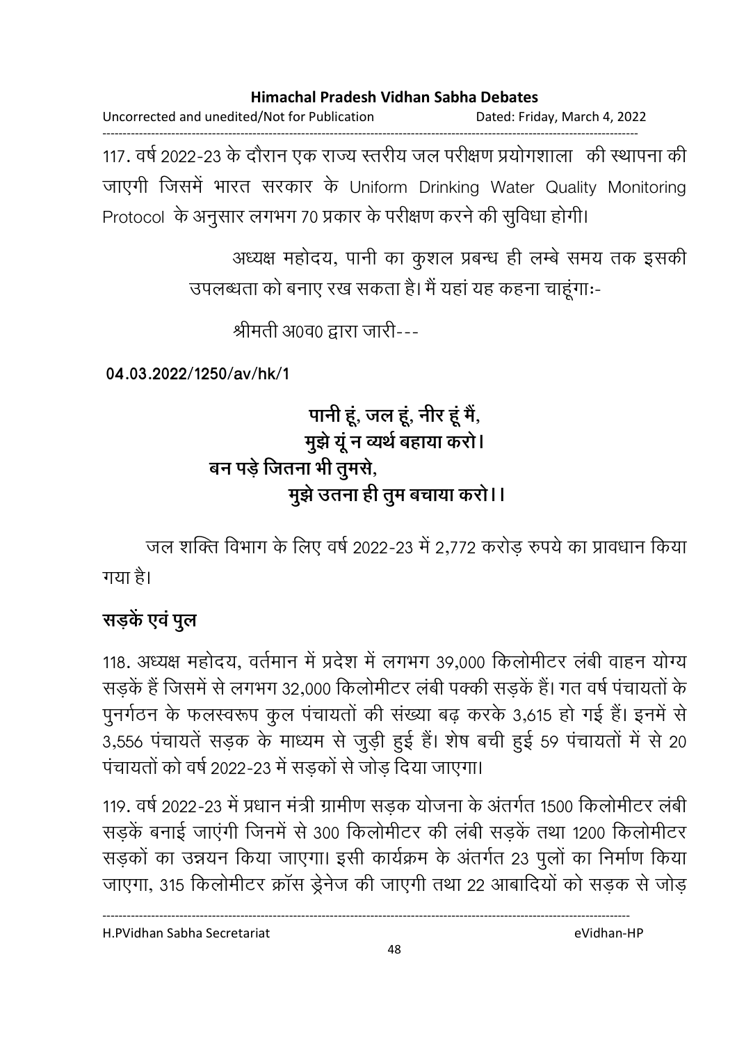117. वर्ष 2022-23 के दौरान एक राज्य स्तरीय जल परीक्षण प्रयोगशाला की स्थापना की जाएगी जिसमें भारत सरकार के Uniform Drinking Water Quality Monitoring Protocol के अनुसार लगभग 70 प्रकार के परीक्षण करने की सुविधा होगी।

अध्यक्ष महोदय, पानी का कुशल प्रबन्ध ही लम्बे समय तक इसकी उपलब्धता को बनाए रख सकता है। मैं यहां यह कहना चाहूंगाः-

श्रीमती अ0व0 द्वारा जारी---

**04.03.2022/1250/av/hk/1**

**पानी हूं, जल हूं, नीर हूं मैं,**
**मुझे यूं न व्यर्थ बहाया करो।**
**बन पड़े जितना भी तुमसे,**
**मुझे उतना ही तुम बचाया करो।।**

जल शक्ति विभाग के लिए वर्ष 2022-23 में 2,772 करोड़ रुपये का प्रावधान किया गया है।

## सड़कें एवं पुल

118. अध्यक्ष महोदय, वर्तमान में प्रदेश में लगभग 39,000 किलोमीटर लंबी वाहन योग्य सड़कें हैं जिसमें से लगभग 32,000 किलोमीटर लंबी पक्की सड़कें हैं। गत वर्ष पंचायतों के पुनर्गठन के फलस्वरूप कुल पंचायतों की संख्या बढ़ करके 3,615 हो गई हैं। इनमें से 3,556 पंचायतें सड़क के माध्यम से जुड़ी हुई हैं। शेष बची हुई 59 पंचायतों में से 20 पंचायतों को वर्ष 2022-23 में सड़कों से जोड़ दिया जाएगा।

119. वर्ष 2022-23 में प्रधान मंत्री ग्रामीण सड़क योजना के अंतर्गत 1500 किलोमीटर लंबी सड़कें बनाई जाएंगी जिनमें से 300 किलोमीटर की लंबी सड़कें तथा 1200 किलोमीटर सड़कों का उन्नयन किया जाएगा। इसी कार्यक्रम के अंतर्गत 23 पुलों का निर्माण किया जाएगा, 315 किलोमीटर क्रॉस ड्रेनेज की जाएगी तथा 22 आबादियों को सड़क से जोड़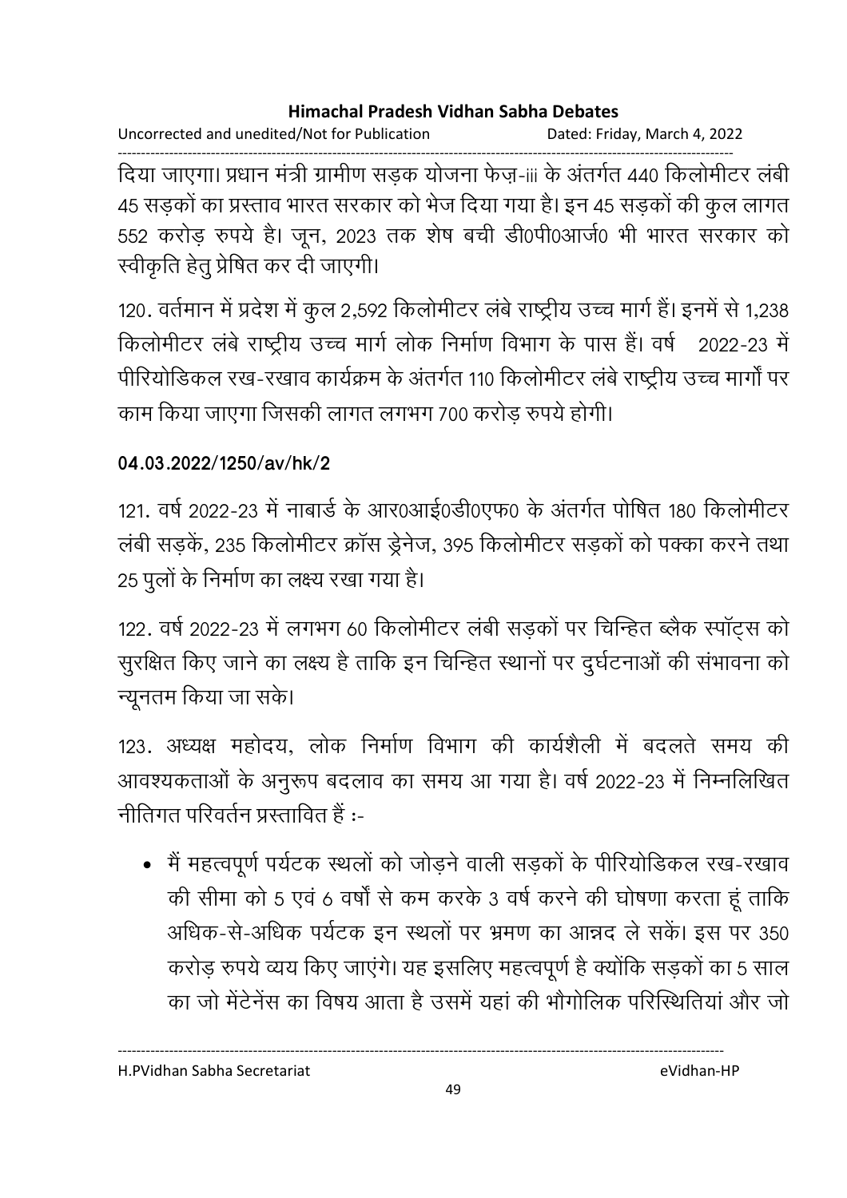दिया जाएगा। प्रधान मंत्री ग्रामीण सड़क योजना फेज़-iii के अंतर्गत 440 किलोमीटर लंबी 45 सड़कों का प्रस्ताव भारत सरकार को भेज दिया गया है। इन 45 सड़कों की कुल लागत 552 करोड़ रुपये है। जून, 2023 तक शेष बची डी0पी0आर्ज0 भी भारत सरकार को स्वीकृति हेतु प्रेषित कर दी जाएगी।

120. वर्तमान में प्रदेश में कुल 2,592 किलोमीटर लंबे राष्ट्रीय उच्च मार्ग हैं। इनमें से 1,238 किलोमीटर लंबे राष्ट्रीय उच्च मार्ग लोक निर्माण विभाग के पास हैं। वर्ष 2022-23 में पीरियोडिकल रख-रखाव कार्यक्रम के अंतर्गत 110 किलोमीटर लंबे राष्ट्रीय उच्च मार्गों पर काम किया जाएगा जिसकी लागत लगभग 700 करोड़ रुपये होगी।

**04.03.2022/1250/av/hk/2**

121. वर्ष 2022-23 में नाबार्ड के आर0आई0डी0एफ0 के अंतर्गत पोषित 180 किलोमीटर लंबी सड़कें, 235 किलोमीटर क्रॉस ड्रेनेज, 395 किलोमीटर सड़कों को पक्का करने तथा 25 पुलों के निर्माण का लक्ष्य रखा गया है।

122. वर्ष 2022-23 में लगभग 60 किलोमीटर लंबी सड़कों पर चिन्हित ब्लैक स्पॉट्स को सुरक्षित किए जाने का लक्ष्य है ताकि इन चिन्हित स्थानों पर दुर्घटनाओं की संभावना को न्यूनतम किया जा सके।

123. अध्यक्ष महोदय, लोक निर्माण विभाग की कार्यशैली में बदलते समय की आवश्यकताओं के अनुरूप बदलाव का समय आ गया है। वर्ष 2022-23 में निम्नलिखित नीतिगत परिवर्तन प्रस्तावित हैं :-

- मैं महत्वपूर्ण पर्यटक स्थलों को जोड़ने वाली सड़कों के पीरियोडिकल रख-रखाव की सीमा को 5 एवं 6 वर्षों से कम करके 3 वर्ष करने की घोषणा करता हूं ताकि अधिक-से-अधिक पर्यटक इन स्थलों पर भ्रमण का आन्नद ले सकें। इस पर 350 करोड़ रुपये व्यय किए जाएंगे। यह इसलिए महत्वपूर्ण है क्योंकि सड़कों का 5 साल का जो मेंटेनेंस का विषय आता है उसमें यहां की भौगोलिक परिस्थितियां और जो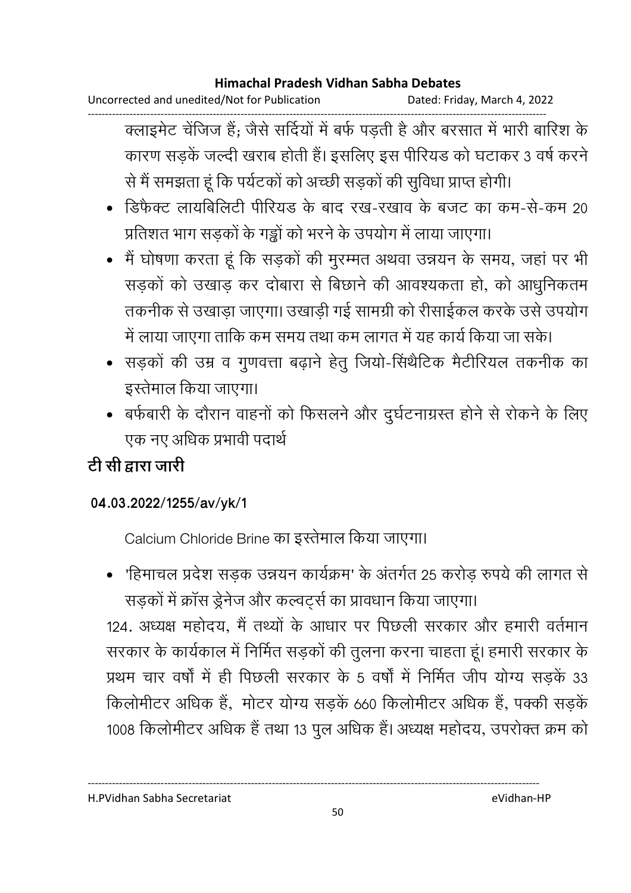क्लाइमेट चेंजिज हैं; जैसे सर्दियों में बर्फ पड़ती है और बरसात में भारी बारिश के कारण सड़कें जल्दी खराब होती हैं। इसलिए इस पीरियड को घटाकर 3 वर्ष करने से मैं समझता हूं कि पर्यटकों को अच्छी सड़कों की सुविधा प्राप्त होगी।

- डिफैक्ट लायबिलिटी पीरियड के बाद रख-रखाव के बजट का कम-से-कम 20 प्रतिशत भाग सड़कों के गड्ढों को भरने के उपयोग में लाया जाएगा।
- मैं घोषणा करता हूं कि सड़कों की मुरम्मत अथवा उन्नयन के समय, जहां पर भी सड़कों को उखाड़ कर दोबारा से बिछाने की आवश्यकता हो, को आधुनिकतम तकनीक से उखाड़ा जाएगा। उखाड़ी गई सामग्री को रीसाईकल करके उसे उपयोग में लाया जाएगा ताकि कम समय तथा कम लागत में यह कार्य किया जा सके।
- सड़कों की उम्र व गुणवत्ता बढ़ाने हेतु जियो-सिंथैटिक मैटीरियल तकनीक का इस्तेमाल किया जाएगा।
- बर्फबारी के दौरान वाहनों को फिसलने और दुर्घटनाग्रस्त होने से रोकने के लिए एक नए अधिक प्रभावी पदार्थ

**टी सी द्वारा जारी**

**04.03.2022/1255/av/yk/1**

Calcium Chloride Brine का इस्तेमाल किया जाएगा।

- 'हिमाचल प्रदेश सड़क उन्नयन कार्यक्रम' के अंतर्गत 25 करोड़ रुपये की लागत से सड़कों में क्रॉस ड्रेनेज और कल्वट्र्स का प्रावधान किया जाएगा।

124. अध्यक्ष महोदय, मैं तथ्यों के आधार पर पिछली सरकार और हमारी वर्तमान सरकार के कार्यकाल में निर्मित सड़कों की तुलना करना चाहता हूं। हमारी सरकार के प्रथम चार वर्षों में ही पिछली सरकार के 5 वर्षों में निर्मित जीप योग्य सड़कें 33 किलोमीटर अधिक हैं, मोटर योग्य सड़कें 660 किलोमीटर अधिक हैं, पक्की सड़कें 1008 किलोमीटर अधिक हैं तथा 13 पुल अधिक हैं। अध्यक्ष महोदय, उपरोक्त क्रम को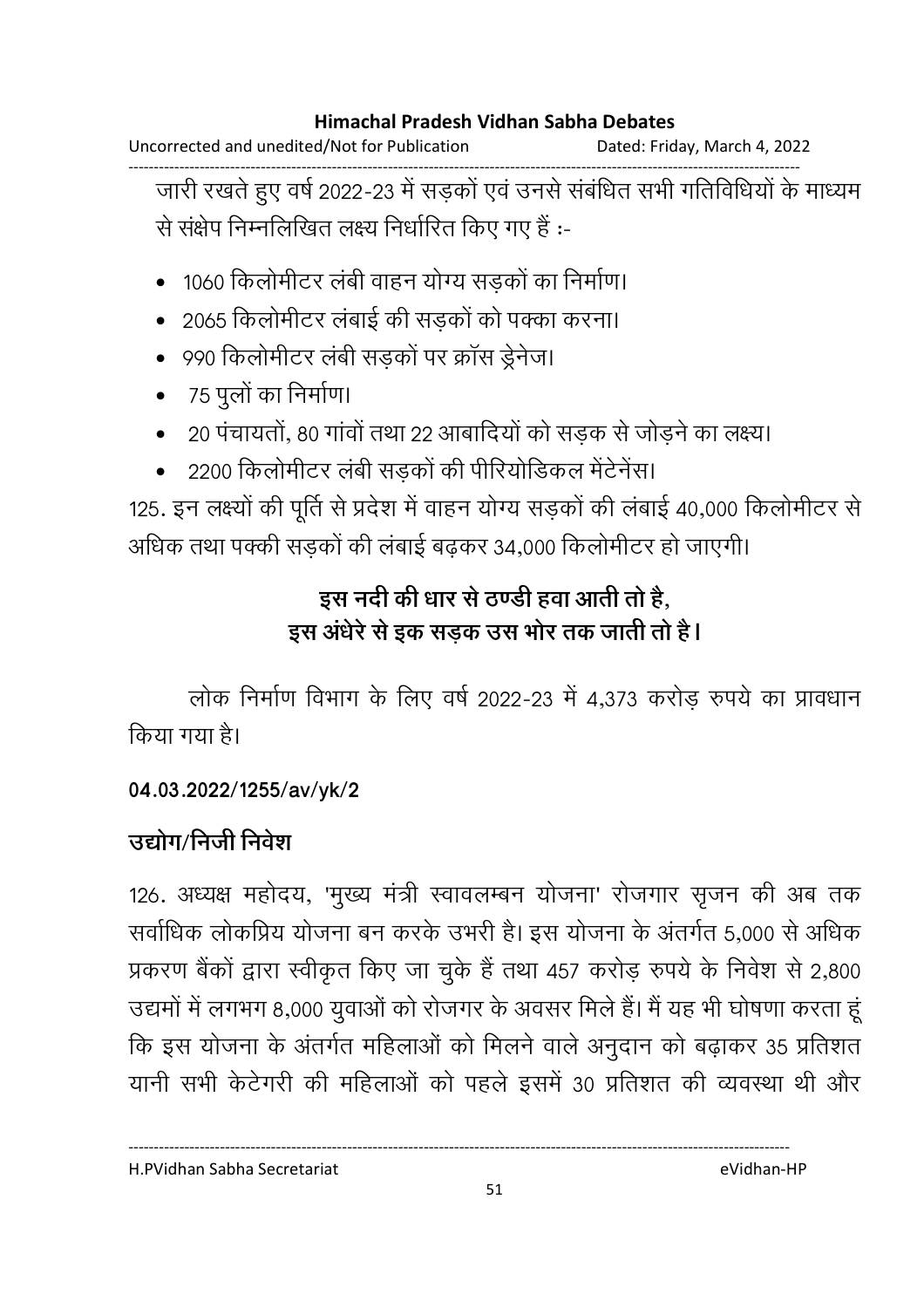जारी रखते हुए वर्ष 2022-23 में सड़कों एवं उनसे संबंधित सभी गतिविधियों के माध्यम से संक्षेप निम्नलिखित लक्ष्य निर्धारित किए गए हैं :-

- 1060 किलोमीटर लंबी वाहन योग्य सड़कों का निर्माण।
- 2065 किलोमीटर लंबाई की सड़कों को पक्का करना।
- 990 किलोमीटर लंबी सड़कों पर क्रॉस ड्रेनेज।
- 75 पुलों का निर्माण।
- 20 पंचायतों, 80 गांवों तथा 22 आबादियों को सड़क से जोड़ने का लक्ष्य।
- 2200 किलोमीटर लंबी सड़कों की पीरियोडिकल मेंटेनेंस।

125. इन लक्ष्यों की पूर्ति से प्रदेश में वाहन योग्य सड़कों की लंबाई 40,000 किलोमीटर से अधिक तथा पक्की सड़कों की लंबाई बढ़कर 34,000 किलोमीटर हो जाएगी।

**इस नदी की धार से ठण्डी हवा आती तो है,**
**इस अंधेरे से इक सड़क उस भोर तक जाती तो है।**

लोक निर्माण विभाग के लिए वर्ष 2022-23 में 4,373 करोड़ रुपये का प्रावधान किया गया है।

**04.03.2022/1255/av/yk/2**

## उद्योग/निजी निवेश

126. अध्यक्ष महोदय, 'मुख्य मंत्री स्वावलम्बन योजना' रोजगार सृजन की अब तक सर्वाधिक लोकप्रिय योजना बन करके उभरी है। इस योजना के अंतर्गत 5,000 से अधिक प्रकरण बैंकों द्वारा स्वीकृत किए जा चुके हैं तथा 457 करोड़ रुपये के निवेश से 2,800 उद्यमों में लगभग 8,000 युवाओं को रोजगर के अवसर मिले हैं। मैं यह भी घोषणा करता हूं कि इस योजना के अंतर्गत महिलाओं को मिलने वाले अनुदान को बढ़ाकर 35 प्रतिशत यानी सभी केटेगरी की महिलाओं को पहले इसमें 30 प्रतिशत की व्यवस्था थी और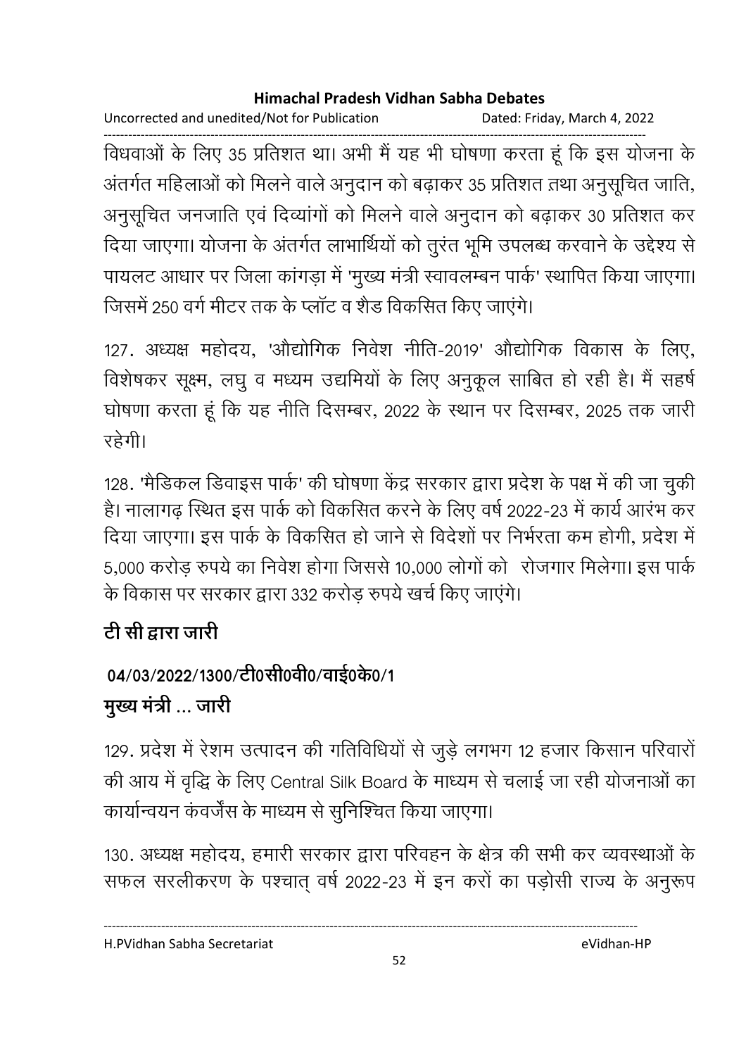विधवाओं के लिए 35 प्रतिशत था। अभी मैं यह भी घोषणा करता हूं कि इस योजना के अंतर्गत महिलाओं को मिलने वाले अनुदान को बढ़ाकर 35 प्रतिशत तथा अनुसूचित जाति, अनुसूचित जनजाति एवं दिव्यांगों को मिलने वाले अनुदान को बढ़ाकर 30 प्रतिशत कर दिया जाएगा। योजना के अंतर्गत लाभार्थियों को तुरंत भूमि उपलब्ध करवाने के उद्देश्य से पायलट आधार पर जिला कांगड़ा में 'मुख्य मंत्री स्वावलम्बन पार्क' स्थापित किया जाएगा। जिसमें 250 वर्ग मीटर तक के प्लॉट व शैड विकसित किए जाएंगे।

127. अध्यक्ष महोदय, 'औद्योगिक निवेश नीति-2019' औद्योगिक विकास के लिए, विशेषकर सूक्ष्म, लघु व मध्यम उद्यमियों के लिए अनुकूल साबित हो रही है। मैं सहर्ष घोषणा करता हूं कि यह नीति दिसम्बर, 2022 के स्थान पर दिसम्बर, 2025 तक जारी रहेगी।

128. 'मैडिकल डिवाइस पार्क' की घोषणा केंद्र सरकार द्वारा प्रदेश के पक्ष में की जा चुकी है। नालागढ़ स्थित इस पार्क को विकसित करने के लिए वर्ष 2022-23 में कार्य आरंभ कर दिया जाएगा। इस पार्क के विकसित हो जाने से विदेशों पर निर्भरता कम होगी, प्रदेश में 5,000 करोड़ रुपये का निवेश होगा जिससे 10,000 लोगों को रोजगार मिलेगा। इस पार्क के विकास पर सरकार द्वारा 332 करोड़ रुपये खर्च किए जाएंगे।

**टी सी द्वारा जारी**

**04/03/2022/1300/टी0सी0वी0/वाई0के0/1**

**मुख्य मंत्री ... जारी**

129. प्रदेश में रेशम उत्पादन की गतिविधियों से जुड़े लगभग 12 हजार किसान परिवारों की आय में वृद्धि के लिए Central Silk Board के माध्यम से चलाई जा रही योजनाओं का कार्यान्वयन कंवर्जेंस के माध्यम से सुनिश्चित किया जाएगा।

130. अध्यक्ष महोदय, हमारी सरकार द्वारा परिवहन के क्षेत्र की सभी कर व्यवस्थाओं के सफल सरलीकरण के पश्चात् वर्ष 2022-23 में इन करों का पड़ोसी राज्य के अनुरूप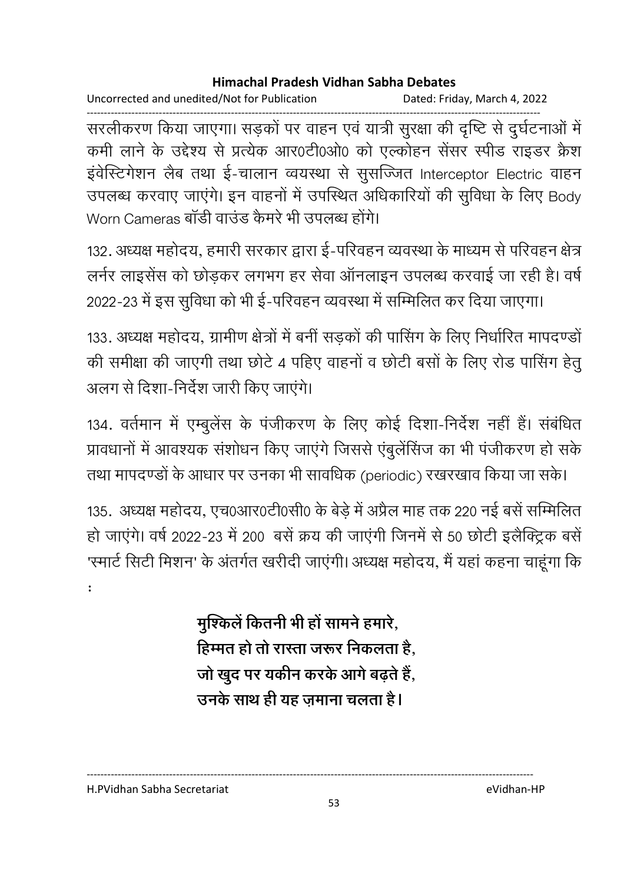सरलीकरण किया जाएगा। सड़कों पर वाहन एवं यात्री सुरक्षा की दृष्टि से दुर्घटनाओं में कमी लाने के उद्देश्य से प्रत्येक आर0टी0ओ0 को एल्कोहन सेंसर स्पीड राइडर क्रैश इंवेस्टिगेशन लैब तथा ई-चालान व्यवस्था से सुसज्जित Interceptor Electric वाहन उपलब्ध करवाए जाएंगे। इन वाहनों में उपस्थित अधिकारियों की सुविधा के लिए Body Worn Cameras बॉडी वाउंड कैमरे भी उपलब्ध होंगे।

132. अध्यक्ष महोदय, हमारी सरकार द्वारा ई-परिवहन व्यवस्था के माध्यम से परिवहन क्षेत्र लर्नर लाइसेंस को छोड़कर लगभग हर सेवा ऑनलाइन उपलब्ध करवाई जा रही है। वर्ष 2022-23 में इस सुविधा को भी ई-परिवहन व्यवस्था में सम्मिलित कर दिया जाएगा।

133. अध्यक्ष महोदय, ग्रामीण क्षेत्रों में बनीं सड़कों की पासिंग के लिए निर्धारित मापदण्डों की समीक्षा की जाएगी तथा छोटे 4 पहिए वाहनों व छोटी बसों के लिए रोड पासिंग हेतु अलग से दिशा-निर्देश जारी किए जाएंगे।

134. वर्तमान में एम्बुलेंस के पंजीकरण के लिए कोई दिशा-निर्देश नहीं हैं। संबंधित प्रावधानों में आवश्यक संशोधन किए जाएंगे जिससे एंबुलेंसिंज का भी पंजीकरण हो सके तथा मापदण्डों के आधार पर उनका भी सावधिक (periodic) रखरखाव किया जा सके।

135. अध्यक्ष महोदय, एच0आर0टी0सी0 के बेड़े में अप्रैल माह तक 220 नई बसें सम्मिलित हो जाएंगे। वर्ष 2022-23 में 200 बसें क्रय की जाएंगी जिनमें से 50 छोटी इलैक्ट्रिक बसें 'स्मार्ट सिटी मिशन' के अंतर्गत खरीदी जाएंगी। अध्यक्ष महोदय, मैं यहां कहना चाहूंगा कि :

**मुश्किलें कितनी भी हों सामने हमारे,**
**हिम्मत हो तो रास्ता जरूर निकलता है,**
**जो खुद पर यकीन करके आगे बढ़ते हैं,**
**उनके साथ ही यह ज़माना चलता है।**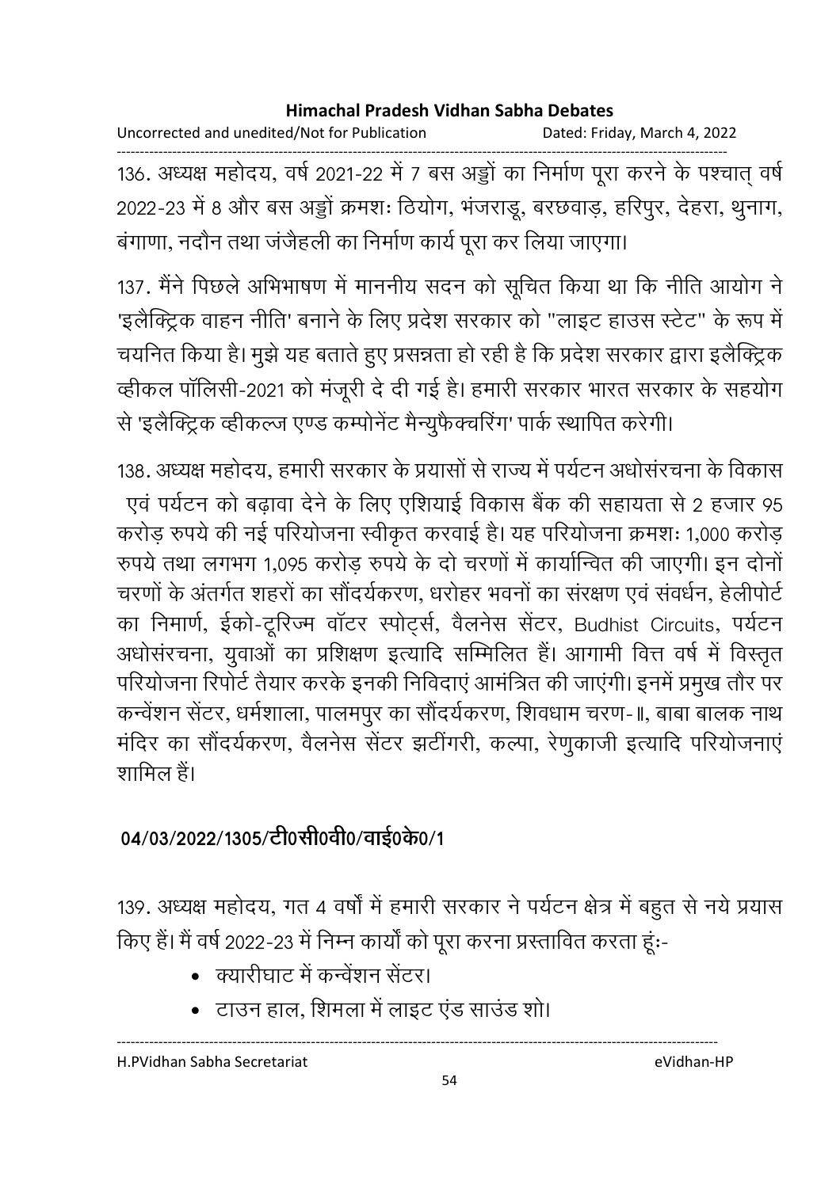136. अध्यक्ष महोदय, वर्ष 2021-22 में 7 बस अड्डों का निर्माण पूरा करने के पश्चात् वर्ष 2022-23 में 8 और बस अड्डों क्रमशः ठियोग, भंजराडू, बरछवाड़, हरिपुर, देहरा, थुनाग, बंगाणा, नदौन तथा जंजैहली का निर्माण कार्य पूरा कर लिया जाएगा।

137. मैंने पिछले अभिभाषण में माननीय सदन को सूचित किया था कि नीति आयोग ने 'इलैक्ट्रिक वाहन नीति' बनाने के लिए प्रदेश सरकार को "लाइट हाउस स्टेट" के रूप में चयनित किया है। मुझे यह बताते हुए प्रसन्नता हो रही है कि प्रदेश सरकार द्वारा इलैक्ट्रिक व्हीकल पॉलिसी-2021 को मंजूरी दे दी गई है। हमारी सरकार भारत सरकार के सहयोग से 'इलैक्ट्रिक व्हीकल्ज एण्ड कम्पोनेंट मैन्युफैक्चरिंग' पार्क स्थापित करेगी।

138. अध्यक्ष महोदय, हमारी सरकार के प्रयासों से राज्य में पर्यटन अधोसंरचना के विकास एवं पर्यटन को बढ़ावा देने के लिए एशियाई विकास बैंक की सहायता से 2 हजार 95 करोड़ रुपये की नई परियोजना स्वीकृत करवाई है। यह परियोजना क्रमशः 1,000 करोड़ रुपये तथा लगभग 1,095 करोड़ रुपये के दो चरणों में कार्यान्वित की जाएगी। इन दोनों चरणों के अंतर्गत शहरों का सौंदर्यकरण, धरोहर भवनों का संरक्षण एवं संवर्धन, हेलीपोर्ट का निमार्ण, ईको-टूरिज्म वॉटर स्पोर्ट्स, वैलनेस सेंटर, Budhist Circuits, पर्यटन अधोसंरचना, युवाओं का प्रशिक्षण इत्यादि सम्मिलित हैं। आगामी वित्त वर्ष में विस्तृत परियोजना रिपोर्ट तैयार करके इनकी निविदाएं आमंत्रित की जाएंगी। इनमें प्रमुख तौर पर कन्वेंशन सेंटर, धर्मशाला, पालमपुर का सौंदर्यकरण, शिवधाम चरण-II, बाबा बालक नाथ मंदिर का सौंदर्यकरण, वैलनेस सेंटर झटींगरी, कल्पा, रेणुकाजी इत्यादि परियोजनाएं शामिल हैं।

**04/03/2022/1305/टी0सी0वी0/वाई0के0/1**

139. अध्यक्ष महोदय, गत 4 वर्षों में हमारी सरकार ने पर्यटन क्षेत्र में बहुत से नये प्रयास किए हैं। मैं वर्ष 2022-23 में निम्न कार्यों को पूरा करना प्रस्तावित करता हूंः-

- क्यारीघाट में कन्वेंशन सेंटर।
- टाउन हाल, शिमला में लाइट एंड साउंड शो।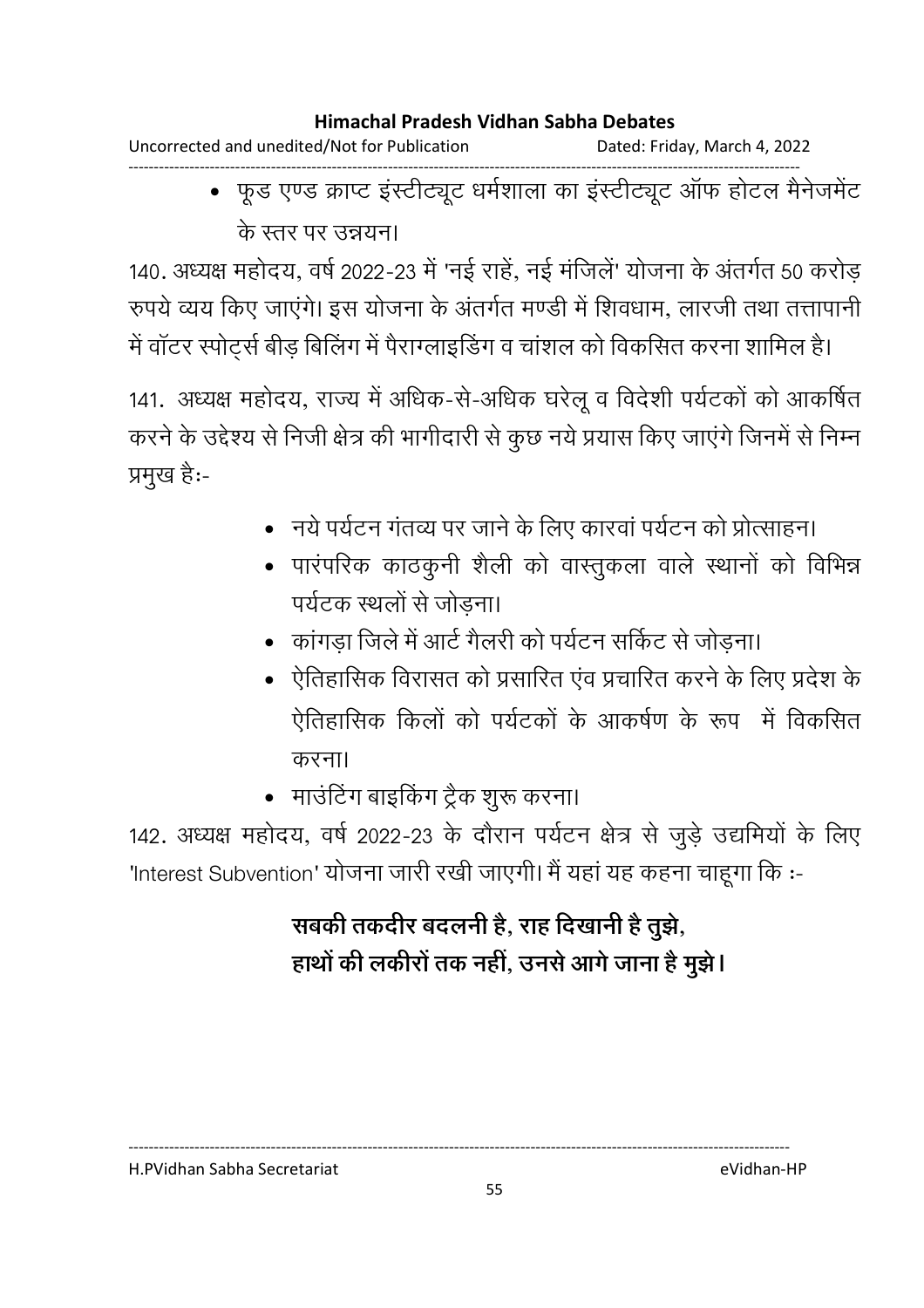- फूड एण्ड क्राफ्ट इंस्टीट्यूट धर्मशाला का इंस्टीट्यूट ऑफ होटल मैनेजमेंट के स्तर पर उन्नयन।

140. अध्यक्ष महोदय, वर्ष 2022-23 में 'नई राहें, नई मंजिलें' योजना के अंतर्गत 50 करोड़ रुपये व्यय किए जाएंगे। इस योजना के अंतर्गत मण्डी में शिवधाम, लारजी तथा तत्तापानी में वॉटर स्पोर्ट्स बीड़ बिलिंग में पैराग्लाइडिंग व चांशल को विकसित करना शामिल है।

141. अध्यक्ष महोदय, राज्य में अधिक-से-अधिक घरेलू व विदेशी पर्यटकों को आकर्षित करने के उद्देश्य से निजी क्षेत्र की भागीदारी से कुछ नये प्रयास किए जाएंगे जिनमें से निम्न प्रमुख है:-

- नये पर्यटन गंतव्य पर जाने के लिए कारवां पर्यटन को प्रोत्साहन।
- पारंपरिक काठकुनी शैली को वास्तुकला वाले स्थानों को विभिन्न पर्यटक स्थलों से जोड़ना।
- कांगड़ा जिले में आर्ट गैलरी को पर्यटन सर्किट से जोड़ना।
- ऐतिहासिक विरासत को प्रसारित एंव प्रचारित करने के लिए प्रदेश के ऐतिहासिक किलों को पर्यटकों के आकर्षण के रूप में विकसित करना।
- माउंटिंग बाइकिंग ट्रैक शुरू करना।

142. अध्यक्ष महोदय, वर्ष 2022-23 के दौरान पर्यटन क्षेत्र से जुड़े उद्यमियों के लिए 'Interest Subvention' योजना जारी रखी जाएगी। मैं यहां यह कहना चाहूगा कि :-

**सबकी तकदीर बदलनी है, राह दिखानी है तुझे,**
**हाथों की लकीरों तक नहीं, उनसे आगे जाना है मुझे।**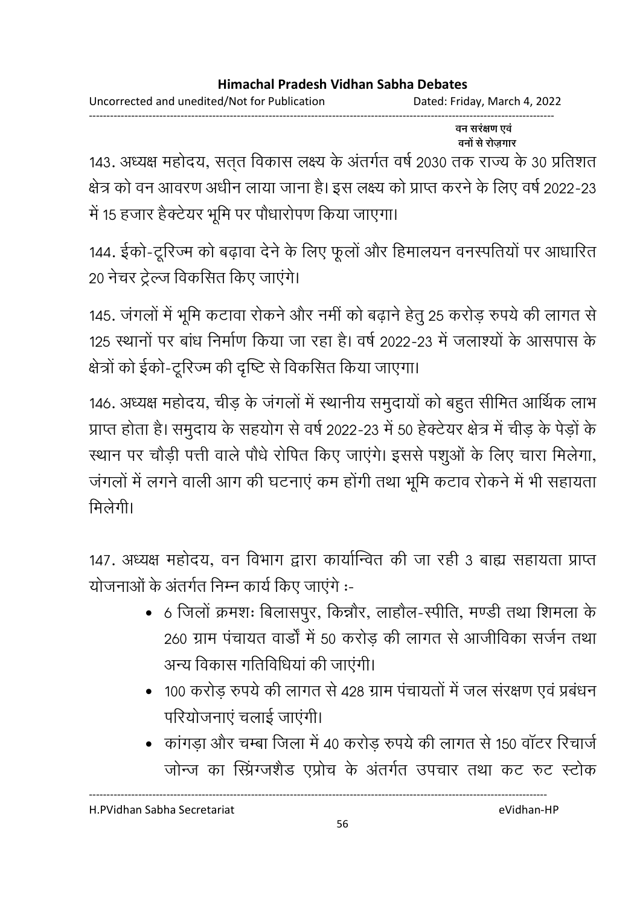वन संरक्षण एवं
वनों से रोज़गार

143. अध्यक्ष महोदय, सत्त विकास लक्ष्य के अंतर्गत वर्ष 2030 तक राज्य के 30 प्रतिशत क्षेत्र को वन आवरण अधीन लाया जाना है। इस लक्ष्य को प्राप्त करने के लिए वर्ष 2022-23 में 15 हजार हैक्टेयर भूमि पर पौधारोपण किया जाएगा।

144. ईको-टूरिज्म को बढ़ावा देने के लिए फूलों और हिमालयन वनस्पतियों पर आधारित 20 नेचर ट्रेल्ज विकसित किए जाएंगे।

145. जंगलों में भूमि कटावा रोकने और नमीं को बढ़ाने हेतु 25 करोड़ रुपये की लागत से 125 स्थानों पर बांध निर्माण किया जा रहा है। वर्ष 2022-23 में जलाश्यों के आसपास के क्षेत्रों को ईको-टूरिज्म की दृष्टि से विकसित किया जाएगा।

146. अध्यक्ष महोदय, चीड़ के जंगलों में स्थानीय समुदायों को बहुत सीमित आर्थिक लाभ प्राप्त होता है। समुदाय के सहयोग से वर्ष 2022-23 में 50 हेक्टेयर क्षेत्र में चीड़ के पेड़ों के स्थान पर चौड़ी पत्ती वाले पौधे रोपित किए जाएंगे। इससे पशुओं के लिए चारा मिलेगा, जंगलों में लगने वाली आग की घटनाएं कम होंगी तथा भूमि कटाव रोकने में भी सहायता मिलेगी।

147. अध्यक्ष महोदय, वन विभाग द्वारा कार्यान्वित की जा रही 3 बाह्य सहायता प्राप्त योजनाओं के अंतर्गत निम्न कार्य किए जाएंगे :-

- 6 जिलों क्रमशः बिलासपुर, किन्नौर, लाहौल-स्पीति, मण्डी तथा शिमला के 260 ग्राम पंचायत वार्डों में 50 करोड़ की लागत से आजीविका सर्जन तथा अन्य विकास गतिविधियां की जाएंगी।
- 100 करोड़ रुपये की लागत से 428 ग्राम पंचायतों में जल संरक्षण एवं प्रबंधन परियोजनाएं चलाई जाएंगी।
- कांगड़ा और चम्बा जिला में 40 करोड़ रुपये की लागत से 150 वॉटर रिचार्ज जोन्ज का स्प्रिंग्जशैड एप्रोच के अंतर्गत उपचार तथा कट रुट स्टोक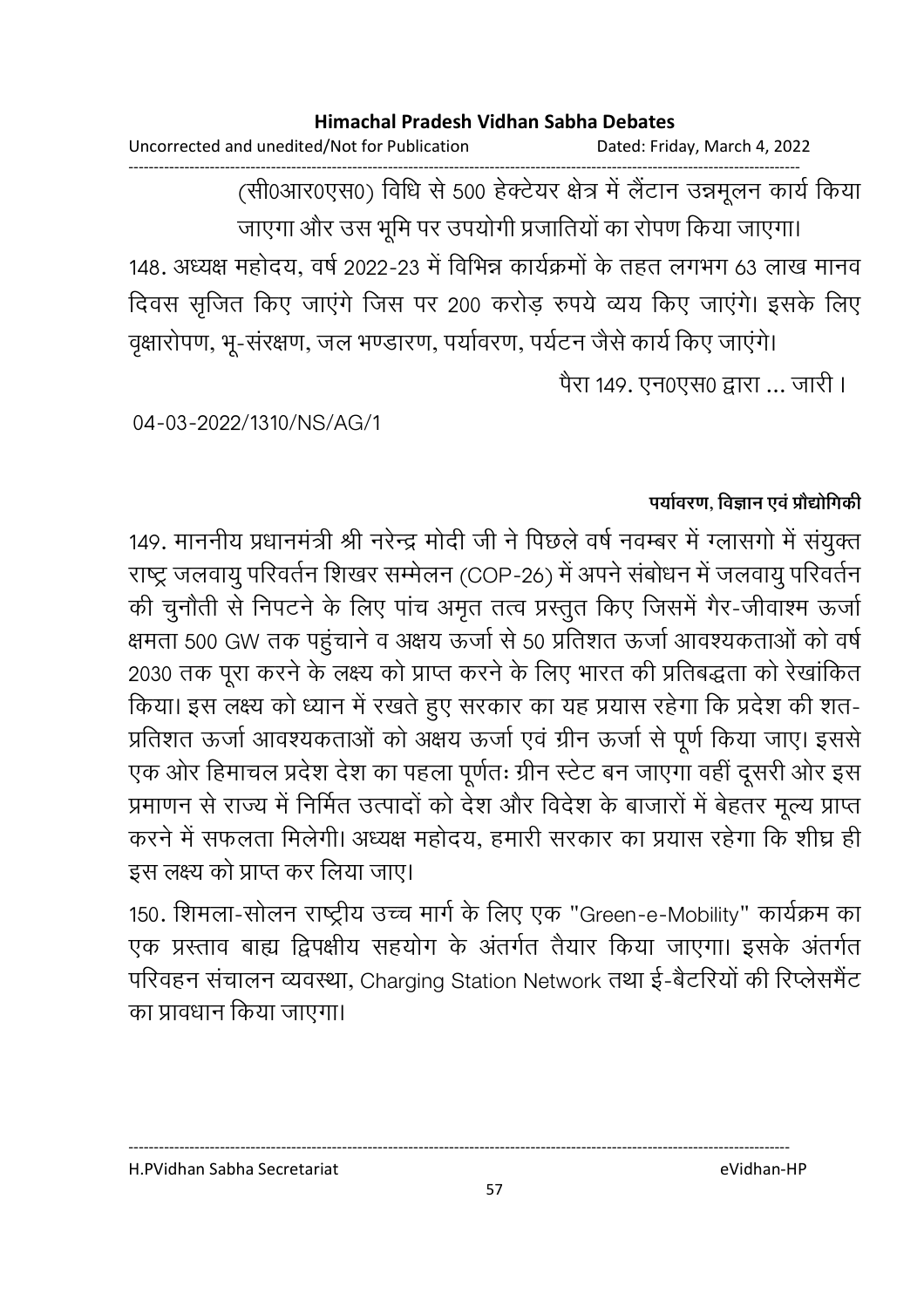(सी0आर0एस0) विधि से 500 हेक्टेयर क्षेत्र में लैंटान उन्नमूलन कार्य किया जाएगा और उस भूमि पर उपयोगी प्रजातियों का रोपण किया जाएगा।

148. अध्यक्ष महोदय, वर्ष 2022-23 में विभिन्न कार्यक्रमों के तहत लगभग 63 लाख मानव दिवस सृजित किए जाएंगे जिस पर 200 करोड़ रुपये व्यय किए जाएंगे। इसके लिए वृक्षारोपण, भू-संरक्षण, जल भण्डारण, पर्यावरण, पर्यटन जैसे कार्य किए जाएंगे।

पैरा 149. एन0एस0 द्वारा ... जारी।

04-03-2022/1310/NS/AG/1

**पर्यावरण, विज्ञान एवं प्रौद्योगिकी**

149. माननीय प्रधानमंत्री श्री नरेन्द्र मोदी जी ने पिछले वर्ष नवम्बर में ग्लासगो में संयुक्त राष्ट्र जलवायु परिवर्तन शिखर सम्मेलन (COP-26) में अपने संबोधन में जलवायु परिवर्तन की चुनौती से निपटने के लिए पांच अमृत तत्व प्रस्तुत किए जिसमें गैर-जीवाश्म ऊर्जा क्षमता 500 GW तक पहुंचाने व अक्षय ऊर्जा से 50 प्रतिशत ऊर्जा आवश्यकताओं को वर्ष 2030 तक पूरा करने के लक्ष्य को प्राप्त करने के लिए भारत की प्रतिबद्धता को रेखांकित किया। इस लक्ष्य को ध्यान में रखते हुए सरकार का यह प्रयास रहेगा कि प्रदेश की शत-प्रतिशत ऊर्जा आवश्यकताओं को अक्षय ऊर्जा एवं ग्रीन ऊर्जा से पूर्ण किया जाए। इससे एक ओर हिमाचल प्रदेश देश का पहला पूर्णतः ग्रीन स्टेट बन जाएगा वहीं दूसरी ओर इस प्रमाणन से राज्य में निर्मित उत्पादों को देश और विदेश के बाजारों में बेहतर मूल्य प्राप्त करने में सफलता मिलेगी। अध्यक्ष महोदय, हमारी सरकार का प्रयास रहेगा कि शीघ्र ही इस लक्ष्य को प्राप्त कर लिया जाए।

150. शिमला-सोलन राष्ट्रीय उच्च मार्ग के लिए एक "Green-e-Mobility" कार्यक्रम का एक प्रस्ताव बाह्य द्विपक्षीय सहयोग के अंतर्गत तैयार किया जाएगा। इसके अंतर्गत परिवहन संचालन व्यवस्था, Charging Station Network तथा ई-बैटरियों की रिप्लेसमैंट का प्रावधान किया जाएगा।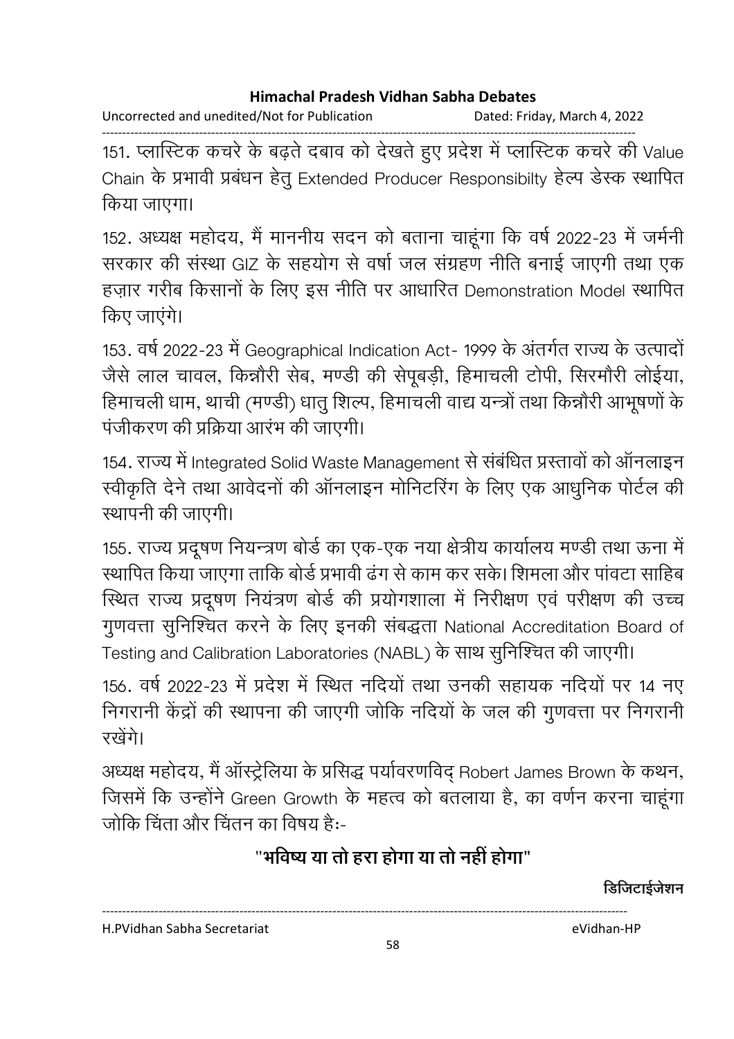151. प्लास्टिक कचरे के बढ़ते दबाव को देखते हुए प्रदेश में प्लास्टिक कचरे की Value Chain के प्रभावी प्रबंधन हेतु Extended Producer Responsibilty हेल्प डेस्क स्थापित किया जाएगा।

152. अध्यक्ष महोदय, मैं माननीय सदन को बताना चाहूंगा कि वर्ष 2022-23 में जर्मनी सरकार की संस्था GIZ के सहयोग से वर्षा जल संग्रहण नीति बनाई जाएगी तथा एक हज़ार गरीब किसानों के लिए इस नीति पर आधारित Demonstration Model स्थापित किए जाएंगे।

153. वर्ष 2022-23 में Geographical Indication Act- 1999 के अंतर्गत राज्य के उत्पादों जैसे लाल चावल, किन्नौरी सेब, मण्डी की सेपूबड़ी, हिमाचली टोपी, सिरमौरी लोईया, हिमाचली धाम, थाची (मण्डी) धातु शिल्प, हिमाचली वाद्य यन्त्रों तथा किन्नौरी आभूषणों के पंजीकरण की प्रक्रिया आरंभ की जाएगी।

154. राज्य में Integrated Solid Waste Management से संबंधित प्रस्तावों को ऑनलाइन स्वीकृति देने तथा आवेदनों की ऑनलाइन मोनिटरिंग के लिए एक आधुनिक पोर्टल की स्थापनी की जाएगी।

155. राज्य प्रदूषण नियन्त्रण बोर्ड का एक-एक नया क्षेत्रीय कार्यालय मण्डी तथा ऊना में स्थापित किया जाएगा ताकि बोर्ड प्रभावी ढंग से काम कर सके। शिमला और पांवटा साहिब स्थित राज्य प्रदूषण नियंत्रण बोर्ड की प्रयोगशाला में निरीक्षण एवं परीक्षण की उच्च गुणवत्ता सुनिश्चित करने के लिए इनकी संबद्धता National Accreditation Board of Testing and Calibration Laboratories (NABL) के साथ सुनिश्चित की जाएगी।

156. वर्ष 2022-23 में प्रदेश में स्थित नदियों तथा उनकी सहायक नदियों पर 14 नए निगरानी केंद्रों की स्थापना की जाएगी जोकि नदियों के जल की गुणवत्ता पर निगरानी रखेंगे।

अध्यक्ष महोदय, मैं ऑस्ट्रेलिया के प्रसिद्ध पर्यावरणविद् Robert James Brown के कथन, जिसमें कि उन्होंने Green Growth के महत्व को बतलाया है, का वर्णन करना चाहूंगा जोकि चिंता और चिंतन का विषय हैः-

**"भविष्य या तो हरा होगा या तो नहीं होगा"**

**डिजिटाईजेशन**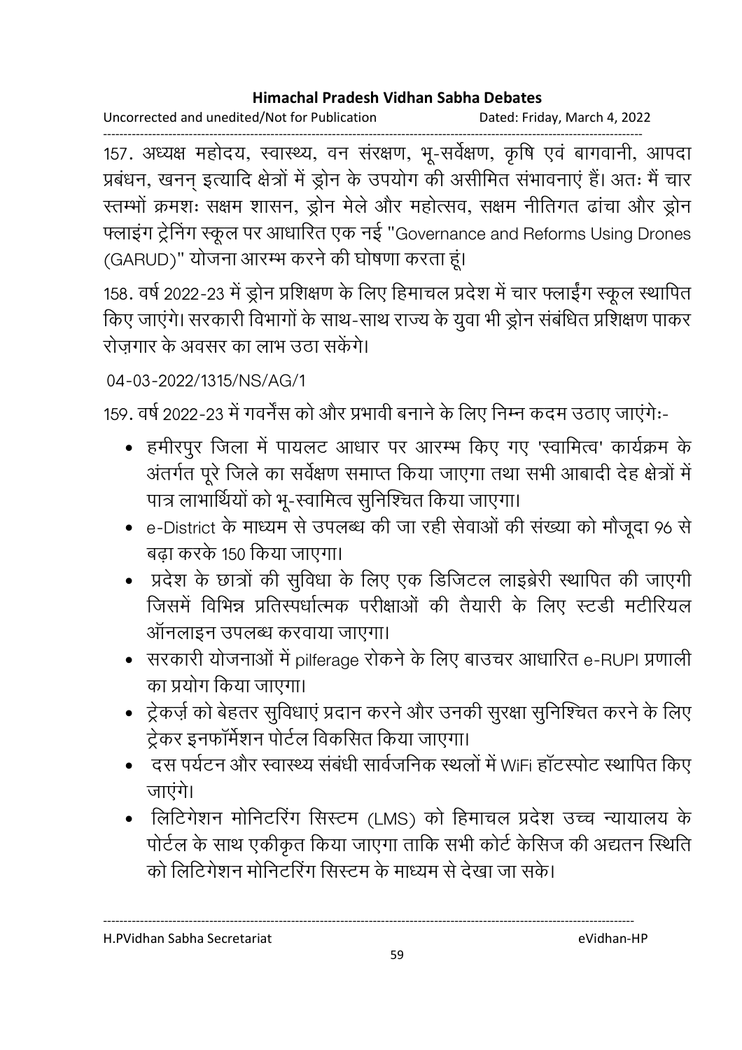157. अध्यक्ष महोदय, स्वास्थ्य, वन संरक्षण, भू-सर्वेक्षण, कृषि एवं बागवानी, आपदा प्रबंधन, खनन् इत्यादि क्षेत्रों में ड्रोन के उपयोग की असीमित संभावनाएं हैं। अतः मैं चार स्तम्भों क्रमशः सक्षम शासन, ड्रोन मेले और महोत्सव, सक्षम नीतिगत ढांचा और ड्रोन फ्लाइंग ट्रेनिंग स्कूल पर आधारित एक नई "Governance and Reforms Using Drones (GARUD)" योजना आरम्भ करने की घोषणा करता हूं।

158. वर्ष 2022-23 में ड्रोन प्रशिक्षण के लिए हिमाचल प्रदेश में चार फ्लाईंग स्कूल स्थापित किए जाएंगे। सरकारी विभागों के साथ-साथ राज्य के युवा भी ड्रोन संबंधित प्रशिक्षण पाकर रोज़गार के अवसर का लाभ उठा सकेंगे।

04-03-2022/1315/NS/AG/1

159. वर्ष 2022-23 में गवर्नेंस को और प्रभावी बनाने के लिए निम्न कदम उठाए जाएंगेः-

- हमीरपुर जिला में पायलट आधार पर आरम्भ किए गए 'स्वामित्व' कार्यक्रम के अंतर्गत पूरे जिले का सर्वेक्षण समाप्त किया जाएगा तथा सभी आबादी देह क्षेत्रों में पात्र लाभार्थियों को भू-स्वामित्व सुनिश्चित किया जाएगा।
- e-District के माध्यम से उपलब्ध की जा रही सेवाओं की संख्या को मौजूदा 96 से बढ़ा करके 150 किया जाएगा।
- प्रदेश के छात्रों की सुविधा के लिए एक डिजिटल लाइब्रेरी स्थापित की जाएगी जिसमें विभिन्न प्रतिस्पर्धात्मक परीक्षाओं की तैयारी के लिए स्टडी मटीरियल ऑनलाइन उपलब्ध करवाया जाएगा।
- सरकारी योजनाओं में pilferage रोकने के लिए बाउचर आधारित e-RUPI प्रणाली का प्रयोग किया जाएगा।
- ट्रेकर्ज़ को बेहतर सुविधाएं प्रदान करने और उनकी सुरक्षा सुनिश्चित करने के लिए ट्रेकर इनफॉर्मेशन पोर्टल विकसित किया जाएगा।
- दस पर्यटन और स्वास्थ्य संबंधी सार्वजनिक स्थलों में WiFi हॉटस्पोट स्थापित किए जाएंगे।
- लिटिगेशन मोनिटरिंग सिस्टम (LMS) को हिमाचल प्रदेश उच्च न्यायालय के पोर्टल के साथ एकीकृत किया जाएगा ताकि सभी कोर्ट केसिज की अद्यतन स्थिति को लिटिगेशन मोनिटरिंग सिस्टम के माध्यम से देखा जा सके।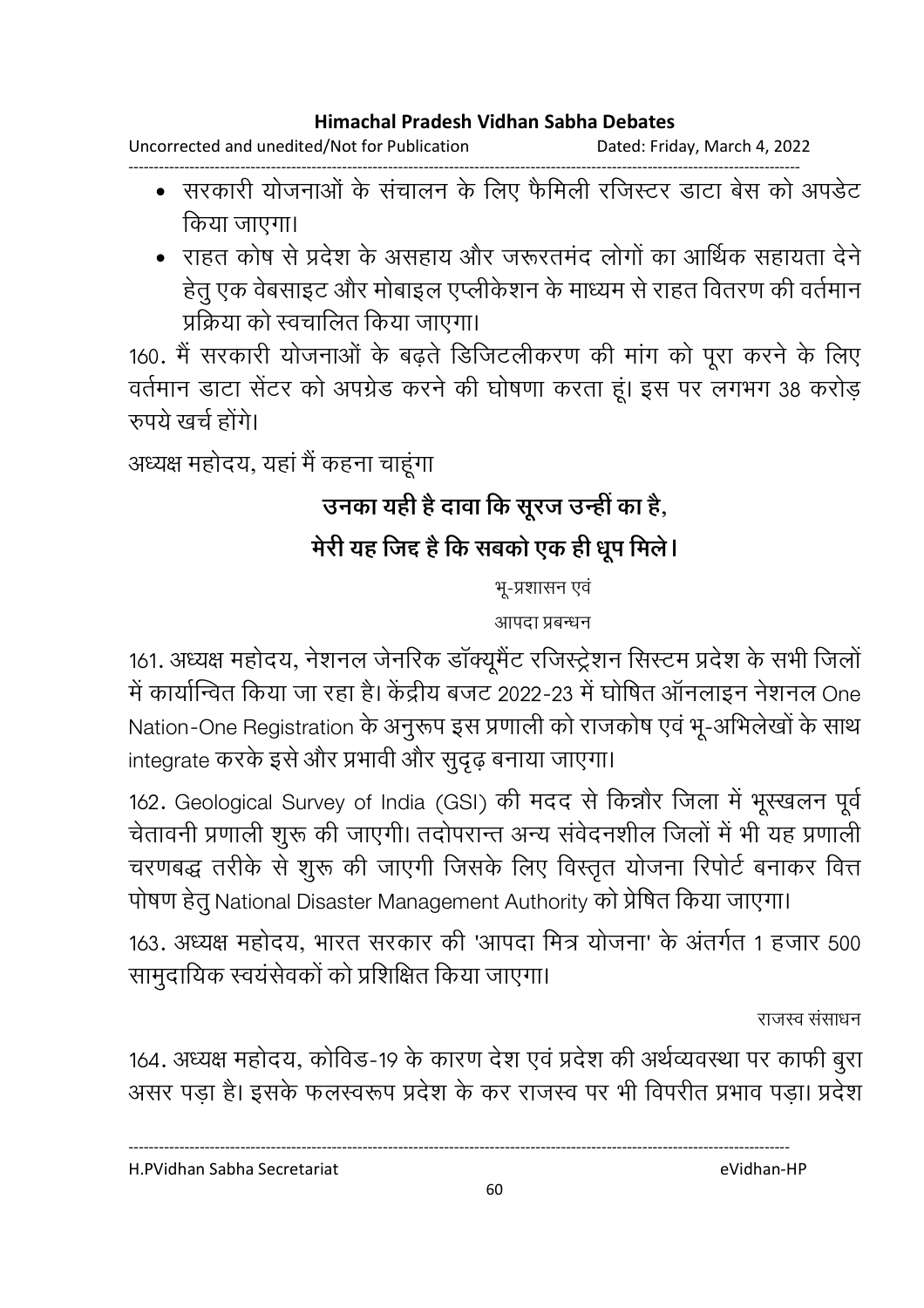- सरकारी योजनाओं के संचालन के लिए फैमिली रजिस्टर डाटा बेस को अपडेट किया जाएगा।
- राहत कोष से प्रदेश के असहाय और जरूरतमंद लोगों का आर्थिक सहायता देने हेतु एक वेबसाइट और मोबाइल एप्लीकेशन के माध्यम से राहत वितरण की वर्तमान प्रक्रिया को स्वचालित किया जाएगा।

160. मैं सरकारी योजनाओं के बढ़ते डिजिटलीकरण की मांग को पूरा करने के लिए वर्तमान डाटा सेंटर को अपग्रेड करने की घोषणा करता हूं। इस पर लगभग 38 करोड़ रुपये खर्च होंगे।

अध्यक्ष महोदय, यहां मैं कहना चाहूंगा

**उनका यही है दावा कि सूरज उन्हीं का है,**

**मेरी यह जिद्द है कि सबको एक ही धूप मिले।**

भू-प्रशासन एवं

आपदा प्रबन्धन

161. अध्यक्ष महोदय, नेशनल जेनरिक डॉक्यूमैंट रजिस्ट्रेशन सिस्टम प्रदेश के सभी जिलों में कार्यान्वित किया जा रहा है। केंद्रीय बजट 2022-23 में घोषित ऑनलाइन नेशनल One Nation-One Registration के अनुरूप इस प्रणाली को राजकोष एवं भू-अभिलेखों के साथ integrate करके इसे और प्रभावी और सुदृढ़ बनाया जाएगा।

162. Geological Survey of India (GSI) की मदद से किन्नौर जिला में भूस्खलन पूर्व चेतावनी प्रणाली शुरू की जाएगी। तदोपरान्त अन्य संवेदनशील जिलों में भी यह प्रणाली चरणबद्ध तरीके से शुरू की जाएगी जिसके लिए विस्तृत योजना रिपोर्ट बनाकर वित्त पोषण हेतु National Disaster Management Authority को प्रेषित किया जाएगा।

163. अध्यक्ष महोदय, भारत सरकार की 'आपदा मित्र योजना' के अंतर्गत 1 हजार 500 सामुदायिक स्वयंसेवकों को प्रशिक्षित किया जाएगा।

राजस्व संसाधन

164. अध्यक्ष महोदय, कोविड-19 के कारण देश एवं प्रदेश की अर्थव्यवस्था पर काफी बुरा असर पड़ा है। इसके फलस्वरूप प्रदेश के कर राजस्व पर भी विपरीत प्रभाव पड़ा। प्रदेश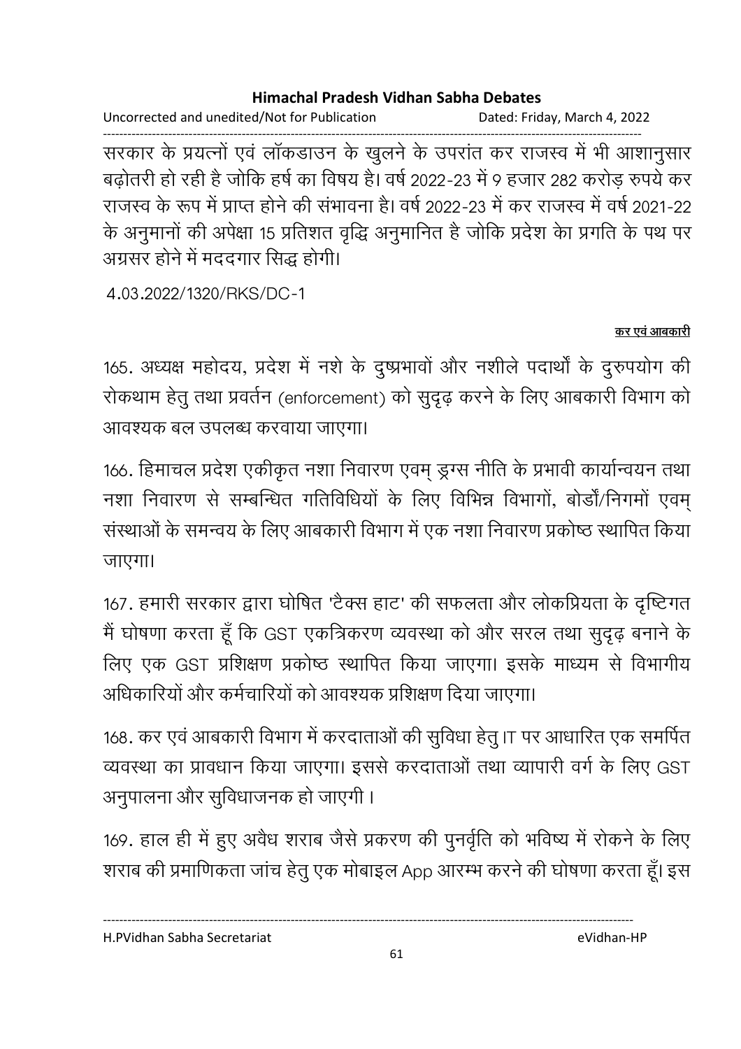सरकार के प्रयत्नों एवं लॉकडाउन के खुलने के उपरांत कर राजस्व में भी आशानुसार बढ़ोतरी हो रही है जोकि हर्ष का विषय है। वर्ष 2022-23 में 9 हजार 282 करोड़ रुपये कर राजस्व के रूप में प्राप्त होने की संभावना है। वर्ष 2022-23 में कर राजस्व में वर्ष 2021-22 के अनुमानों की अपेक्षा 15 प्रतिशत वृद्धि अनुमानित है जोकि प्रदेश केा प्रगति के पथ पर अग्रसर होने में मददगार सिद्ध होगी।

4.03.2022/1320/RKS/DC-1

<u>कर एवं आबकारी</u>

165. अध्यक्ष महोदय, प्रदेश में नशे के दुष्प्रभावों और नशीले पदार्थों के दुरुपयोग की रोकथाम हेतु तथा प्रवर्तन (enforcement) को सुदृढ़ करने के लिए आबकारी विभाग को आवश्यक बल उपलब्ध करवाया जाएगा।

166. हिमाचल प्रदेश एकीकृत नशा निवारण एवम् ड्रग्स नीति के प्रभावी कार्यान्वयन तथा नशा निवारण से सम्बन्धित गतिविधियों के लिए विभिन्न विभागों, बोर्डों/निगमों एवम् संस्थाओं के समन्वय के लिए आबकारी विभाग में एक नशा निवारण प्रकोष्ठ स्थापित किया जाएगा।

167. हमारी सरकार द्वारा घोषित 'टैक्स हाट' की सफलता और लोकप्रियता के दृष्टिगत मैं घोषणा करता हूँ कि GST एकत्रिकरण व्यवस्था को और सरल तथा सुदृढ़ बनाने के लिए एक GST प्रशिक्षण प्रकोष्ठ स्थापित किया जाएगा। इसके माध्यम से विभागीय अधिकारियों और कर्मचारियों को आवश्यक प्रशिक्षण दिया जाएगा।

168. कर एवं आबकारी विभाग में करदाताओं की सुविधा हेतु IT पर आधारित एक समर्पित व्यवस्था का प्रावधान किया जाएगा। इससे करदाताओं तथा व्यापारी वर्ग के लिए GST अनुपालना और सुविधाजनक हो जाएगी ।

169. हाल ही में हुए अवैध शराब जैसे प्रकरण की पुनर्वृति को भविष्य में रोकने के लिए शराब की प्रमाणिकता जांच हेतु एक मोबाइल App आरम्भ करने की घोषणा करता हूँ। इस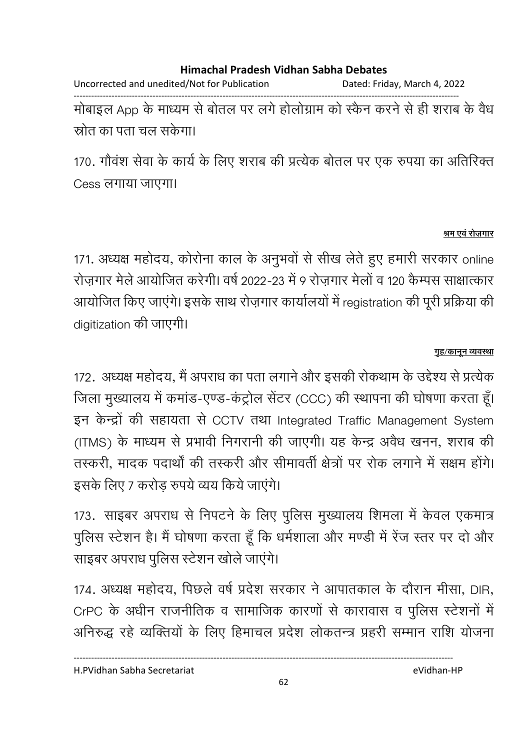मोबाइल App के माध्यम से बोतल पर लगे होलोग्राम को स्कैन करने से ही शराब के वैध स्रोत का पता चल सकेगा।

170. गौवंश सेवा के कार्य के लिए शराब की प्रत्येक बोतल पर एक रुपया का अतिरिक्त Cess लगाया जाएगा।

**श्रम एवं रोज़गार**

171. अध्यक्ष महोदय, कोरोना काल के अनुभवों से सीख लेते हुए हमारी सरकार online रोज़गार मेले आयोजित करेगी। वर्ष 2022-23 में 9 रोज़गार मेलों व 120 कैम्पस साक्षात्कार आयोजित किए जाएंगे। इसके साथ रोज़गार कार्यालयों में registration की पूरी प्रक्रिया की digitization की जाएगी।

**गृह/कानून व्यवस्था**

172. अध्यक्ष महोदय, मैं अपराध का पता लगाने और इसकी रोकथाम के उद्देश्य से प्रत्येक जिला मुख्यालय में कमांड-एण्ड-कंट्रोल सेंटर (CCC) की स्थापना की घोषणा करता हूँ। इन केन्द्रों की सहायता से CCTV तथा Integrated Traffic Management System (ITMS) के माध्यम से प्रभावी निगरानी की जाएगी। यह केन्द्र अवैध खनन, शराब की तस्करी, मादक पदार्थों की तस्करी और सीमावर्ती क्षेत्रों पर रोक लगाने में सक्षम होंगे। इसके लिए 7 करोड़ रुपये व्यय किये जाएंगे।

173. साइबर अपराध से निपटने के लिए पुलिस मुख्यालय शिमला में केवल एकमात्र पुलिस स्टेशन है। मैं घोषणा करता हूँ कि धर्मशाला और मण्डी में रेंज स्तर पर दो और साइबर अपराध पुलिस स्टेशन खोले जाएंगे।

174. अध्यक्ष महोदय, पिछले वर्ष प्रदेश सरकार ने आपातकाल के दौरान मीसा, DIR, CrPC के अधीन राजनीतिक व सामाजिक कारणों से कारावास व पुलिस स्टेशनों में अनिरुद्ध रहे व्यक्तियों के लिए हिमाचल प्रदेश लोकतन्त्र प्रहरी सम्मान राशि योजना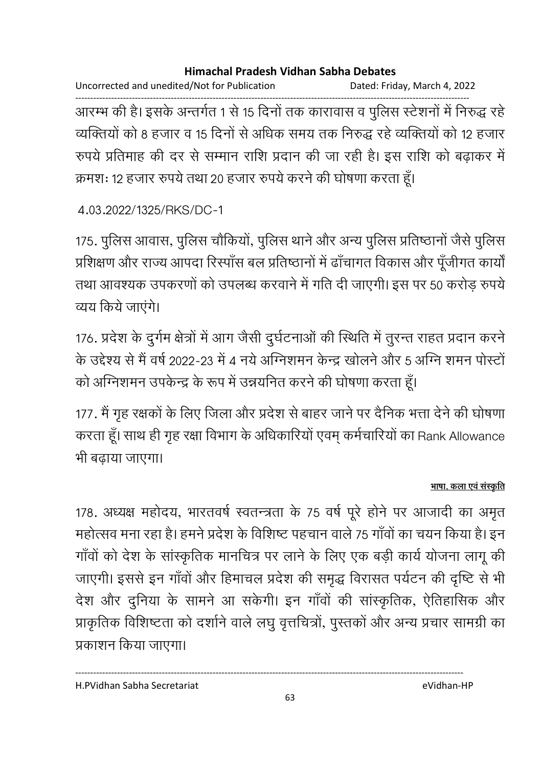आरम्भ की है। इसके अन्तर्गत 1 से 15 दिनों तक कारावास व पुलिस स्टेशनों में निरुद्ध रहे व्यक्तियों को 8 हजार व 15 दिनों से अधिक समय तक निरुद्ध रहे व्यक्तियों को 12 हजार रुपये प्रतिमाह की दर से सम्मान राशि प्रदान की जा रही है। इस राशि को बढ़ाकर में क्रमशः 12 हजार रुपये तथा 20 हजार रुपये करने की घोषणा करता हूँ।

4.03.2022/1325/RKS/DC-1

175. पुलिस आवास, पुलिस चौकियों, पुलिस थाने और अन्य पुलिस प्रतिष्ठानों जैसे पुलिस प्रशिक्षण और राज्य आपदा रिस्पाँस बल प्रतिष्ठानों में ढाँचागत विकास और पूँजीगत कार्यों तथा आवश्यक उपकरणों को उपलब्ध करवाने में गति दी जाएगी। इस पर 50 करोड़ रुपये व्यय किये जाएंगे।

176. प्रदेश के दुर्गम क्षेत्रों में आग जैसी दुर्घटनाओं की स्थिति में तुरन्त राहत प्रदान करने के उद्देश्य से मैं वर्ष 2022-23 में 4 नये अग्निशमन केन्द्र खोलने और 5 अग्नि शमन पोस्टों को अग्निशमन उपकेन्द्र के रूप में उन्नयनित करने की घोषणा करता हूँ।

177. मैं गृह रक्षकों के लिए जिला और प्रदेश से बाहर जाने पर दैनिक भत्ता देने की घोषणा करता हूँ। साथ ही गृह रक्षा विभाग के अधिकारियों एवम् कर्मचारियों का Rank Allowance भी बढ़ाया जाएगा।

<u>**भाषा, कला एवं संस्कृति**</u>

178. अध्यक्ष महोदय, भारतवर्ष स्वतन्त्रता के 75 वर्ष पूरे होने पर आजादी का अमृत महोत्सव मना रहा है। हमने प्रदेश के विशिष्ट पहचान वाले 75 गाँवों का चयन किया है। इन गाँवों को देश के सांस्कृतिक मानचित्र पर लाने के लिए एक बड़ी कार्य योजना लागू की जाएगी। इससे इन गाँवों और हिमाचल प्रदेश की समृद्ध विरासत पर्यटन की दृष्टि से भी देश और दुनिया के सामने आ सकेगी। इन गाँवों की सांस्कृतिक, ऐतिहासिक और प्राकृतिक विशिष्टता को दर्शाने वाले लघु वृत्तचित्रों, पुस्तकों और अन्य प्रचार सामग्री का प्रकाशन किया जाएगा।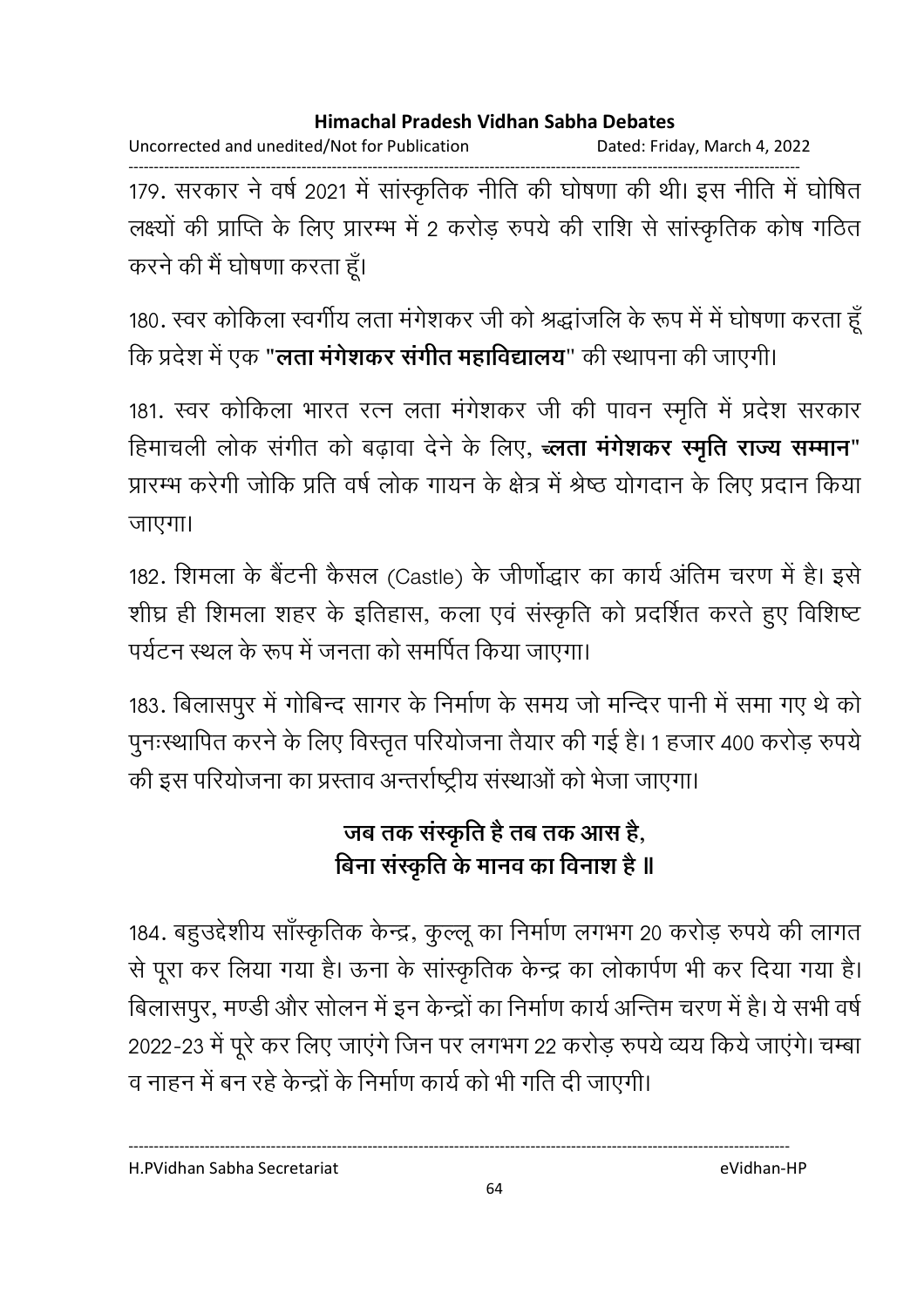179. सरकार ने वर्ष 2021 में सांस्कृतिक नीति की घोषणा की थी। इस नीति में घोषित लक्ष्यों की प्राप्ति के लिए प्रारम्भ में 2 करोड़ रुपये की राशि से सांस्कृतिक कोष गठित करने की मैं घोषणा करता हूँ।

180. स्वर कोकिला स्वर्गीय लता मंगेशकर जी को श्रद्धांजलि के रूप में में घोषणा करता हूँ कि प्रदेश में एक "**लता मंगेशकर संगीत महाविद्यालय**" की स्थापना की जाएगी।

181. स्वर कोकिला भारत रत्न लता मंगेशकर जी की पावन स्मृति में प्रदेश सरकार हिमाचली लोक संगीत को बढ़ावा देने के लिए, "**लता मंगेशकर स्मृति राज्य सम्मान**" प्रारम्भ करेगी जोकि प्रति वर्ष लोक गायन के क्षेत्र में श्रेष्ठ योगदान के लिए प्रदान किया जाएगा।

182. शिमला के बैंटनी कैसल (Castle) के जीर्णोद्धार का कार्य अंतिम चरण में है। इसे शीघ्र ही शिमला शहर के इतिहास, कला एवं संस्कृति को प्रदर्शित करते हुए विशिष्ट पर्यटन स्थल के रूप में जनता को समर्पित किया जाएगा।

183. बिलासपुर में गोबिन्द सागर के निर्माण के समय जो मन्दिर पानी में समा गए थे को पुनःस्थापित करने के लिए विस्तृत परियोजना तैयार की गई है। 1 हजार 400 करोड़ रुपये की इस परियोजना का प्रस्ताव अन्तर्राष्ट्रीय संस्थाओं को भेजा जाएगा।

**जब तक संस्कृति है तब तक आस है,**
**बिना संस्कृति के मानव का विनाश है ॥**

184. बहुउद्देशीय साँस्कृतिक केन्द्र, कुल्लू का निर्माण लगभग 20 करोड़ रुपये की लागत से पूरा कर लिया गया है। ऊना के सांस्कृतिक केन्द्र का लोकार्पण भी कर दिया गया है। बिलासपुर, मण्डी और सोलन में इन केन्द्रों का निर्माण कार्य अन्तिम चरण में है। ये सभी वर्ष 2022-23 में पूरे कर लिए जाएंगे जिन पर लगभग 22 करोड़ रुपये व्यय किये जाएंगे। चम्बा व नाहन में बन रहे केन्द्रों के निर्माण कार्य को भी गति दी जाएगी।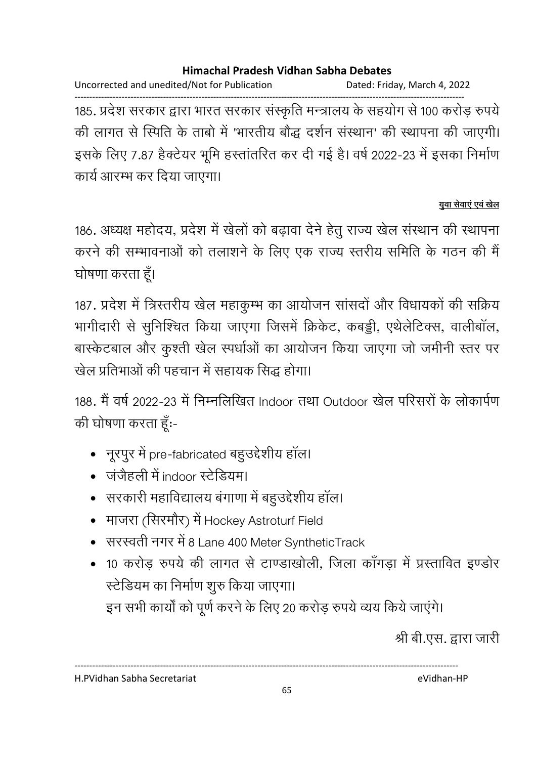185. प्रदेश सरकार द्वारा भारत सरकार संस्कृति मन्त्रालय के सहयोग से 100 करोड़ रुपये की लागत से स्पिति के ताबो में 'भारतीय बौद्ध दर्शन संस्थान' की स्थापना की जाएगी। इसके लिए 7.87 हैक्टेयर भूमि हस्तांतरित कर दी गई है। वर्ष 2022-23 में इसका निर्माण कार्य आरम्भ कर दिया जाएगा।

**युवा सेवाएं एवं खेल**

186. अध्यक्ष महोदय, प्रदेश में खेलों को बढ़ावा देने हेतु राज्य खेल संस्थान की स्थापना करने की सम्भावनाओं को तलाशने के लिए एक राज्य स्तरीय समिति के गठन की मैं घोषणा करता हूँ।

187. प्रदेश में त्रिस्तरीय खेल महाकुम्भ का आयोजन सांसदों और विधायकों की सक्रिय भागीदारी से सुनिश्चित किया जाएगा जिसमें क्रिकेट, कबड्डी, एथेलेटिक्स, वालीबॉल, बास्केटबाल और कुश्ती खेल स्पर्धाओं का आयोजन किया जाएगा जो जमीनी स्तर पर खेल प्रतिभाओं की पहचान में सहायक सिद्ध होगा।

188. मैं वर्ष 2022-23 में निम्नलिखित Indoor तथा Outdoor खेल परिसरों के लोकार्पण की घोषणा करता हूँः-

- नूरपुर में pre-fabricated बहुउद्देशीय हॉल।
- जंजैहली में indoor स्टेडियम।
- सरकारी महाविद्यालय बंगाणा में बहुउद्देशीय हॉल।
- माजरा (सिरमौर) में Hockey Astroturf Field
- सरस्वती नगर में 8 Lane 400 Meter SyntheticTrack
- 10 करोड़ रुपये की लागत से टाण्डाखोली, जिला काँगड़ा में प्रस्तावित इण्डोर स्टेडियम का निर्माण शुरु किया जाएगा।
  इन सभी कार्यों को पूर्ण करने के लिए 20 करोड़ रुपये व्यय किये जाएंगे।

श्री बी.एस. द्वारा जारी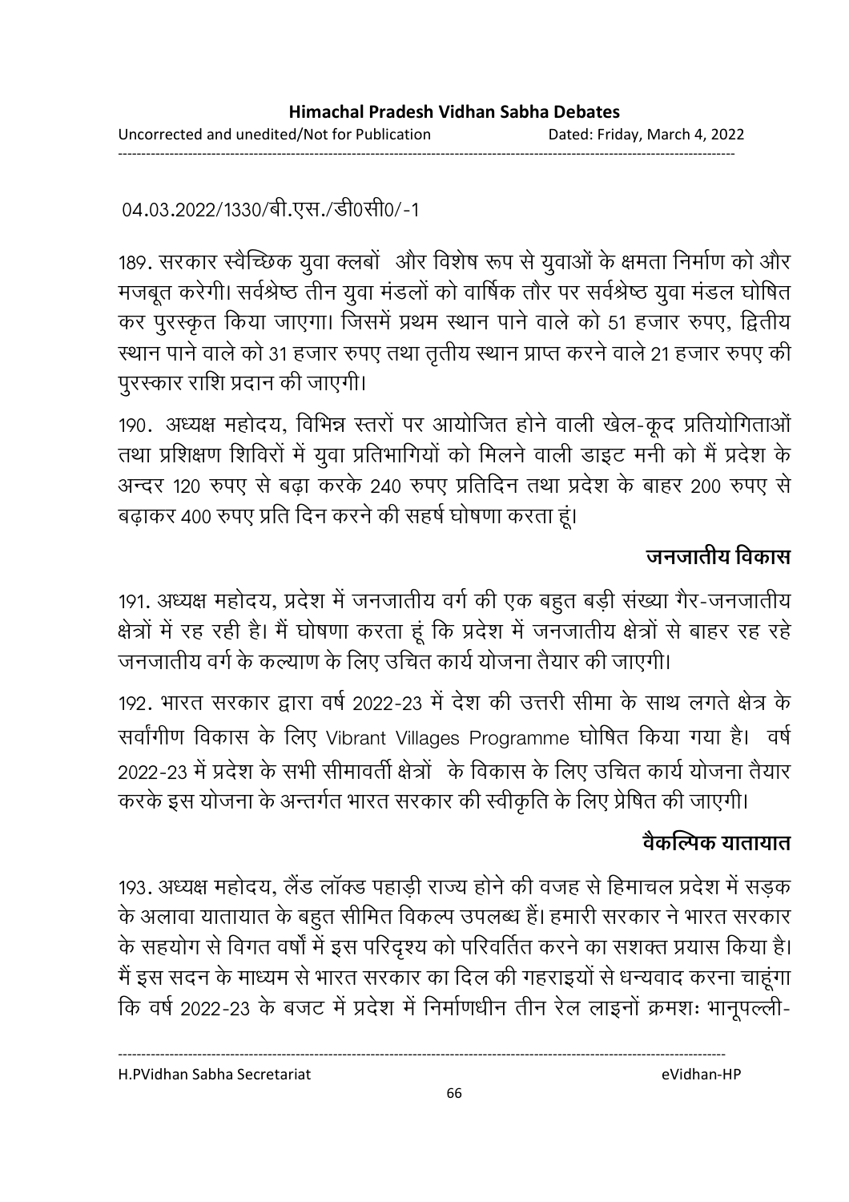04.03.2022/1330/बी.एस./डी0सी0/-1

189. सरकार स्वैच्छिक युवा क्लबों  और विशेष रूप से युवाओं के क्षमता निर्माण को और मजबूत करेगी। सर्वश्रेष्ठ तीन युवा मंडलों को वार्षिक तौर पर सर्वश्रेष्ठ युवा मंडल घोषित कर पुरस्कृत किया जाएगा। जिसमें प्रथम स्थान पाने वाले को 51 हजार रुपए, द्वितीय स्थान पाने वाले को 31 हजार रुपए तथा तृतीय स्थान प्राप्त करने वाले 21 हजार रुपए की पुरस्कार राशि प्रदान की जाएगी।

190. अध्यक्ष महोदय, विभिन्न स्तरों पर आयोजित होने वाली खेल-कूद प्रतियोगिताओं तथा प्रशिक्षण शिविरों में युवा प्रतिभागियों को मिलने वाली डाइट मनी को मैं प्रदेश के अन्दर 120 रुपए से बढ़ा करके 240 रुपए प्रतिदिन तथा प्रदेश के बाहर 200 रुपए से बढ़ाकर 400 रुपए प्रति दिन करने की सहर्ष घोषणा करता हूं।

## जनजातीय विकास

191. अध्यक्ष महोदय, प्रदेश में जनजातीय वर्ग की एक बहुत बड़ी संख्या गैर-जनजातीय क्षेत्रों में रह रही है। मैं घोषणा करता हूं कि प्रदेश में जनजातीय क्षेत्रों से बाहर रह रहे जनजातीय वर्ग के कल्याण के लिए उचित कार्य योजना तैयार की जाएगी।

192. भारत सरकार द्वारा वर्ष 2022-23 में देश की उत्तरी सीमा के साथ लगते क्षेत्र के सर्वांगीण विकास के लिए Vibrant Villages Programme घोषित किया गया है।  वर्ष 2022-23 में प्रदेश के सभी सीमावर्ती क्षेत्रों  के विकास के लिए उचित कार्य योजना तैयार करके इस योजना के अन्तर्गत भारत सरकार की स्वीकृति के लिए प्रेषित की जाएगी।

## वैकल्पिक यातायात

193. अध्यक्ष महोदय, लैंड लॉक्ड पहाड़ी राज्य होने की वजह से हिमाचल प्रदेश में सड़क के अलावा यातायात के बहुत सीमित विकल्प उपलब्ध हैं। हमारी सरकार ने भारत सरकार के सहयोग से विगत वर्षों में इस परिदृश्य को परिवर्तित करने का सशक्त प्रयास किया है। मैं इस सदन के माध्यम से भारत सरकार का दिल की गहराइयों से धन्यवाद करना चाहूंगा कि वर्ष 2022-23 के बजट में प्रदेश में निर्माणधीन तीन रेल लाइनों क्रमशः भानूपल्ली-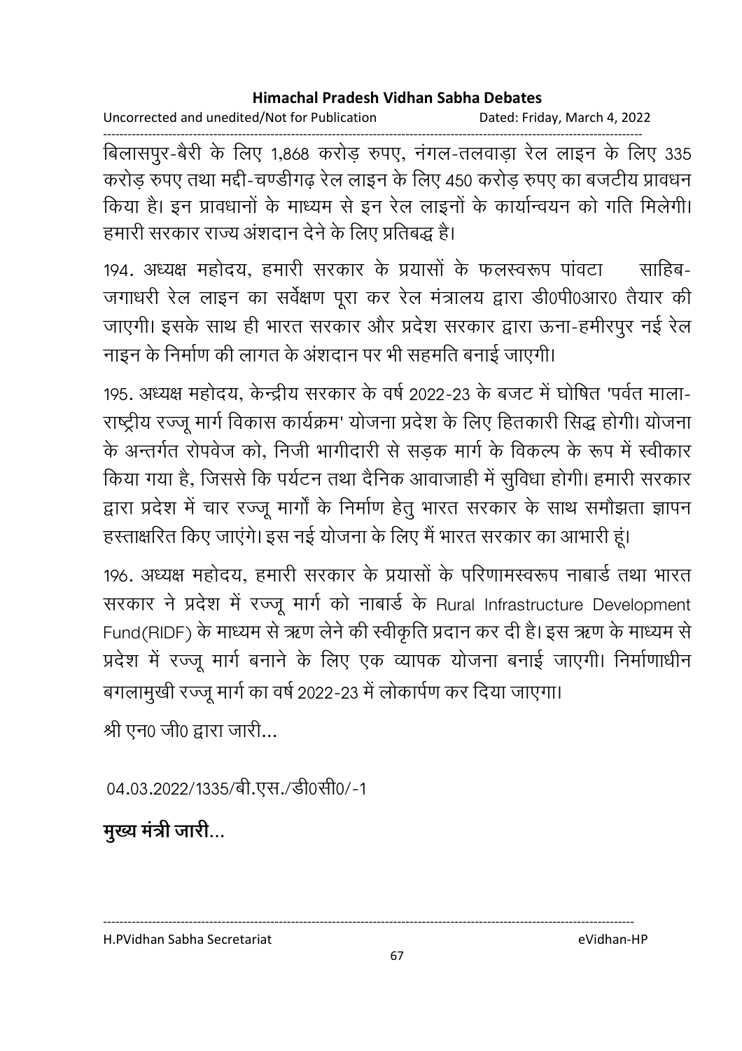बिलासपुर-बैरी के लिए 1,868 करोड़ रुपए, नंगल-तलवाड़ा रेल लाइन के लिए 335 करोड़ रुपए तथा मद्दी-चण्डीगढ़ रेल लाइन के लिए 450 करोड़ रुपए का बजटीय प्रावधन किया है। इन प्रावधानों के माध्यम से इन रेल लाइनों के कार्यान्वयन को गति मिलेगी। हमारी सरकार राज्य अंशदान देने के लिए प्रतिबद्ध है।

194. अध्यक्ष महोदय, हमारी सरकार के प्रयासों के फलस्वरूप पांवटा साहिब-जगाधरी रेल लाइन का सर्वेक्षण पूरा कर रेल मंत्रालय द्वारा डी0पी0आर0 तैयार की जाएगी। इसके साथ ही भारत सरकार और प्रदेश सरकार द्वारा ऊना-हमीरपुर नई रेल नाइन के निर्माण की लागत के अंशदान पर भी सहमति बनाई जाएगी।

195. अध्यक्ष महोदय, केन्द्रीय सरकार के वर्ष 2022-23 के बजट में घोषित 'पर्वत माला-राष्ट्रीय रज्जू मार्ग विकास कार्यक्रम' योजना प्रदेश के लिए हितकारी सिद्ध होगी। योजना के अन्तर्गत रोपवेज को, निजी भागीदारी से सड़क मार्ग के विकल्प के रूप में स्वीकार किया गया है, जिससे कि पर्यटन तथा दैनिक आवाजाही में सुविधा होगी। हमारी सरकार द्वारा प्रदेश में चार रज्जू मार्गों के निर्माण हेतु भारत सरकार के साथ समौझता ज्ञापन हस्ताक्षरित किए जाएंगे। इस नई योजना के लिए मैं भारत सरकार का आभारी हूं।

196. अध्यक्ष महोदय, हमारी सरकार के प्रयासों के परिणामस्वरूप नाबार्ड तथा भारत सरकार ने प्रदेश में रज्जू मार्ग को नाबार्ड के Rural Infrastructure Development Fund(RIDF) के माध्यम से ऋण लेने की स्वीकृति प्रदान कर दी है। इस ऋण के माध्यम से प्रदेश में रज्जू मार्ग बनाने के लिए एक व्यापक योजना बनाई जाएगी। निर्माणाधीन बगलामुखी रज्जू मार्ग का वर्ष 2022-23 में लोकार्पण कर दिया जाएगा।

श्री एन0 जी0 द्वारा जारी...

04.03.2022/1335/बी.एस./डी0सी0/-1

**मुख्य मंत्री जारी...**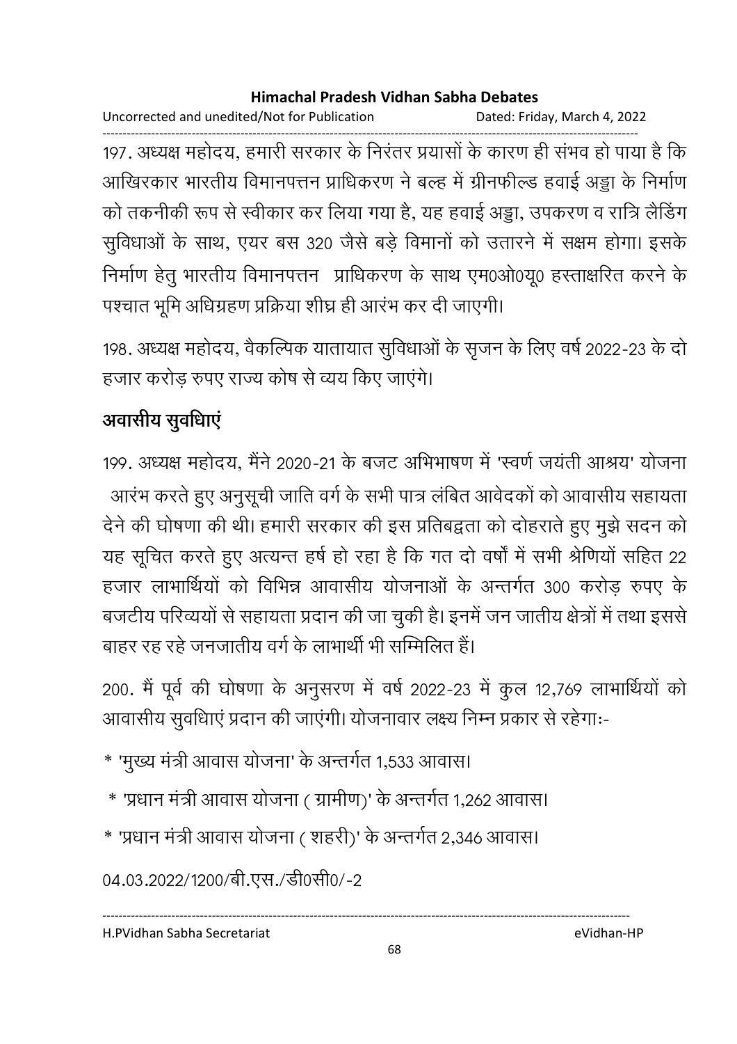197. अध्यक्ष महोदय, हमारी सरकार के निरंतर प्रयासों के कारण ही संभव हो पाया है कि आखिरकार भारतीय विमानपत्तन प्राधिकरण ने बल्ह में ग्रीनफील्ड हवाई अड्डा के निर्माण को तकनीकी रूप से स्वीकार कर लिया गया है, यह हवाई अड्डा, उपकरण व रात्रि लैंडिंग सुविधाओं के साथ, एयर बस 320 जैसे बड़े विमानों को उतारने में सक्षम होगा। इसके निर्माण हेतु भारतीय विमानपत्तन प्राधिकरण के साथ एम0ओ0यू0 हस्ताक्षरित करने के पश्चात भूमि अधिग्रहण प्रक्रिया शीघ्र ही आरंभ कर दी जाएगी।

198. अध्यक्ष महोदय, वैकल्पिक यातायात सुविधाओं के सृजन के लिए वर्ष 2022-23 के दो हजार करोड़ रुपए राज्य कोष से व्यय किए जाएंगे।

## अवासीय सुविधाएं

199. अध्यक्ष महोदय, मैंने 2020-21 के बजट अभिभाषण में 'स्वर्ण जयंती आश्रय' योजना आरंभ करते हुए अनुसूची जाति वर्ग के सभी पात्र लंबित आवेदकों को आवासीय सहायता देने की घोषणा की थी। हमारी सरकार की इस प्रतिबद्वता को दोहराते हुए मुझे सदन को यह सूचित करते हुए अत्यन्त हर्ष हो रहा है कि गत दो वर्षों में सभी श्रेणियों सहित 22 हजार लाभार्थियों को विभिन्न आवासीय योजनाओं के अन्तर्गत 300 करोड़ रुपए के बजटीय परिव्ययों से सहायता प्रदान की जा चुकी है। इनमें जन जातीय क्षेत्रों में तथा इससे बाहर रह रहे जनजातीय वर्ग के लाभार्थी भी सम्मिलित हैं।

200. मैं पूर्व की घोषणा के अनुसरण में वर्ष 2022-23 में कुल 12,769 लाभार्थियों को आवासीय सुविधाएं प्रदान की जाएंगी। योजनावार लक्ष्य निम्न प्रकार से रहेगाः-

* 'मुख्य मंत्री आवास योजना' के अन्तर्गत 1,533 आवास।
* 'प्रधान मंत्री आवास योजना ( ग्रामीण)' के अन्तर्गत 1,262 आवास।
* 'प्रधान मंत्री आवास योजना ( शहरी)' के अन्तर्गत 2,346 आवास।

04.03.2022/1200/बी.एस./डी0सी0/-2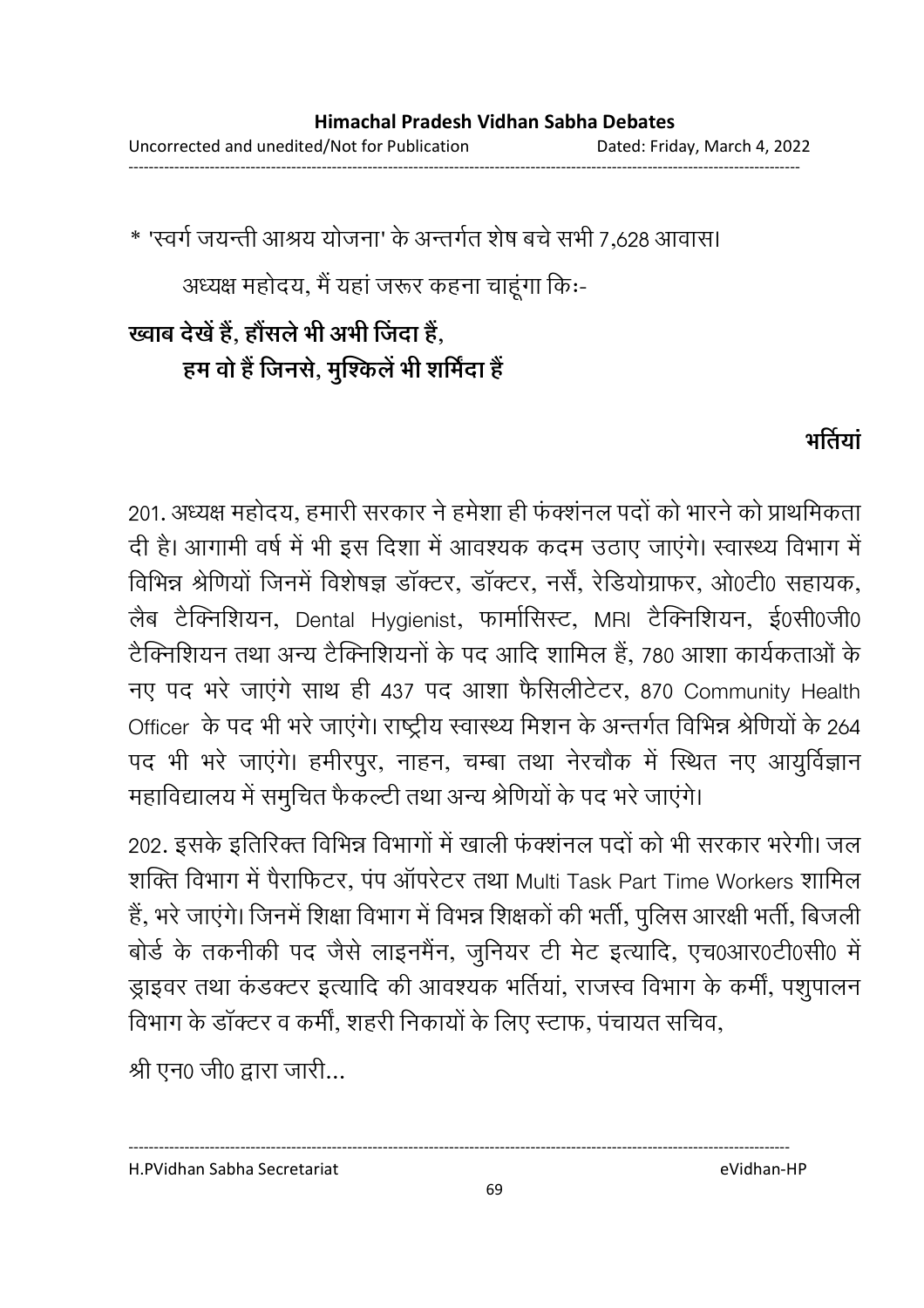* 'स्वर्ग जयन्ती आश्रय योजना' के अन्तर्गत शेष बचे सभी 7,628 आवास।

अध्यक्ष महोदय, मैं यहां जरूर कहना चाहूंगा किः-

**ख्वाब देखें हैं, हौंसले भी अभी जिंदा हैं,**
**हम वो हैं जिनसे, मुश्किलें भी शर्मिंदा हैं**

### भर्तियां

201. अध्यक्ष महोदय, हमारी सरकार ने हमेशा ही फंक्शंनल पदों को भारने को प्राथमिकता दी है। आगामी वर्ष में भी इस दिशा में आवश्यक कदम उठाए जाएंगे। स्वास्थ्य विभाग में विभिन्न श्रेणियों जिनमें विशेषज्ञ डॉक्टर, डॉक्टर, नर्सें, रेडियोग्राफर, ओ0टी0 सहायक, लैब टैक्निशियन, Dental Hygienist, फार्मासिस्ट, MRI टैक्निशियन, ई0सी0जी0 टैक्निशियन तथा अन्य टैक्निशियनों के पद आदि शामिल हैं, 780 आशा कार्यकताओं के नए पद भरे जाएंगे साथ ही 437 पद आशा फैसिलीटेटर, 870 Community Health Officer के पद भी भरे जाएंगे। राष्ट्रीय स्वास्थ्य मिशन के अन्तर्गत विभिन्न श्रेणियों के 264 पद भी भरे जाएंगे। हमीरपुर, नाहन, चम्बा तथा नेरचौक में स्थित नए आयुर्विज्ञान महाविद्यालय में समुचित फैकल्टी तथा अन्य श्रेणियों के पद भरे जाएंगे।

202. इसके इतिरिक्त विभिन्न विभागों में खाली फंक्शंनल पदों को भी सरकार भरेगी। जल शक्ति विभाग में पैराफिटर, पंप ऑपरेटर तथा Multi Task Part Time Workers शामिल हैं, भरे जाएंगे। जिनमें शिक्षा विभाग में विभन्न शिक्षकों की भर्ती, पुलिस आरक्षी भर्ती, बिजली बोर्ड के तकनीकी पद जैसे लाइनमैंन, जुनियर टी मेट इत्यादि, एच0आर0टी0सी0 में ड्राइवर तथा कंडक्टर इत्यादि की आवश्यक भर्तियां, राजस्व विभाग के कर्मी, पशुपालन विभाग के डॉक्टर व कर्मी, शहरी निकायों के लिए स्टाफ, पंचायत सचिव,

श्री एन0 जी0 द्वारा जारी...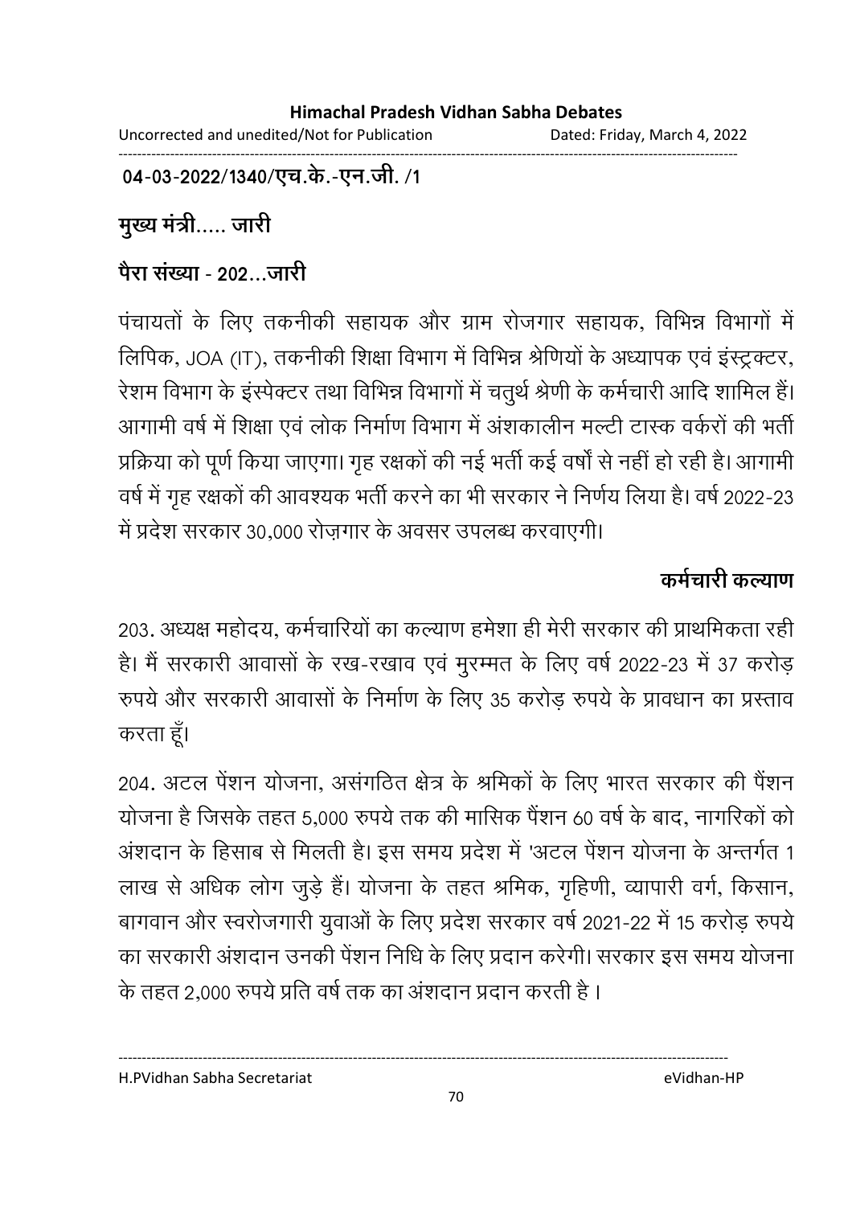**04-03-2022/1340/एच.के.-एन.जी. /1**

**मुख्य मंत्री..... जारी**

**पैरा संख्या - 202...जारी**

पंचायतों के लिए तकनीकी सहायक और ग्राम रोजगार सहायक, विभिन्न विभागों में लिपिक, JOA (IT), तकनीकी शिक्षा विभाग में विभिन्न श्रेणियों के अध्यापक एवं इंस्ट्रक्टर, रेशम विभाग के इंस्पेक्टर तथा विभिन्न विभागों में चतुर्थ श्रेणी के कर्मचारी आदि शामिल हैं। आगामी वर्ष में शिक्षा एवं लोक निर्माण विभाग में अंशकालीन मल्टी टास्क वर्करों की भर्ती प्रक्रिया को पूर्ण किया जाएगा। गृह रक्षकों की नई भर्ती कई वर्षों से नहीं हो रही है। आगामी वर्ष में गृह रक्षकों की आवश्यक भर्ती करने का भी सरकार ने निर्णय लिया है। वर्ष 2022-23 में प्रदेश सरकार 30,000 रोज़गार के अवसर उपलब्ध करवाएगी।

**कर्मचारी कल्याण**

203. अध्यक्ष महोदय, कर्मचारियों का कल्याण हमेशा ही मेरी सरकार की प्राथमिकता रही है। मैं सरकारी आवासों के रख-रखाव एवं मुरम्मत के लिए वर्ष 2022-23 में 37 करोड़ रुपये और सरकारी आवासों के निर्माण के लिए 35 करोड़ रुपये के प्रावधान का प्रस्ताव करता हूँ।

204. अटल पेंशन योजना, असंगठित क्षेत्र के श्रमिकों के लिए भारत सरकार की पैंशन योजना है जिसके तहत 5,000 रुपये तक की मासिक पैंशन 60 वर्ष के बाद, नागरिकों को अंशदान के हिसाब से मिलती है। इस समय प्रदेश में 'अटल पेंशन योजना के अन्तर्गत 1 लाख से अधिक लोग जुड़े हैं। योजना के तहत श्रमिक, गृहिणी, व्यापारी वर्ग, किसान, बागवान और स्वरोजगारी युवाओं के लिए प्रदेश सरकार वर्ष 2021-22 में 15 करोड़ रुपये का सरकारी अंशदान उनकी पेंशन निधि के लिए प्रदान करेगी। सरकार इस समय योजना के तहत 2,000 रुपये प्रति वर्ष तक का अंशदान प्रदान करती है।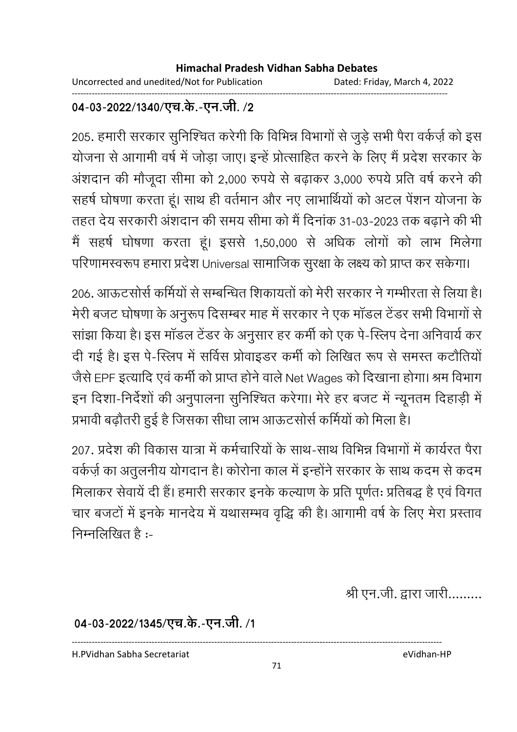**04-03-2022/1340/एच.के.-एन.जी. /2**

205. हमारी सरकार सुनिश्चित करेगी कि विभिन्न विभागों से जुड़े सभी पैरा वर्कर्ज़ को इस योजना से आगामी वर्ष में जोड़ा जाए। इन्हें प्रोत्साहित करने के लिए मैं प्रदेश सरकार के अंशदान की मौजूदा सीमा को 2,000 रुपये से बढ़ाकर 3,000 रुपये प्रति वर्ष करने की सहर्ष घोषणा करता हूं। साथ ही वर्तमान और नए लाभार्थियों को अटल पेंशन योजना के तहत देय सरकारी अंशदान की समय सीमा को मैं दिनांक 31-03-2023 तक बढ़ाने की भी मैं सहर्ष घोषणा करता हूं। इससे 1,50,000 से अधिक लोगों को लाभ मिलेगा परिणामस्वरूप हमारा प्रदेश Universal सामाजिक सुरक्षा के लक्ष्य को प्राप्त कर सकेगा।

206. आऊटसोर्स कर्मियों से सम्बन्धित शिकायतों को मेरी सरकार ने गम्भीरता से लिया है। मेरी बजट घोषणा के अनुरूप दिसम्बर माह में सरकार ने एक मॉडल टेंडर सभी विभागों से सांझा किया है। इस मॉडल टेंडर के अनुसार हर कर्मी को एक पे-स्लिप देना अनिवार्य कर दी गई है। इस पे-स्लिप में सर्विस प्रोवाइडर कर्मी को लिखित रूप से समस्त कटौतियों जैसे EPF इत्यादि एवं कर्मी को प्राप्त होने वाले Net Wages को दिखाना होगा। श्रम विभाग इन दिशा-निर्देशों की अनुपालना सुनिश्चित करेगा। मेरे हर बजट में न्यूनतम दिहाड़ी में प्रभावी बढ़ौतरी हुई है जिसका सीधा लाभ आऊटसोर्स कर्मियों को मिला है।

207. प्रदेश की विकास यात्रा में कर्मचारियों के साथ-साथ विभिन्न विभागों में कार्यरत पैरा वर्कर्ज़ का अतुलनीय योगदान है। कोरोना काल में इन्होंने सरकार के साथ कदम से कदम मिलाकर सेवायें दी हैं। हमारी सरकार इनके कल्याण के प्रति पूर्णतः प्रतिबद्ध है एवं विगत चार बजटों में इनके मानदेय में यथासम्भव वृद्धि की है। आगामी वर्ष के लिए मेरा प्रस्ताव निम्नलिखित है :-

श्री एन.जी. द्वारा जारी.........

**04-03-2022/1345/एच.के.-एन.जी. /1**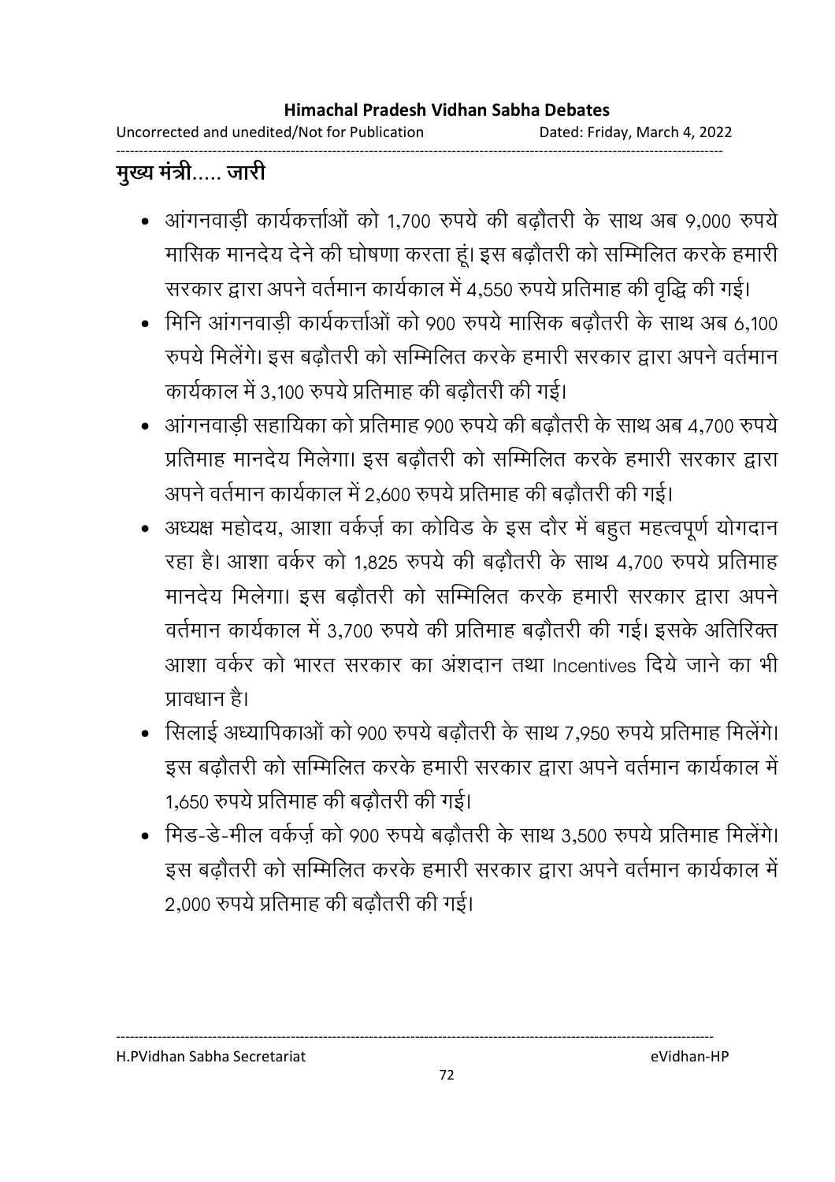**मुख्य मंत्री..... जारी**

- आंगनवाड़ी कार्यकर्त्ताओं को 1,700 रुपये की बढ़ौतरी के साथ अब 9,000 रुपये मासिक मानदेय देने की घोषणा करता हूं। इस बढ़ौतरी को सम्मिलित करके हमारी सरकार द्वारा अपने वर्तमान कार्यकाल में 4,550 रुपये प्रतिमाह की वृद्धि की गई।
- मिनि आंगनवाड़ी कार्यकर्त्ताओं को 900 रुपये मासिक बढ़ौतरी के साथ अब 6,100 रुपये मिलेंगे। इस बढ़ौतरी को सम्मिलित करके हमारी सरकार द्वारा अपने वर्तमान कार्यकाल में 3,100 रुपये प्रतिमाह की बढ़ौतरी की गई।
- आंगनवाड़ी सहायिका को प्रतिमाह 900 रुपये की बढ़ौतरी के साथ अब 4,700 रुपये प्रतिमाह मानदेय मिलेगा। इस बढ़ौतरी को सम्मिलित करके हमारी सरकार द्वारा अपने वर्तमान कार्यकाल में 2,600 रुपये प्रतिमाह की बढ़ौतरी की गई।
- अध्यक्ष महोदय, आशा वर्कर्ज़ का कोविड के इस दौर में बहुत महत्वपूर्ण योगदान रहा है। आशा वर्कर को 1,825 रुपये की बढ़ौतरी के साथ 4,700 रुपये प्रतिमाह मानदेय मिलेगा। इस बढ़ौतरी को सम्मिलित करके हमारी सरकार द्वारा अपने वर्तमान कार्यकाल में 3,700 रुपये की प्रतिमाह बढ़ौतरी की गई। इसके अतिरिक्त आशा वर्कर को भारत सरकार का अंशदान तथा Incentives दिये जाने का भी प्रावधान है।
- सिलाई अध्यापिकाओं को 900 रुपये बढ़ौतरी के साथ 7,950 रुपये प्रतिमाह मिलेंगे। इस बढ़ौतरी को सम्मिलित करके हमारी सरकार द्वारा अपने वर्तमान कार्यकाल में 1,650 रुपये प्रतिमाह की बढ़ौतरी की गई।
- मिड-डे-मील वर्कर्ज़ को 900 रुपये बढ़ौतरी के साथ 3,500 रुपये प्रतिमाह मिलेंगे। इस बढ़ौतरी को सम्मिलित करके हमारी सरकार द्वारा अपने वर्तमान कार्यकाल में 2,000 रुपये प्रतिमाह की बढ़ौतरी की गई।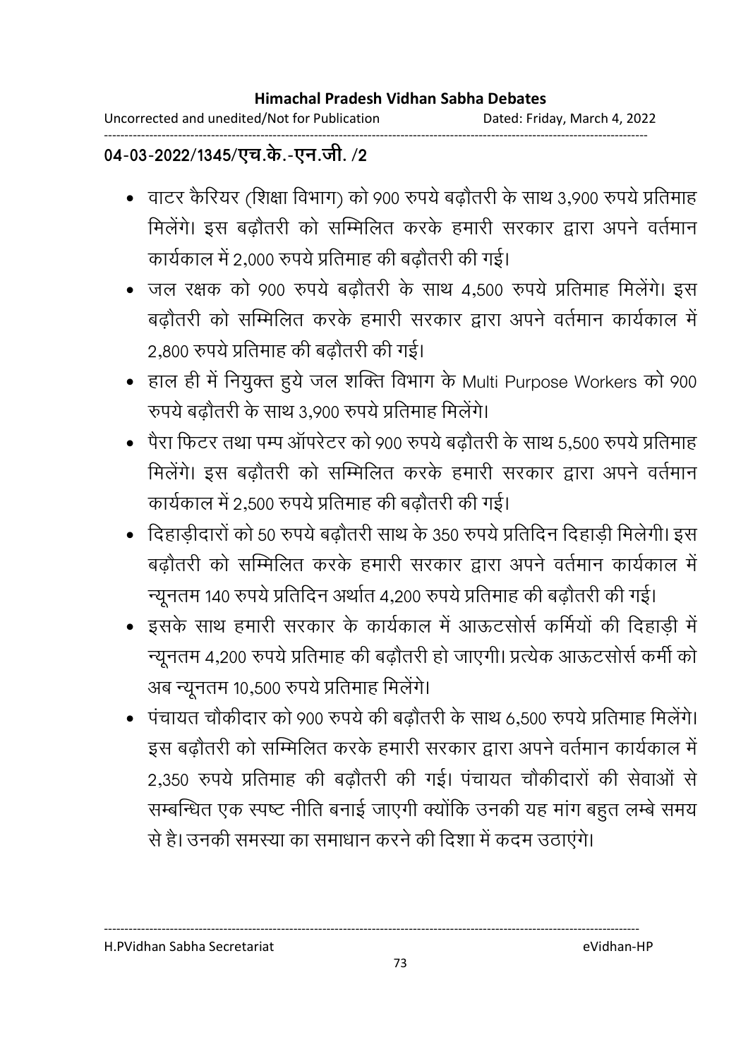**04-03-2022/1345/एच.के.-एन.जी. /2**

- वाटर कैरियर (शिक्षा विभाग) को 900 रुपये बढ़ौतरी के साथ 3,900 रुपये प्रतिमाह मिलेंगे। इस बढ़ौतरी को सम्मिलित करके हमारी सरकार द्वारा अपने वर्तमान कार्यकाल में 2,000 रुपये प्रतिमाह की बढ़ौतरी की गई।
- जल रक्षक को 900 रुपये बढ़ौतरी के साथ 4,500 रुपये प्रतिमाह मिलेंगे। इस बढ़ौतरी को सम्मिलित करके हमारी सरकार द्वारा अपने वर्तमान कार्यकाल में 2,800 रुपये प्रतिमाह की बढ़ौतरी की गई।
- हाल ही में नियुक्त हुये जल शक्ति विभाग के Multi Purpose Workers को 900 रुपये बढ़ौतरी के साथ 3,900 रुपये प्रतिमाह मिलेंगे।
- पैरा फिटर तथा पम्प ऑपरेटर को 900 रुपये बढ़ौतरी के साथ 5,500 रुपये प्रतिमाह मिलेंगे। इस बढ़ौतरी को सम्मिलित करके हमारी सरकार द्वारा अपने वर्तमान कार्यकाल में 2,500 रुपये प्रतिमाह की बढ़ौतरी की गई।
- दिहाड़ीदारों को 50 रुपये बढ़ौतरी साथ के 350 रुपये प्रतिदिन दिहाड़ी मिलेगी। इस बढ़ौतरी को सम्मिलित करके हमारी सरकार द्वारा अपने वर्तमान कार्यकाल में न्यूनतम 140 रुपये प्रतिदिन अर्थात 4,200 रुपये प्रतिमाह की बढ़ौतरी की गई।
- इसके साथ हमारी सरकार के कार्यकाल में आऊटसोर्स कर्मियों की दिहाड़ी में न्यूनतम 4,200 रुपये प्रतिमाह की बढ़ौतरी हो जाएगी। प्रत्येक आऊटसोर्स कर्मी को अब न्यूनतम 10,500 रुपये प्रतिमाह मिलेंगे।
- पंचायत चौकीदार को 900 रुपये की बढ़ौतरी के साथ 6,500 रुपये प्रतिमाह मिलेंगे। इस बढ़ौतरी को सम्मिलित करके हमारी सरकार द्वारा अपने वर्तमान कार्यकाल में 2,350 रुपये प्रतिमाह की बढ़ौतरी की गई। पंचायत चौकीदारों की सेवाओं से सम्बन्धित एक स्पष्ट नीति बनाई जाएगी क्योंकि उनकी यह मांग बहुत लम्बे समय से है। उनकी समस्या का समाधान करने की दिशा में कदम उठाएंगे।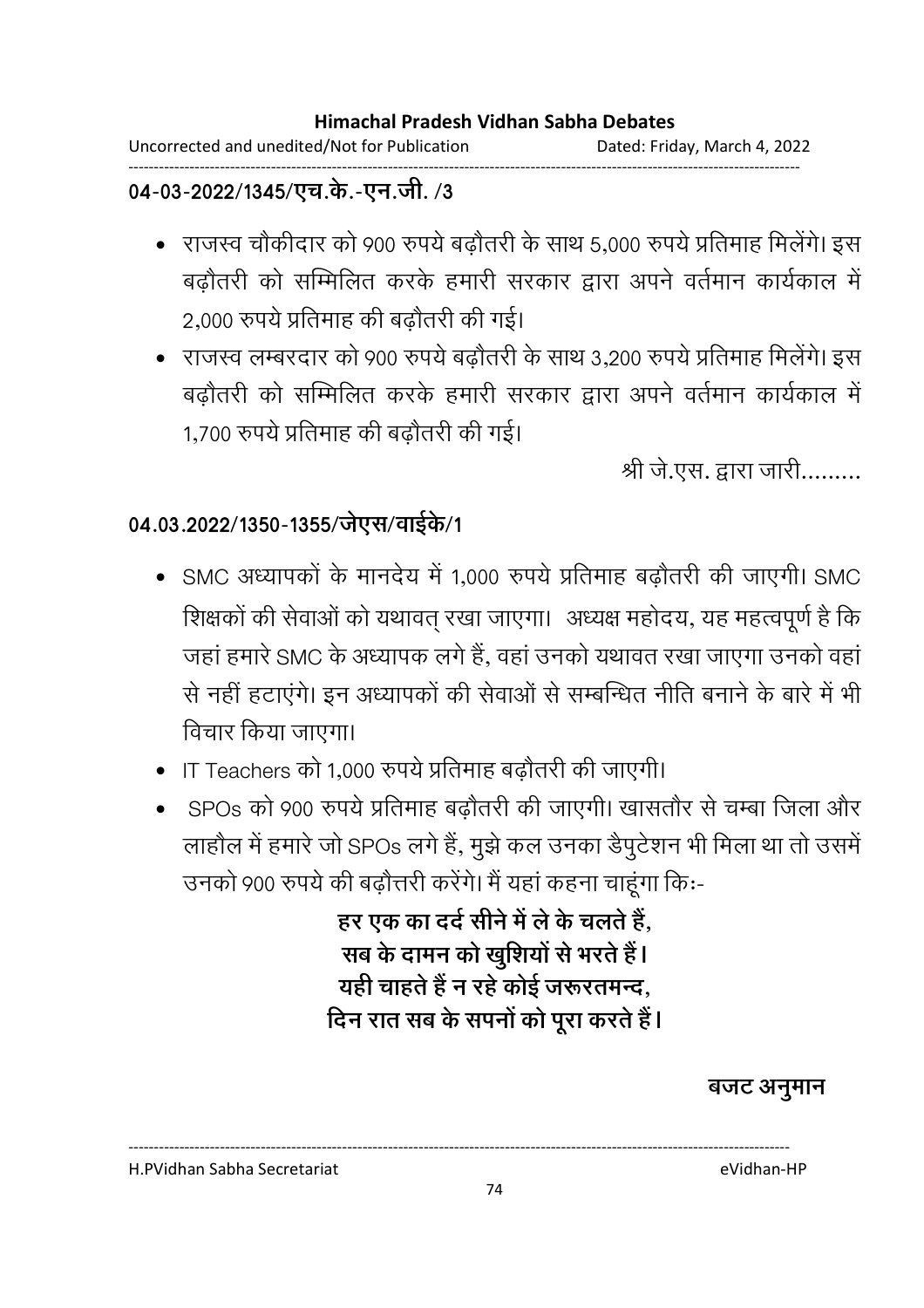**04-03-2022/1345/एच.के.-एन.जी. /3**

- राजस्व चौकीदार को 900 रुपये बढ़ौतरी के साथ 5,000 रुपये प्रतिमाह मिलेंगे। इस बढ़ौतरी को सम्मिलित करके हमारी सरकार द्वारा अपने वर्तमान कार्यकाल में 2,000 रुपये प्रतिमाह की बढ़ौतरी की गई।
- राजस्व लम्बरदार को 900 रुपये बढ़ौतरी के साथ 3,200 रुपये प्रतिमाह मिलेंगे। इस बढ़ौतरी को सम्मिलित करके हमारी सरकार द्वारा अपने वर्तमान कार्यकाल में 1,700 रुपये प्रतिमाह की बढ़ौतरी की गई।

श्री जे.एस. द्वारा जारी.........

**04.03.2022/1350-1355/जेएस/वाईके/1**

- SMC अध्यापकों के मानदेय में 1,000 रुपये प्रतिमाह बढ़ौतरी की जाएगी। SMC शिक्षकों की सेवाओं को यथावत् रखा जाएगा। अध्यक्ष महोदय, यह महत्वपूर्ण है कि जहां हमारे SMC के अध्यापक लगे हैं, वहां उनको यथावत रखा जाएगा उनको वहां से नहीं हटाएंगे। इन अध्यापकों की सेवाओं से सम्बन्धित नीति बनाने के बारे में भी विचार किया जाएगा।
- IT Teachers को 1,000 रुपये प्रतिमाह बढ़ौतरी की जाएगी।
- SPOs को 900 रुपये प्रतिमाह बढ़ौतरी की जाएगी। खासतौर से चम्बा जिला और लाहौल में हमारे जो SPOs लगे हैं, मुझे कल उनका डैपुटेशन भी मिला था तो उसमें उनको 900 रुपये की बढ़ौत्तरी करेंगे। मैं यहां कहना चाहूंगा किः-

**हर एक का दर्द सीने में ले के चलते हैं,**
**सब के दामन को खुशियों से भरते हैं।**
**यही चाहते हैं न रहे कोई जरूरतमन्द,**
**दिन रात सब के सपनों को पूरा करते हैं।**

**बजट अनुमान**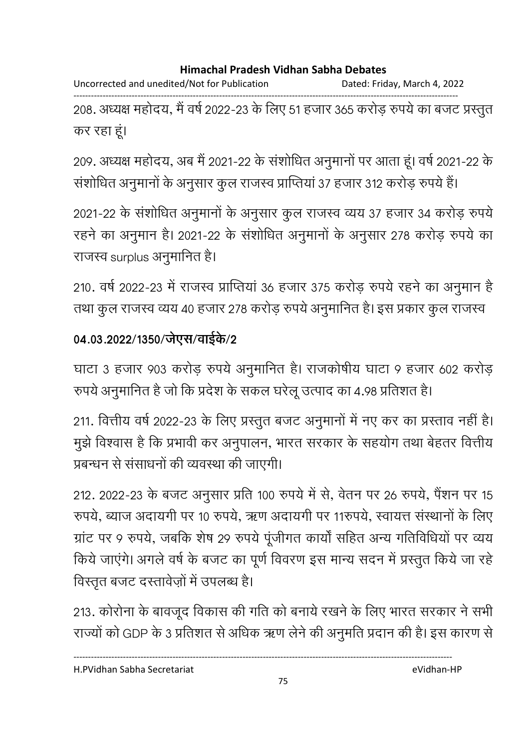208. अध्यक्ष महोदय, मैं वर्ष 2022-23 के लिए 51 हजार 365 करोड़ रुपये का बजट प्रस्तुत कर रहा हूं।

209. अध्यक्ष महोदय, अब मैं 2021-22 के संशोधित अनुमानों पर आता हूं। वर्ष 2021-22 के संशोधित अनुमानों के अनुसार कुल राजस्व प्राप्तियां 37 हजार 312 करोड़ रुपये हैं।

2021-22 के संशोधित अनुमानों के अनुसार कुल राजस्व व्यय 37 हजार 34 करोड़ रुपये रहने का अनुमान है। 2021-22 के संशोधित अनुमानों के अनुसार 278 करोड़ रुपये का राजस्व surplus अनुमानित है।

210. वर्ष 2022-23 में राजस्व प्राप्तियां 36 हजार 375 करोड़ रुपये रहने का अनुमान है तथा कुल राजस्व व्यय 40 हजार 278 करोड़ रुपये अनुमानित है। इस प्रकार कुल राजस्व

**04.03.2022/1350/जेएस/वाईके/2**

घाटा 3 हजार 903 करोड़ रुपये अनुमानित है। राजकोषीय घाटा 9 हजार 602 करोड़ रुपये अनुमानित है जो कि प्रदेश के सकल घरेलू उत्पाद का 4.98 प्रतिशत है।

211. वित्तीय वर्ष 2022-23 के लिए प्रस्तुत बजट अनुमानों में नए कर का प्रस्ताव नहीं है। मुझे विश्वास है कि प्रभावी कर अनुपालन, भारत सरकार के सहयोग तथा बेहतर वित्तीय प्रबन्धन से संसाधनों की व्यवस्था की जाएगी।

212. 2022-23 के बजट अनुसार प्रति 100 रुपये में से, वेतन पर 26 रुपये, पैंशन पर 15 रुपये, ब्याज अदायगी पर 10 रुपये, ऋण अदायगी पर 11रुपये, स्वायत्त संस्थानों के लिए ग्रांट पर 9 रुपये, जबकि शेष 29 रुपये पूंजीगत कार्यों सहित अन्य गतिविधियों पर व्यय किये जाएंगे। अगले वर्ष के बजट का पूर्ण विवरण इस मान्य सदन में प्रस्तुत किये जा रहे विस्तृत बजट दस्तावेज़ों में उपलब्ध है।

213. कोरोना के बावजूद विकास की गति को बनाये रखने के लिए भारत सरकार ने सभी राज्यों को GDP के 3 प्रतिशत से अधिक ऋण लेने की अनुमति प्रदान की है। इस कारण से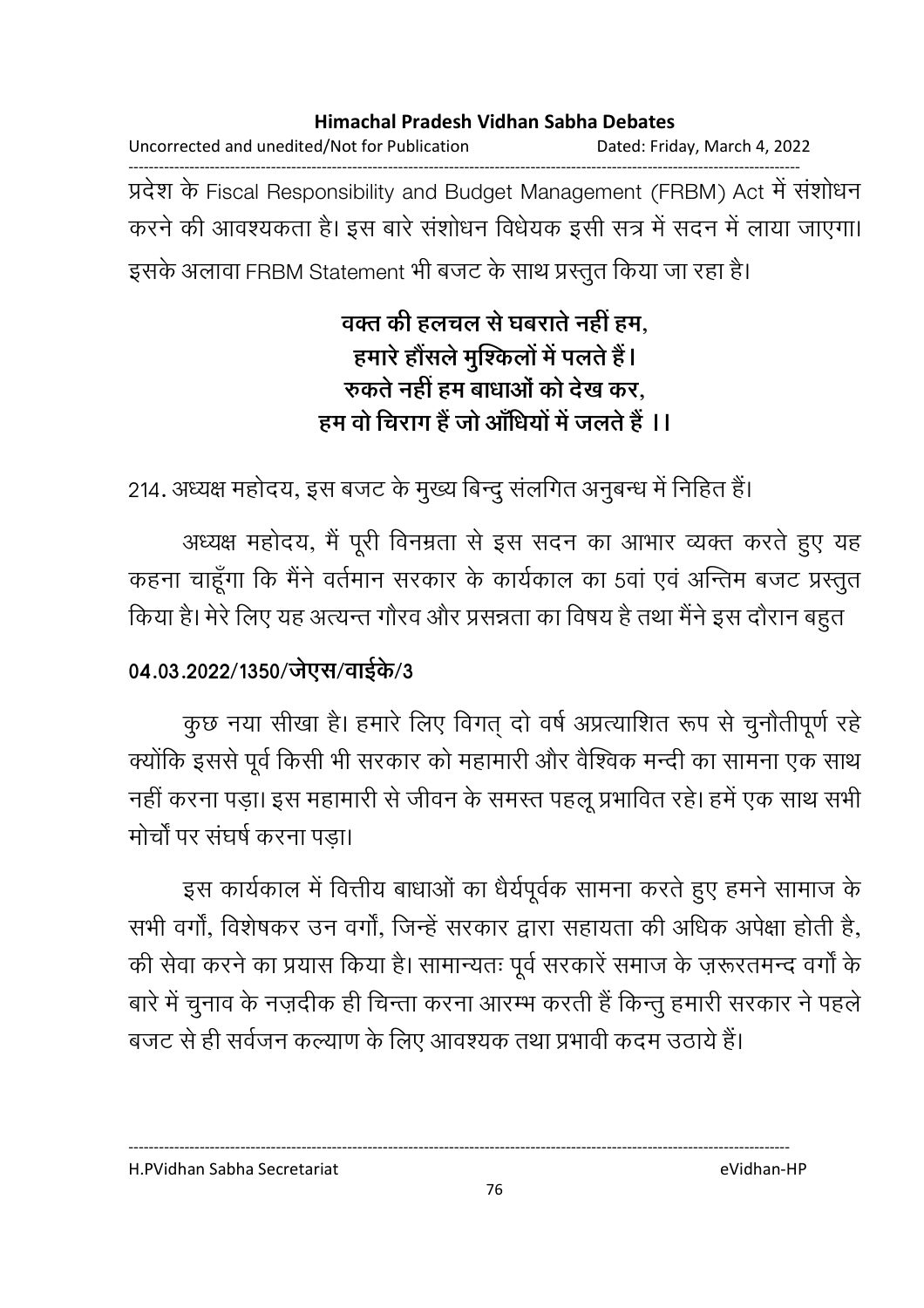प्रदेश के Fiscal Responsibility and Budget Management (FRBM) Act में संशोधन करने की आवश्यकता है। इस बारे संशोधन विधेयक इसी सत्र में सदन में लाया जाएगा। इसके अलावा FRBM Statement भी बजट के साथ प्रस्तुत किया जा रहा है।

**वक्त की हलचल से घबराते नहीं हम,**
**हमारे हौंसले मुश्किलों में पलते हैं।**
**रुकते नहीं हम बाधाओं को देख कर,**
**हम वो चिराग हैं जो आँधियों में जलते हैं ।।**

214. अध्यक्ष महोदय, इस बजट के मुख्य बिन्दु संलगित अनुबन्ध में निहित हैं।

अध्यक्ष महोदय, मैं पूरी विनम्रता से इस सदन का आभार व्यक्त करते हुए यह कहना चाहूँगा कि मैंने वर्तमान सरकार के कार्यकाल का 5वां एवं अन्तिम बजट प्रस्तुत किया है। मेरे लिए यह अत्यन्त गौरव और प्रसन्नता का विषय है तथा मैंने इस दौरान बहुत

**04.03.2022/1350/जेएस/वाईके/3**

कुछ नया सीखा है। हमारे लिए विगत् दो वर्ष अप्रत्याशित रूप से चुनौतीपूर्ण रहे क्योंकि इससे पूर्व किसी भी सरकार को महामारी और वैश्विक मन्दी का सामना एक साथ नहीं करना पड़ा। इस महामारी से जीवन के समस्त पहलू प्रभावित रहे। हमें एक साथ सभी मोर्चों पर संघर्ष करना पड़ा।

इस कार्यकाल में वित्तीय बाधाओं का धैर्यपूर्वक सामना करते हुए हमने सामाज के सभी वर्गों, विशेषकर उन वर्गों, जिन्हें सरकार द्वारा सहायता की अधिक अपेक्षा होती है, की सेवा करने का प्रयास किया है। सामान्यतः पूर्व सरकारें समाज के ज़रूरतमन्द वर्गों के बारे में चुनाव के नज़दीक ही चिन्ता करना आरम्भ करती हैं किन्तु हमारी सरकार ने पहले बजट से ही सर्वजन कल्याण के लिए आवश्यक तथा प्रभावी कदम उठाये हैं।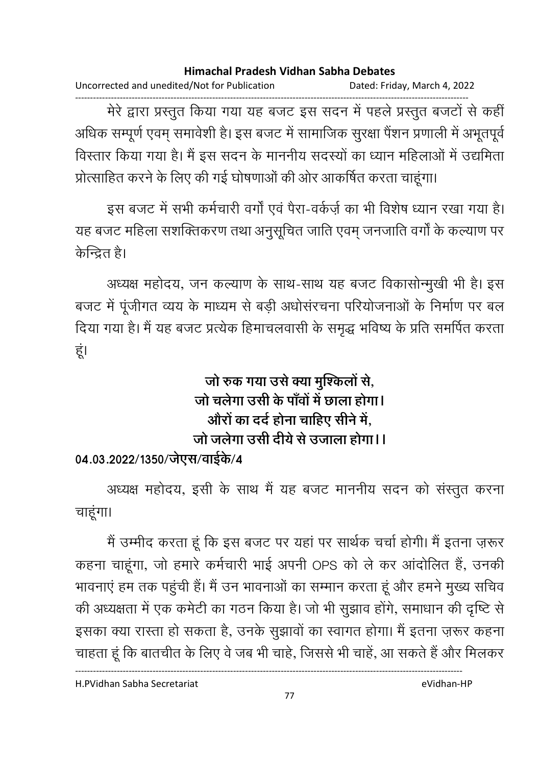मेरे द्वारा प्रस्तुत किया गया यह बजट इस सदन में पहले प्रस्तुत बजटों से कहीं अधिक सम्पूर्ण एवम् समावेशी है। इस बजट में सामाजिक सुरक्षा पैंशन प्रणाली में अभूतपूर्व विस्तार किया गया है। मैं इस सदन के माननीय सदस्यों का ध्यान महिलाओं में उद्यमिता प्रोत्साहित करने के लिए की गई घोषणाओं की ओर आकर्षित करता चाहूंगा।

इस बजट में सभी कर्मचारी वर्गों एवं पैरा-वर्कर्ज़ का भी विशेष ध्यान रखा गया है। यह बजट महिला सशक्तिकरण तथा अनुसूचित जाति एवम् जनजाति वर्गों के कल्याण पर केन्द्रित है।

अध्यक्ष महोदय, जन कल्याण के साथ-साथ यह बजट विकासोन्मुखी भी है। इस बजट में पूंजीगत व्यय के माध्यम से बड़ी अधोसंरचना परियोजनाओं के निर्माण पर बल दिया गया है। मैं यह बजट प्रत्येक हिमाचलवासी के समृद्ध भविष्य के प्रति समर्पित करता हूं।

**जो रुक गया उसे क्या मुश्किलों से,**
**जो चलेगा उसी के पाँवों में छाला होगा।**
**औरों का दर्द होना चाहिए सीने में,**
**जो जलेगा उसी दीये से उजाला होगा।।**

**04.03.2022/1350/जेएस/वाईके/4**

अध्यक्ष महोदय, इसी के साथ मैं यह बजट माननीय सदन को संस्तुत करना चाहूंगा।

मैं उम्मीद करता हूं कि इस बजट पर यहां पर सार्थक चर्चा होगी। मैं इतना ज़रूर कहना चाहूंगा, जो हमारे कर्मचारी भाई अपनी OPS को ले कर आंदोलित हैं, उनकी भावनाएं हम तक पहुंची हैं। मैं उन भावनाओं का सम्मान करता हूं और हमने मुख्य सचिव की अध्यक्षता में एक कमेटी का गठन किया है। जो भी सुझाव होंगे, समाधान की दृष्टि से इसका क्या रास्ता हो सकता है, उनके सुझावों का स्वागत होगा। मैं इतना ज़रूर कहना चाहता हूं कि बातचीत के लिए वे जब भी चाहे, जिससे भी चाहें, आ सकते हैं और मिलकर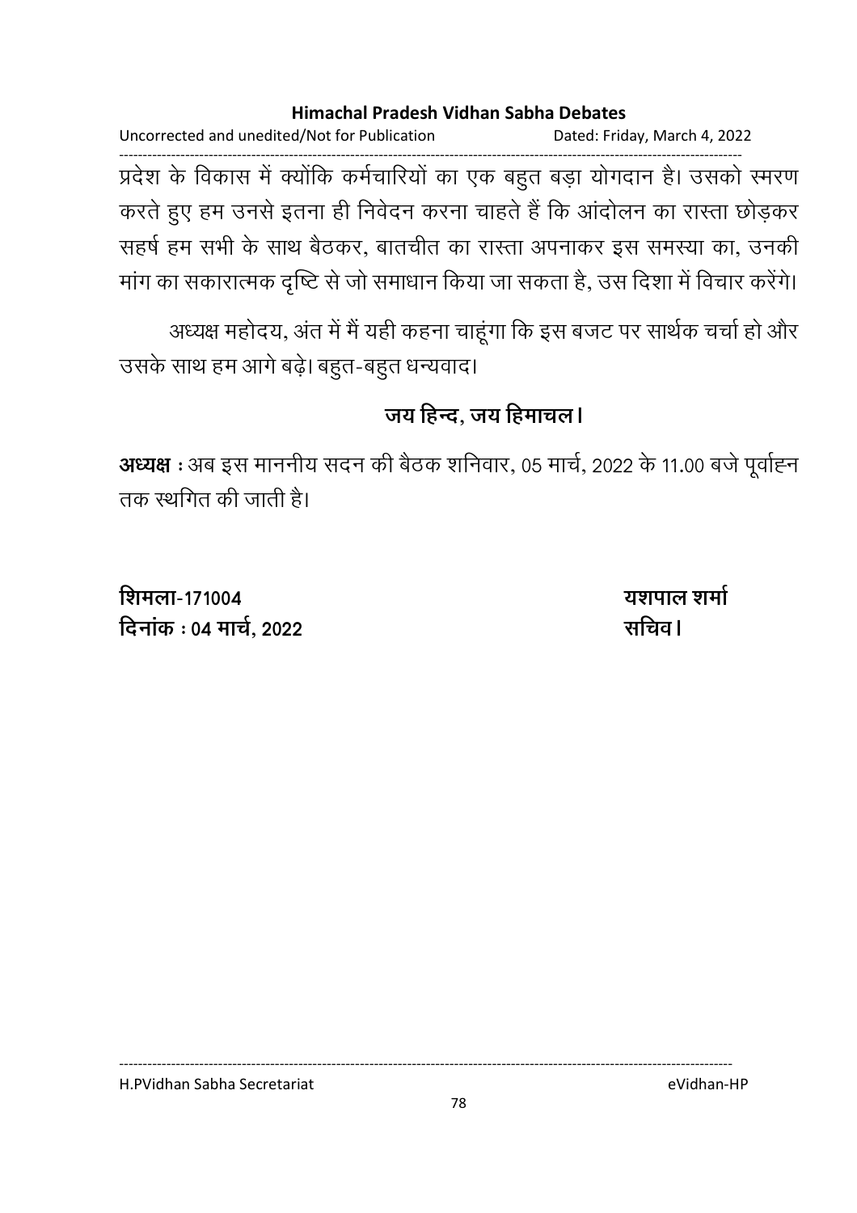प्रदेश के विकास में क्योंकि कर्मचारियों का एक बहुत बड़ा योगदान है। उसको स्मरण करते हुए हम उनसे इतना ही निवेदन करना चाहते हैं कि आंदोलन का रास्ता छोड़कर सहर्ष हम सभी के साथ बैठकर, बातचीत का रास्ता अपनाकर इस समस्या का, उनकी मांग का सकारात्मक दृष्टि से जो समाधान किया जा सकता है, उस दिशा में विचार करेंगे।

अध्यक्ष महोदय, अंत में मैं यही कहना चाहूंगा कि इस बजट पर सार्थक चर्चा हो और उसके साथ हम आगे बढ़े। बहुत-बहुत धन्यवाद।

**जय हिन्द, जय हिमाचल।**

**अध्यक्ष :** अब इस माननीय सदन की बैठक शनिवार, 05 मार्च, 2022 के 11.00 बजे पूर्वाह्न तक स्थगित की जाती है।

**शिमला-171004** **यशपाल शर्मा**
**दिनांक : 04 मार्च, 2022** **सचिव।**